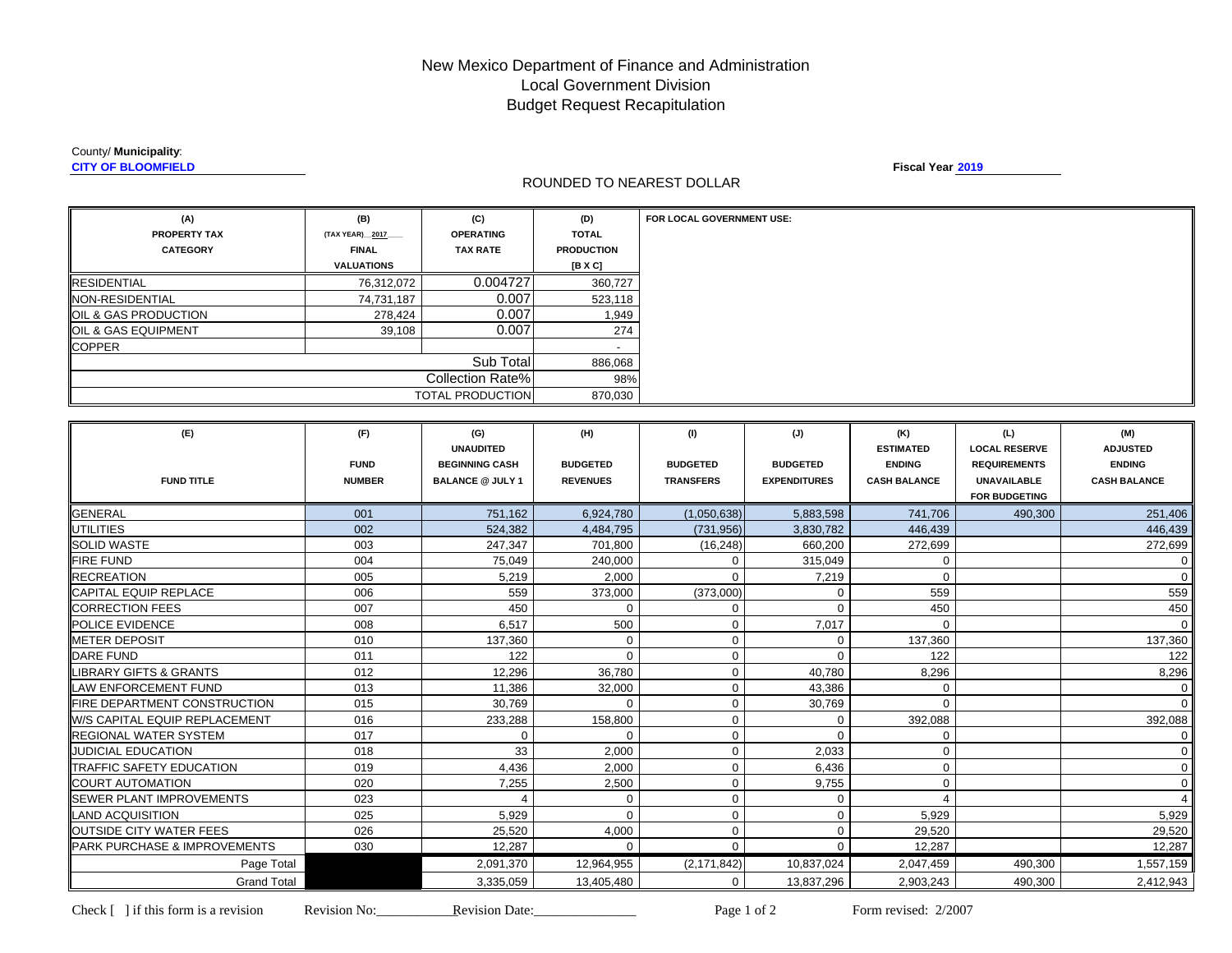# New Mexico Department of Finance and Administration
## Local Government Division
## Budget Request Recapitulation

County/ **Municipality**:
**CITY OF BLOOMFIELD**

**Fiscal Year 2019**

ROUNDED TO NEAREST DOLLAR

| (A) PROPERTY TAX CATEGORY | (B) (TAX YEAR) 2017 FINAL VALUATIONS | (C) OPERATING TAX RATE | (D) TOTAL PRODUCTION [B X C] | FOR LOCAL GOVERNMENT USE: |
|---|---|---|---|---|
| RESIDENTIAL | 76,312,072 | 0.004727 | 360,727 | |
| NON-RESIDENTIAL | 74,731,187 | 0.007 | 523,118 | |
| OIL & GAS PRODUCTION | 278,424 | 0.007 | 1,949 | |
| OIL & GAS EQUIPMENT | 39,108 | 0.007 | 274 | |
| COPPER | | | - | |
| | | Sub Total | 886,068 | |
| | | Collection Rate% | 98% | |
| | | TOTAL PRODUCTION | 870,030 | |

| (E) FUND TITLE | (F) FUND NUMBER | (G) UNAUDITED BEGINNING CASH BALANCE @ JULY 1 | (H) BUDGETED REVENUES | (I) BUDGETED TRANSFERS | (J) BUDGETED EXPENDITURES | (K) ESTIMATED ENDING CASH BALANCE | (L) LOCAL RESERVE REQUIREMENTS UNAVAILABLE FOR BUDGETING | (M) ADJUSTED ENDING CASH BALANCE |
|---|---|---|---|---|---|---|---|---|
| GENERAL | 001 | 751,162 | 6,924,780 | (1,050,638) | 5,883,598 | 741,706 | 490,300 | 251,406 |
| UTILITIES | 002 | 524,382 | 4,484,795 | (731,956) | 3,830,782 | 446,439 | | 446,439 |
| SOLID WASTE | 003 | 247,347 | 701,800 | (16,248) | 660,200 | 272,699 | | 272,699 |
| FIRE FUND | 004 | 75,049 | 240,000 | 0 | 315,049 | 0 | | 0 |
| RECREATION | 005 | 5,219 | 2,000 | 0 | 7,219 | 0 | | 0 |
| CAPITAL EQUIP REPLACE | 006 | 559 | 373,000 | (373,000) | 0 | 559 | | 559 |
| CORRECTION FEES | 007 | 450 | 0 | 0 | 0 | 450 | | 450 |
| POLICE EVIDENCE | 008 | 6,517 | 500 | 0 | 7,017 | 0 | | 0 |
| METER DEPOSIT | 010 | 137,360 | 0 | 0 | 0 | 137,360 | | 137,360 |
| DARE FUND | 011 | 122 | 0 | 0 | 0 | 122 | | 122 |
| LIBRARY GIFTS & GRANTS | 012 | 12,296 | 36,780 | 0 | 40,780 | 8,296 | | 8,296 |
| LAW ENFORCEMENT FUND | 013 | 11,386 | 32,000 | 0 | 43,386 | 0 | | 0 |
| FIRE DEPARTMENT CONSTRUCTION | 015 | 30,769 | 0 | 0 | 30,769 | 0 | | 0 |
| W/S CAPITAL EQUIP REPLACEMENT | 016 | 233,288 | 158,800 | 0 | 0 | 392,088 | | 392,088 |
| REGIONAL WATER SYSTEM | 017 | 0 | 0 | 0 | 0 | 0 | | 0 |
| JUDICIAL EDUCATION | 018 | 33 | 2,000 | 0 | 2,033 | 0 | | 0 |
| TRAFFIC SAFETY EDUCATION | 019 | 4,436 | 2,000 | 0 | 6,436 | 0 | | 0 |
| COURT AUTOMATION | 020 | 7,255 | 2,500 | 0 | 9,755 | 0 | | 0 |
| SEWER PLANT IMPROVEMENTS | 023 | 4 | 0 | 0 | 0 | 4 | | 4 |
| LAND ACQUISITION | 025 | 5,929 | 0 | 0 | 0 | 5,929 | | 5,929 |
| OUTSIDE CITY WATER FEES | 026 | 25,520 | 4,000 | 0 | 0 | 29,520 | | 29,520 |
| PARK PURCHASE & IMPROVEMENTS | 030 | 12,287 | 0 | 0 | 0 | 12,287 | | 12,287 |
| Page Total | | 2,091,370 | 12,964,955 | (2,171,842) | 10,837,024 | 2,047,459 | 490,300 | 1,557,159 |
| Grand Total | | 3,335,059 | 13,405,480 | 0 | 13,837,296 | 2,903,243 | 490,300 | 2,412,943 |

Check [ ] if this form is a revision Revision No:___________ Revision Date:_______________ Form revised: 2/2007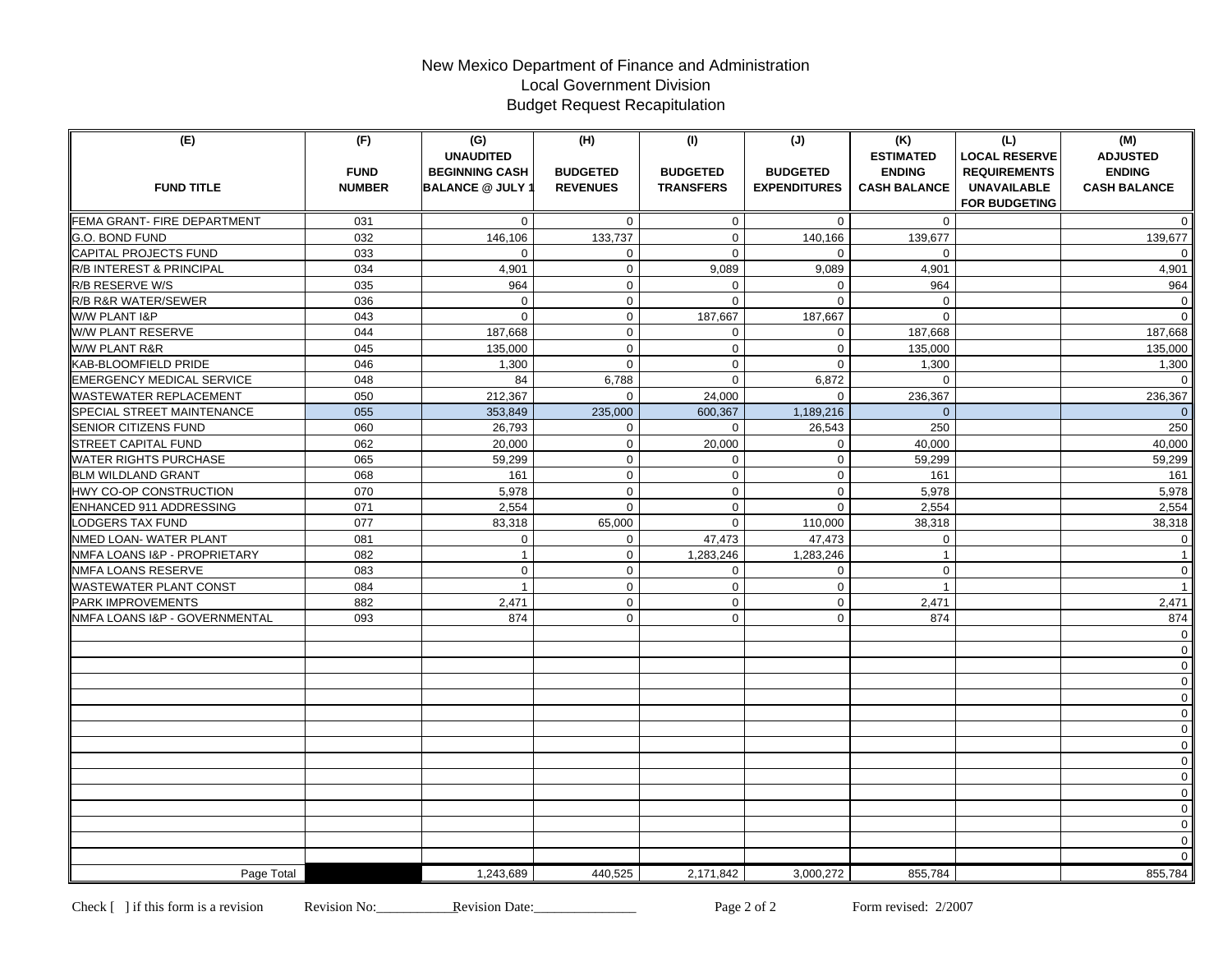# New Mexico Department of Finance and Administration
## Local Government Division
## Budget Request Recapitulation

| (E) FUND TITLE | (F) FUND NUMBER | (G) UNAUDITED BEGINNING CASH BALANCE @ JULY 1 | (H) BUDGETED REVENUES | (I) BUDGETED TRANSFERS | (J) BUDGETED EXPENDITURES | (K) ESTIMATED ENDING CASH BALANCE | (L) LOCAL RESERVE REQUIREMENTS UNAVAILABLE FOR BUDGETING | (M) ADJUSTED ENDING CASH BALANCE |
|---|---|---|---|---|---|---|---|---|
| FEMA GRANT- FIRE DEPARTMENT | 031 | 0 | 0 | 0 | 0 | 0 | | 0 |
| G.O. BOND FUND | 032 | 146,106 | 133,737 | 0 | 140,166 | 139,677 | | 139,677 |
| CAPITAL PROJECTS FUND | 033 | 0 | 0 | 0 | 0 | 0 | | 0 |
| R/B INTEREST & PRINCIPAL | 034 | 4,901 | 0 | 9,089 | 9,089 | 4,901 | | 4,901 |
| R/B RESERVE W/S | 035 | 964 | 0 | 0 | 0 | 964 | | 964 |
| R/B R&R WATER/SEWER | 036 | 0 | 0 | 0 | 0 | 0 | | 0 |
| W/W PLANT I&P | 043 | 0 | 0 | 187,667 | 187,667 | 0 | | 0 |
| W/W PLANT RESERVE | 044 | 187,668 | 0 | 0 | 0 | 187,668 | | 187,668 |
| W/W PLANT R&R | 045 | 135,000 | 0 | 0 | 0 | 135,000 | | 135,000 |
| KAB-BLOOMFIELD PRIDE | 046 | 1,300 | 0 | 0 | 0 | 1,300 | | 1,300 |
| EMERGENCY MEDICAL SERVICE | 048 | 84 | 6,788 | 0 | 6,872 | 0 | | 0 |
| WASTEWATER REPLACEMENT | 050 | 212,367 | 0 | 24,000 | 0 | 236,367 | | 236,367 |
| SPECIAL STREET MAINTENANCE | 055 | 353,849 | 235,000 | 600,367 | 1,189,216 | 0 | | 0 |
| SENIOR CITIZENS FUND | 060 | 26,793 | 0 | 0 | 26,543 | 250 | | 250 |
| STREET CAPITAL FUND | 062 | 20,000 | 0 | 20,000 | 0 | 40,000 | | 40,000 |
| WATER RIGHTS PURCHASE | 065 | 59,299 | 0 | 0 | 0 | 59,299 | | 59,299 |
| BLM WILDLAND GRANT | 068 | 161 | 0 | 0 | 0 | 161 | | 161 |
| HWY CO-OP CONSTRUCTION | 070 | 5,978 | 0 | 0 | 0 | 5,978 | | 5,978 |
| ENHANCED 911 ADDRESSING | 071 | 2,554 | 0 | 0 | 0 | 2,554 | | 2,554 |
| LODGERS TAX FUND | 077 | 83,318 | 65,000 | 0 | 110,000 | 38,318 | | 38,318 |
| NMED LOAN- WATER PLANT | 081 | 0 | 0 | 47,473 | 47,473 | 0 | | 0 |
| NMFA LOANS I&P - PROPRIETARY | 082 | 1 | 0 | 1,283,246 | 1,283,246 | 1 | | 1 |
| NMFA LOANS RESERVE | 083 | 0 | 0 | 0 | 0 | 0 | | 0 |
| WASTEWATER PLANT CONST | 084 | 1 | 0 | 0 | 0 | 1 | | 1 |
| PARK IMPROVEMENTS | 882 | 2,471 | 0 | 0 | 0 | 2,471 | | 2,471 |
| NMFA LOANS I&P - GOVERNMENTAL | 093 | 874 | 0 | 0 | 0 | 874 | | 874 |
| | | | | | | | | 0 |
| | | | | | | | | 0 |
| | | | | | | | | 0 |
| | | | | | | | | 0 |
| | | | | | | | | 0 |
| | | | | | | | | 0 |
| | | | | | | | | 0 |
| | | | | | | | | 0 |
| | | | | | | | | 0 |
| | | | | | | | | 0 |
| | | | | | | | | 0 |
| | | | | | | | | 0 |
| | | | | | | | | 0 |
| | | | | | | | | 0 |
| | | | | | | | | 0 |
| Page Total | | 1,243,689 | 440,525 | 2,171,842 | 3,000,272 | 855,784 | | 855,784 |

Check [ ] if this form is a revision Revision No:___________ Revision Date:_______________ Form revised: 2/2007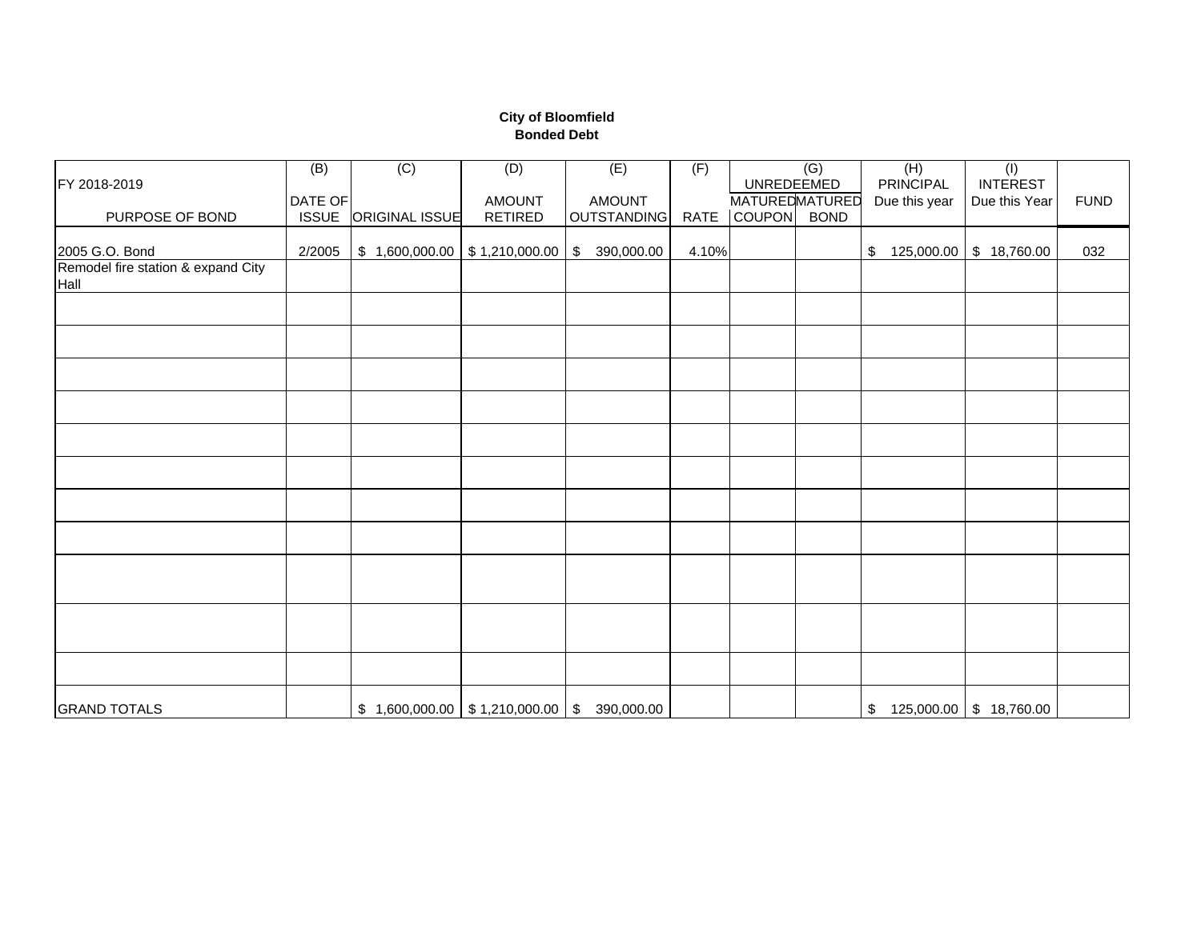**City of Bloomfield**
**Bonded Debt**

| FY 2018-2019<br>PURPOSE OF BOND | (B)<br>DATE OF ISSUE | (C)<br>ORIGINAL ISSUE | (D)<br>AMOUNT RETIRED | (E)<br>AMOUNT OUTSTANDING | (F)<br>RATE | (G)<br>UNREDEEMED<br>MATURED COUPON | <br><br>MATURED BOND | (H)<br>PRINCIPAL Due this year | (I)<br>INTEREST Due this Year | FUND |
|---|---|---|---|---|---|---|---|---|---|---|
| 2005 G.O. Bond | 2/2005 | $ 1,600,000.00 | $ 1,210,000.00 | $ 390,000.00 | 4.10% | | | $ 125,000.00 | $ 18,760.00 | 032 |
| Remodel fire station & expand City Hall | | | | | | | | | | |
| | | | | | | | | | | |
| | | | | | | | | | | |
| | | | | | | | | | | |
| | | | | | | | | | | |
| | | | | | | | | | | |
| | | | | | | | | | | |
| | | | | | | | | | | |
| | | | | | | | | | | |
| | | | | | | | | | | |
| | | | | | | | | | | |
| | | | | | | | | | | |
| GRAND TOTALS | | $ 1,600,000.00 | $ 1,210,000.00 | $ 390,000.00 | | | | $ 125,000.00 | $ 18,760.00 | |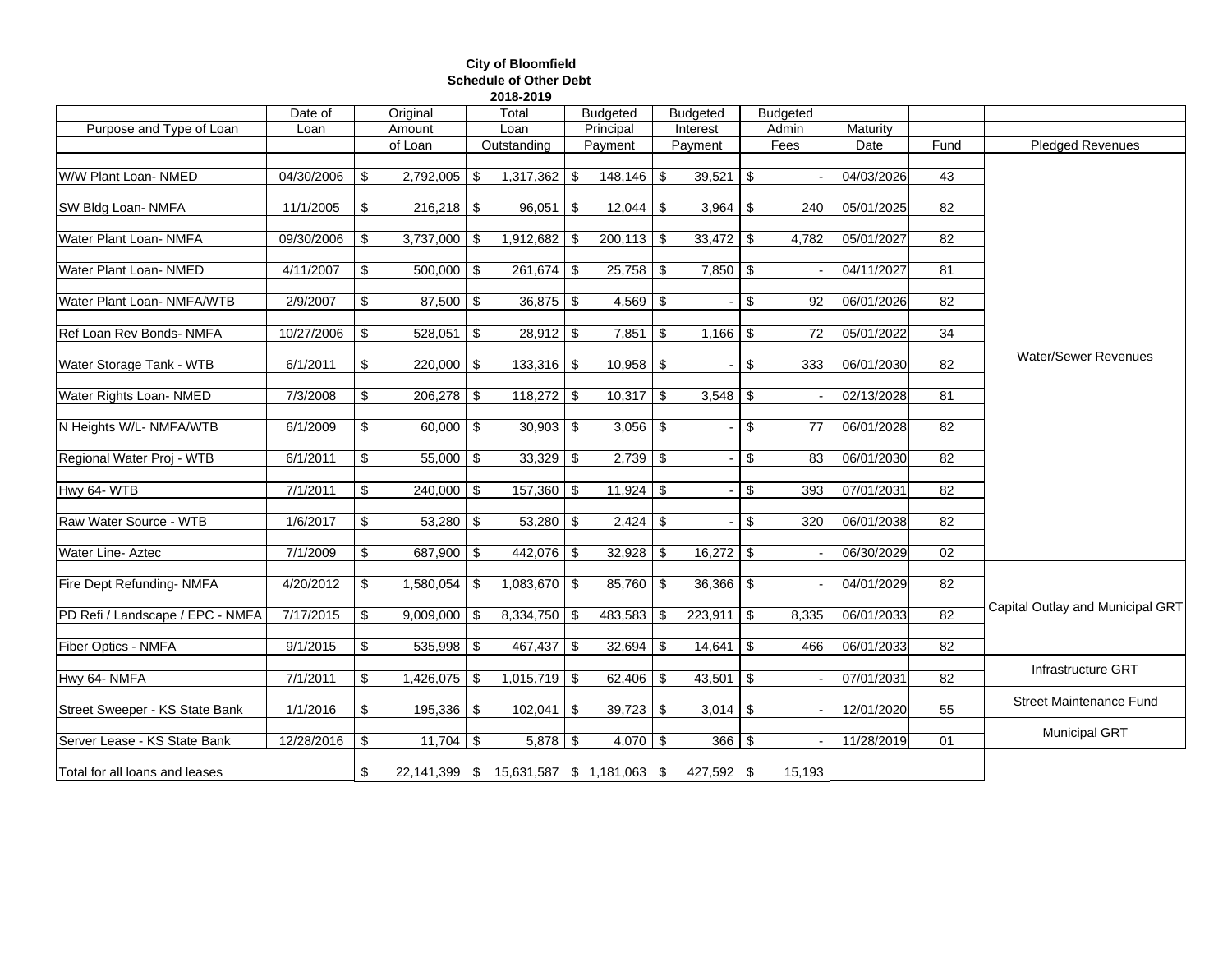**City of Bloomfield**
**Schedule of Other Debt**
**2018-2019**

| Purpose and Type of Loan | Date of Loan | Original Amount of Loan | Total Loan Outstanding | Budgeted Principal Payment | Budgeted Interest Payment | Budgeted Admin Fees | Maturity Date | Fund | Pledged Revenues |
|---|---|---|---|---|---|---|---|---|---|
| W/W Plant Loan- NMED | 04/30/2006 | $ 2,792,005 | $ 1,317,362 | $ 148,146 | $ 39,521 | $ - | 04/03/2026 | 43 | Water/Sewer Revenues |
| SW Bldg Loan- NMFA | 11/1/2005 | $ 216,218 | $ 96,051 | $ 12,044 | $ 3,964 | $ 240 | 05/01/2025 | 82 | Water/Sewer Revenues |
| Water Plant Loan- NMFA | 09/30/2006 | $ 3,737,000 | $ 1,912,682 | $ 200,113 | $ 33,472 | $ 4,782 | 05/01/2027 | 82 | Water/Sewer Revenues |
| Water Plant Loan- NMED | 4/11/2007 | $ 500,000 | $ 261,674 | $ 25,758 | $ 7,850 | $ - | 04/11/2027 | 81 | Water/Sewer Revenues |
| Water Plant Loan- NMFA/WTB | 2/9/2007 | $ 87,500 | $ 36,875 | $ 4,569 | $ - | $ 92 | 06/01/2026 | 82 | Water/Sewer Revenues |
| Ref Loan Rev Bonds- NMFA | 10/27/2006 | $ 528,051 | $ 28,912 | $ 7,851 | $ 1,166 | $ 72 | 05/01/2022 | 34 | Water/Sewer Revenues |
| Water Storage Tank - WTB | 6/1/2011 | $ 220,000 | $ 133,316 | $ 10,958 | $ - | $ 333 | 06/01/2030 | 82 | Water/Sewer Revenues |
| Water Rights Loan- NMED | 7/3/2008 | $ 206,278 | $ 118,272 | $ 10,317 | $ 3,548 | $ - | 02/13/2028 | 81 | Water/Sewer Revenues |
| N Heights W/L- NMFA/WTB | 6/1/2009 | $ 60,000 | $ 30,903 | $ 3,056 | $ - | $ 77 | 06/01/2028 | 82 | Water/Sewer Revenues |
| Regional Water Proj - WTB | 6/1/2011 | $ 55,000 | $ 33,329 | $ 2,739 | $ - | $ 83 | 06/01/2030 | 82 | Water/Sewer Revenues |
| Hwy 64- WTB | 7/1/2011 | $ 240,000 | $ 157,360 | $ 11,924 | $ - | $ 393 | 07/01/2031 | 82 | Water/Sewer Revenues |
| Raw Water Source - WTB | 1/6/2017 | $ 53,280 | $ 53,280 | $ 2,424 | $ - | $ 320 | 06/01/2038 | 82 | Water/Sewer Revenues |
| Water Line- Aztec | 7/1/2009 | $ 687,900 | $ 442,076 | $ 32,928 | $ 16,272 | $ - | 06/30/2029 | 02 | Water/Sewer Revenues |
| Fire Dept Refunding- NMFA | 4/20/2012 | $ 1,580,054 | $ 1,083,670 | $ 85,760 | $ 36,366 | $ - | 04/01/2029 | 82 | Capital Outlay and Municipal GRT |
| PD Refi / Landscape / EPC - NMFA | 7/17/2015 | $ 9,009,000 | $ 8,334,750 | $ 483,583 | $ 223,911 | $ 8,335 | 06/01/2033 | 82 | Capital Outlay and Municipal GRT |
| Fiber Optics - NMFA | 9/1/2015 | $ 535,998 | $ 467,437 | $ 32,694 | $ 14,641 | $ 466 | 06/01/2033 | 82 | Capital Outlay and Municipal GRT |
| Hwy 64- NMFA | 7/1/2011 | $ 1,426,075 | $ 1,015,719 | $ 62,406 | $ 43,501 | $ - | 07/01/2031 | 82 | Infrastructure GRT |
| Street Sweeper - KS State Bank | 1/1/2016 | $ 195,336 | $ 102,041 | $ 39,723 | $ 3,014 | $ - | 12/01/2020 | 55 | Street Maintenance Fund |
| Server Lease - KS State Bank | 12/28/2016 | $ 11,704 | $ 5,878 | $ 4,070 | $ 366 | $ - | 11/28/2019 | 01 | Municipal GRT |
| Total for all loans and leases | | $ 22,141,399 | $ 15,631,587 | $ 1,181,063 | $ 427,592 | $ 15,193 | | | |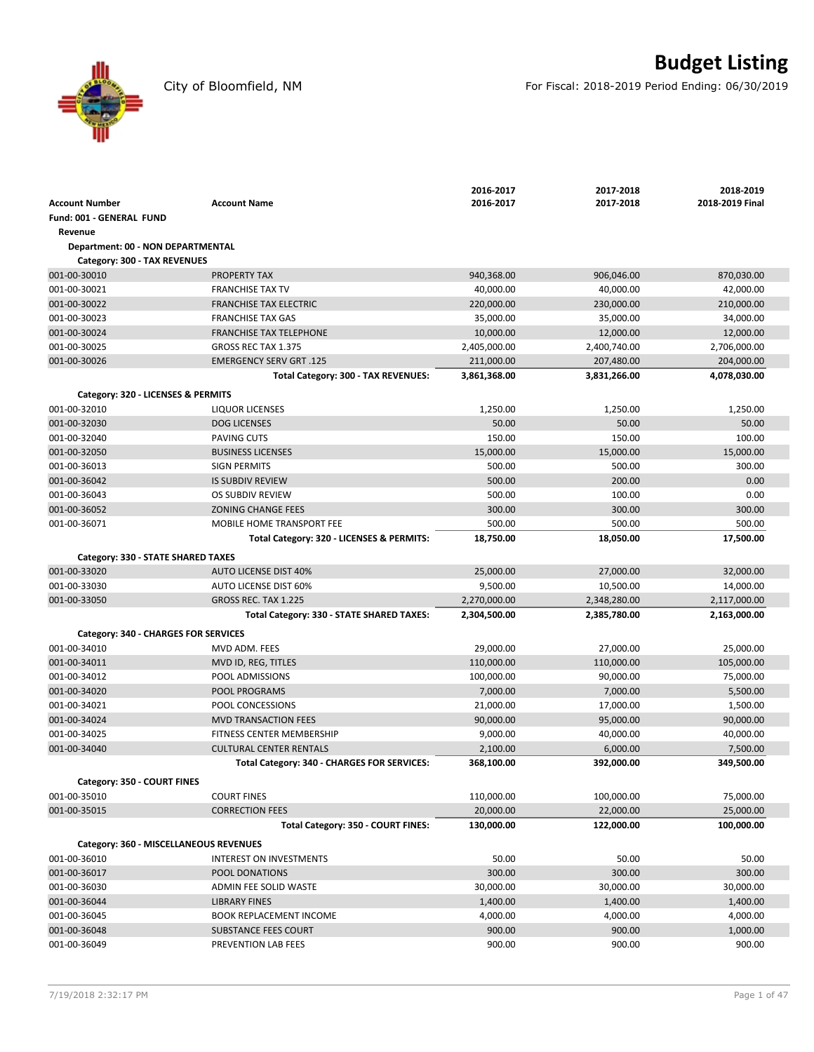# Budget Listing

City of Bloomfield, NM

For Fiscal: 2018-2019 Period Ending: 06/30/2019

| Account Number | Account Name | 2016-2017<br>2016-2017 | 2017-2018<br>2017-2018 | 2018-2019<br>2018-2019 Final |
|---|---|---|---|---|
| **Fund: 001 - GENERAL FUND** | | | | |
| **Revenue** | | | | |
| **Department: 00 - NON DEPARTMENTAL** | | | | |
| **Category: 300 - TAX REVENUES** | | | | |
| 001-00-30010 | PROPERTY TAX | 940,368.00 | 906,046.00 | 870,030.00 |
| 001-00-30021 | FRANCHISE TAX TV | 40,000.00 | 40,000.00 | 42,000.00 |
| 001-00-30022 | FRANCHISE TAX ELECTRIC | 220,000.00 | 230,000.00 | 210,000.00 |
| 001-00-30023 | FRANCHISE TAX GAS | 35,000.00 | 35,000.00 | 34,000.00 |
| 001-00-30024 | FRANCHISE TAX TELEPHONE | 10,000.00 | 12,000.00 | 12,000.00 |
| 001-00-30025 | GROSS REC TAX 1.375 | 2,405,000.00 | 2,400,740.00 | 2,706,000.00 |
| 001-00-30026 | EMERGENCY SERV GRT .125 | 211,000.00 | 207,480.00 | 204,000.00 |
| | **Total Category: 300 - TAX REVENUES:** | **3,861,368.00** | **3,831,266.00** | **4,078,030.00** |
| **Category: 320 - LICENSES & PERMITS** | | | | |
| 001-00-32010 | LIQUOR LICENSES | 1,250.00 | 1,250.00 | 1,250.00 |
| 001-00-32030 | DOG LICENSES | 50.00 | 50.00 | 50.00 |
| 001-00-32040 | PAVING CUTS | 150.00 | 150.00 | 100.00 |
| 001-00-32050 | BUSINESS LICENSES | 15,000.00 | 15,000.00 | 15,000.00 |
| 001-00-36013 | SIGN PERMITS | 500.00 | 500.00 | 300.00 |
| 001-00-36042 | IS SUBDIV REVIEW | 500.00 | 200.00 | 0.00 |
| 001-00-36043 | OS SUBDIV REVIEW | 500.00 | 100.00 | 0.00 |
| 001-00-36052 | ZONING CHANGE FEES | 300.00 | 300.00 | 300.00 |
| 001-00-36071 | MOBILE HOME TRANSPORT FEE | 500.00 | 500.00 | 500.00 |
| | **Total Category: 320 - LICENSES & PERMITS:** | **18,750.00** | **18,050.00** | **17,500.00** |
| **Category: 330 - STATE SHARED TAXES** | | | | |
| 001-00-33020 | AUTO LICENSE DIST 40% | 25,000.00 | 27,000.00 | 32,000.00 |
| 001-00-33030 | AUTO LICENSE DIST 60% | 9,500.00 | 10,500.00 | 14,000.00 |
| 001-00-33050 | GROSS REC. TAX 1.225 | 2,270,000.00 | 2,348,280.00 | 2,117,000.00 |
| | **Total Category: 330 - STATE SHARED TAXES:** | **2,304,500.00** | **2,385,780.00** | **2,163,000.00** |
| **Category: 340 - CHARGES FOR SERVICES** | | | | |
| 001-00-34010 | MVD ADM. FEES | 29,000.00 | 27,000.00 | 25,000.00 |
| 001-00-34011 | MVD ID, REG, TITLES | 110,000.00 | 110,000.00 | 105,000.00 |
| 001-00-34012 | POOL ADMISSIONS | 100,000.00 | 90,000.00 | 75,000.00 |
| 001-00-34020 | POOL PROGRAMS | 7,000.00 | 7,000.00 | 5,500.00 |
| 001-00-34021 | POOL CONCESSIONS | 21,000.00 | 17,000.00 | 1,500.00 |
| 001-00-34024 | MVD TRANSACTION FEES | 90,000.00 | 95,000.00 | 90,000.00 |
| 001-00-34025 | FITNESS CENTER MEMBERSHIP | 9,000.00 | 40,000.00 | 40,000.00 |
| 001-00-34040 | CULTURAL CENTER RENTALS | 2,100.00 | 6,000.00 | 7,500.00 |
| | **Total Category: 340 - CHARGES FOR SERVICES:** | **368,100.00** | **392,000.00** | **349,500.00** |
| **Category: 350 - COURT FINES** | | | | |
| 001-00-35010 | COURT FINES | 110,000.00 | 100,000.00 | 75,000.00 |
| 001-00-35015 | CORRECTION FEES | 20,000.00 | 22,000.00 | 25,000.00 |
| | **Total Category: 350 - COURT FINES:** | **130,000.00** | **122,000.00** | **100,000.00** |
| **Category: 360 - MISCELLANEOUS REVENUES** | | | | |
| 001-00-36010 | INTEREST ON INVESTMENTS | 50.00 | 50.00 | 50.00 |
| 001-00-36017 | POOL DONATIONS | 300.00 | 300.00 | 300.00 |
| 001-00-36030 | ADMIN FEE SOLID WASTE | 30,000.00 | 30,000.00 | 30,000.00 |
| 001-00-36044 | LIBRARY FINES | 1,400.00 | 1,400.00 | 1,400.00 |
| 001-00-36045 | BOOK REPLACEMENT INCOME | 4,000.00 | 4,000.00 | 4,000.00 |
| 001-00-36048 | SUBSTANCE FEES COURT | 900.00 | 900.00 | 1,000.00 |
| 001-00-36049 | PREVENTION LAB FEES | 900.00 | 900.00 | 900.00 |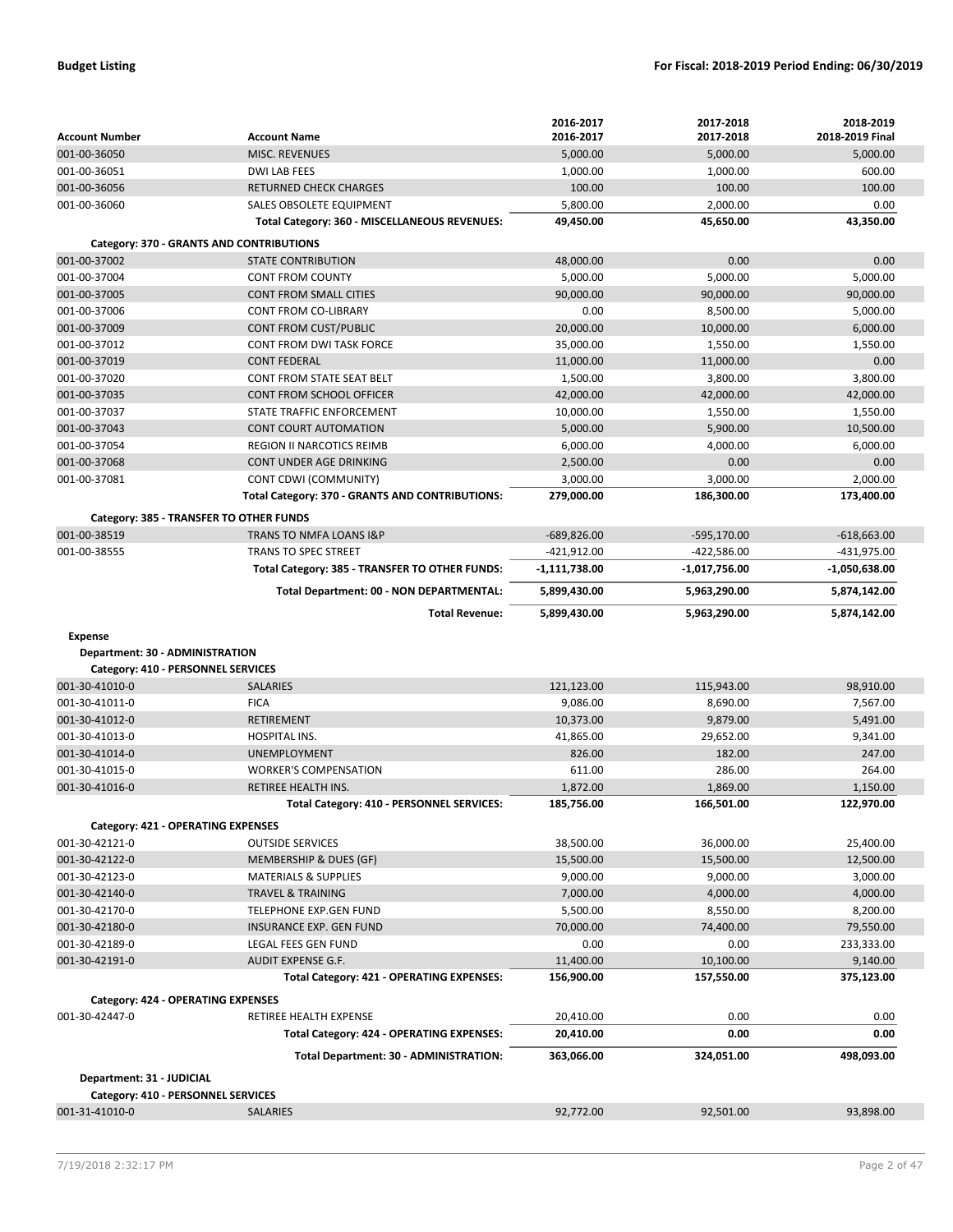| Account Number | Account Name | 2016-2017<br>2016-2017 | 2017-2018<br>2017-2018 | 2018-2019<br>2018-2019 Final |
|---|---|---|---|---|
| 001-00-36050 | MISC. REVENUES | 5,000.00 | 5,000.00 | 5,000.00 |
| 001-00-36051 | DWI LAB FEES | 1,000.00 | 1,000.00 | 600.00 |
| 001-00-36056 | RETURNED CHECK CHARGES | 100.00 | 100.00 | 100.00 |
| 001-00-36060 | SALES OBSOLETE EQUIPMENT | 5,800.00 | 2,000.00 | 0.00 |
| | **Total Category: 360 - MISCELLANEOUS REVENUES:** | **49,450.00** | **45,650.00** | **43,350.00** |
| **Category: 370 - GRANTS AND CONTRIBUTIONS** | | | | |
| 001-00-37002 | STATE CONTRIBUTION | 48,000.00 | 0.00 | 0.00 |
| 001-00-37004 | CONT FROM COUNTY | 5,000.00 | 5,000.00 | 5,000.00 |
| 001-00-37005 | CONT FROM SMALL CITIES | 90,000.00 | 90,000.00 | 90,000.00 |
| 001-00-37006 | CONT FROM CO-LIBRARY | 0.00 | 8,500.00 | 5,000.00 |
| 001-00-37009 | CONT FROM CUST/PUBLIC | 20,000.00 | 10,000.00 | 6,000.00 |
| 001-00-37012 | CONT FROM DWI TASK FORCE | 35,000.00 | 1,550.00 | 1,550.00 |
| 001-00-37019 | CONT FEDERAL | 11,000.00 | 11,000.00 | 0.00 |
| 001-00-37020 | CONT FROM STATE SEAT BELT | 1,500.00 | 3,800.00 | 3,800.00 |
| 001-00-37035 | CONT FROM SCHOOL OFFICER | 42,000.00 | 42,000.00 | 42,000.00 |
| 001-00-37037 | STATE TRAFFIC ENFORCEMENT | 10,000.00 | 1,550.00 | 1,550.00 |
| 001-00-37043 | CONT COURT AUTOMATION | 5,000.00 | 5,900.00 | 10,500.00 |
| 001-00-37054 | REGION II NARCOTICS REIMB | 6,000.00 | 4,000.00 | 6,000.00 |
| 001-00-37068 | CONT UNDER AGE DRINKING | 2,500.00 | 0.00 | 0.00 |
| 001-00-37081 | CONT CDWI (COMMUNITY) | 3,000.00 | 3,000.00 | 2,000.00 |
| | **Total Category: 370 - GRANTS AND CONTRIBUTIONS:** | **279,000.00** | **186,300.00** | **173,400.00** |
| **Category: 385 - TRANSFER TO OTHER FUNDS** | | | | |
| 001-00-38519 | TRANS TO NMFA LOANS I&P | -689,826.00 | -595,170.00 | -618,663.00 |
| 001-00-38555 | TRANS TO SPEC STREET | -421,912.00 | -422,586.00 | -431,975.00 |
| | **Total Category: 385 - TRANSFER TO OTHER FUNDS:** | **-1,111,738.00** | **-1,017,756.00** | **-1,050,638.00** |
| | **Total Department: 00 - NON DEPARTMENTAL:** | **5,899,430.00** | **5,963,290.00** | **5,874,142.00** |
| | **Total Revenue:** | **5,899,430.00** | **5,963,290.00** | **5,874,142.00** |
| **Expense** | | | | |
| **Department: 30 - ADMINISTRATION** | | | | |
| **Category: 410 - PERSONNEL SERVICES** | | | | |
| 001-30-41010-0 | SALARIES | 121,123.00 | 115,943.00 | 98,910.00 |
| 001-30-41011-0 | FICA | 9,086.00 | 8,690.00 | 7,567.00 |
| 001-30-41012-0 | RETIREMENT | 10,373.00 | 9,879.00 | 5,491.00 |
| 001-30-41013-0 | HOSPITAL INS. | 41,865.00 | 29,652.00 | 9,341.00 |
| 001-30-41014-0 | UNEMPLOYMENT | 826.00 | 182.00 | 247.00 |
| 001-30-41015-0 | WORKER'S COMPENSATION | 611.00 | 286.00 | 264.00 |
| 001-30-41016-0 | RETIREE HEALTH INS. | 1,872.00 | 1,869.00 | 1,150.00 |
| | **Total Category: 410 - PERSONNEL SERVICES:** | **185,756.00** | **166,501.00** | **122,970.00** |
| **Category: 421 - OPERATING EXPENSES** | | | | |
| 001-30-42121-0 | OUTSIDE SERVICES | 38,500.00 | 36,000.00 | 25,400.00 |
| 001-30-42122-0 | MEMBERSHIP & DUES (GF) | 15,500.00 | 15,500.00 | 12,500.00 |
| 001-30-42123-0 | MATERIALS & SUPPLIES | 9,000.00 | 9,000.00 | 3,000.00 |
| 001-30-42140-0 | TRAVEL & TRAINING | 7,000.00 | 4,000.00 | 4,000.00 |
| 001-30-42170-0 | TELEPHONE EXP.GEN FUND | 5,500.00 | 8,550.00 | 8,200.00 |
| 001-30-42180-0 | INSURANCE EXP. GEN FUND | 70,000.00 | 74,400.00 | 79,550.00 |
| 001-30-42189-0 | LEGAL FEES GEN FUND | 0.00 | 0.00 | 233,333.00 |
| 001-30-42191-0 | AUDIT EXPENSE G.F. | 11,400.00 | 10,100.00 | 9,140.00 |
| | **Total Category: 421 - OPERATING EXPENSES:** | **156,900.00** | **157,550.00** | **375,123.00** |
| **Category: 424 - OPERATING EXPENSES** | | | | |
| 001-30-42447-0 | RETIREE HEALTH EXPENSE | 20,410.00 | 0.00 | 0.00 |
| | **Total Category: 424 - OPERATING EXPENSES:** | **20,410.00** | **0.00** | **0.00** |
| | **Total Department: 30 - ADMINISTRATION:** | **363,066.00** | **324,051.00** | **498,093.00** |
| **Department: 31 - JUDICIAL** | | | | |
| **Category: 410 - PERSONNEL SERVICES** | | | | |
| 001-31-41010-0 | SALARIES | 92,772.00 | 92,501.00 | 93,898.00 |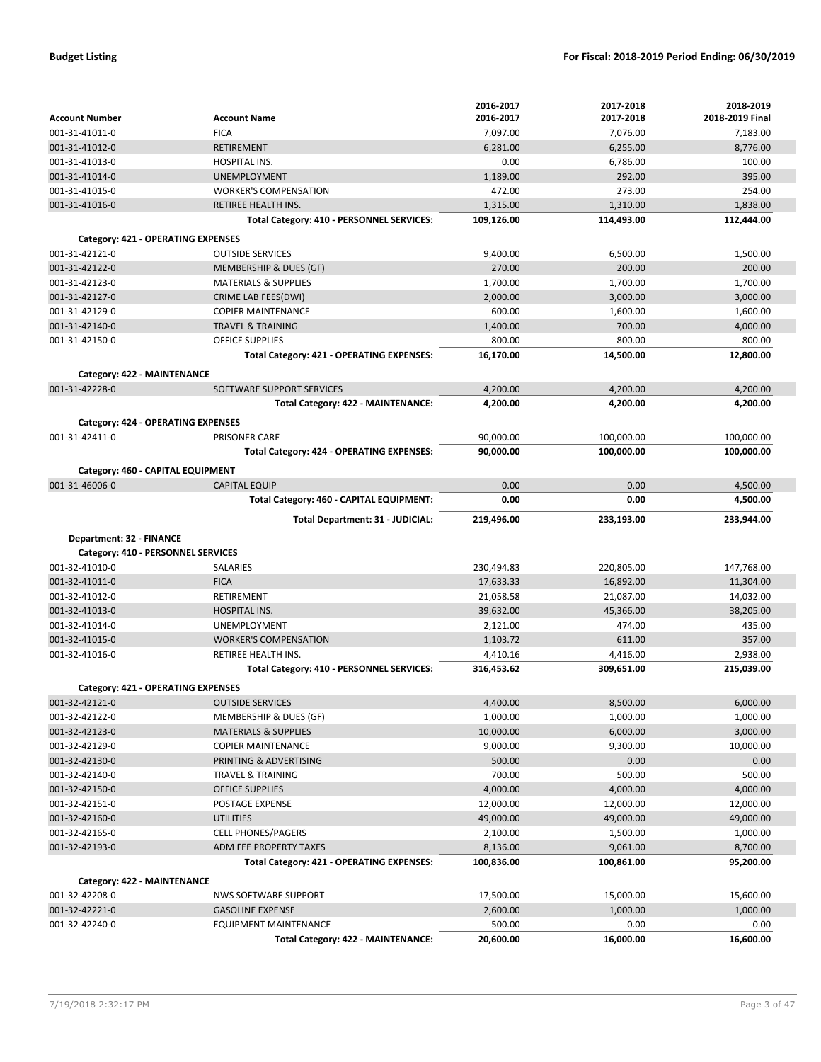| Account Number | Account Name | 2016-2017<br>2016-2017 | 2017-2018<br>2017-2018 | 2018-2019<br>2018-2019 Final |
|---|---|---|---|---|
| 001-31-41011-0 | FICA | 7,097.00 | 7,076.00 | 7,183.00 |
| 001-31-41012-0 | RETIREMENT | 6,281.00 | 6,255.00 | 8,776.00 |
| 001-31-41013-0 | HOSPITAL INS. | 0.00 | 6,786.00 | 100.00 |
| 001-31-41014-0 | UNEMPLOYMENT | 1,189.00 | 292.00 | 395.00 |
| 001-31-41015-0 | WORKER'S COMPENSATION | 472.00 | 273.00 | 254.00 |
| 001-31-41016-0 | RETIREE HEALTH INS. | 1,315.00 | 1,310.00 | 1,838.00 |
| | **Total Category: 410 - PERSONNEL SERVICES:** | **109,126.00** | **114,493.00** | **112,444.00** |
| **Category: 421 - OPERATING EXPENSES** | | | | |
| 001-31-42121-0 | OUTSIDE SERVICES | 9,400.00 | 6,500.00 | 1,500.00 |
| 001-31-42122-0 | MEMBERSHIP & DUES (GF) | 270.00 | 200.00 | 200.00 |
| 001-31-42123-0 | MATERIALS & SUPPLIES | 1,700.00 | 1,700.00 | 1,700.00 |
| 001-31-42127-0 | CRIME LAB FEES(DWI) | 2,000.00 | 3,000.00 | 3,000.00 |
| 001-31-42129-0 | COPIER MAINTENANCE | 600.00 | 1,600.00 | 1,600.00 |
| 001-31-42140-0 | TRAVEL & TRAINING | 1,400.00 | 700.00 | 4,000.00 |
| 001-31-42150-0 | OFFICE SUPPLIES | 800.00 | 800.00 | 800.00 |
| | **Total Category: 421 - OPERATING EXPENSES:** | **16,170.00** | **14,500.00** | **12,800.00** |
| **Category: 422 - MAINTENANCE** | | | | |
| 001-31-42228-0 | SOFTWARE SUPPORT SERVICES | 4,200.00 | 4,200.00 | 4,200.00 |
| | **Total Category: 422 - MAINTENANCE:** | **4,200.00** | **4,200.00** | **4,200.00** |
| **Category: 424 - OPERATING EXPENSES** | | | | |
| 001-31-42411-0 | PRISONER CARE | 90,000.00 | 100,000.00 | 100,000.00 |
| | **Total Category: 424 - OPERATING EXPENSES:** | **90,000.00** | **100,000.00** | **100,000.00** |
| **Category: 460 - CAPITAL EQUIPMENT** | | | | |
| 001-31-46006-0 | CAPITAL EQUIP | 0.00 | 0.00 | 4,500.00 |
| | **Total Category: 460 - CAPITAL EQUIPMENT:** | **0.00** | **0.00** | **4,500.00** |
| | **Total Department: 31 - JUDICIAL:** | **219,496.00** | **233,193.00** | **233,944.00** |
| **Department: 32 - FINANCE** | | | | |
| **Category: 410 - PERSONNEL SERVICES** | | | | |
| 001-32-41010-0 | SALARIES | 230,494.83 | 220,805.00 | 147,768.00 |
| 001-32-41011-0 | FICA | 17,633.33 | 16,892.00 | 11,304.00 |
| 001-32-41012-0 | RETIREMENT | 21,058.58 | 21,087.00 | 14,032.00 |
| 001-32-41013-0 | HOSPITAL INS. | 39,632.00 | 45,366.00 | 38,205.00 |
| 001-32-41014-0 | UNEMPLOYMENT | 2,121.00 | 474.00 | 435.00 |
| 001-32-41015-0 | WORKER'S COMPENSATION | 1,103.72 | 611.00 | 357.00 |
| 001-32-41016-0 | RETIREE HEALTH INS. | 4,410.16 | 4,416.00 | 2,938.00 |
| | **Total Category: 410 - PERSONNEL SERVICES:** | **316,453.62** | **309,651.00** | **215,039.00** |
| **Category: 421 - OPERATING EXPENSES** | | | | |
| 001-32-42121-0 | OUTSIDE SERVICES | 4,400.00 | 8,500.00 | 6,000.00 |
| 001-32-42122-0 | MEMBERSHIP & DUES (GF) | 1,000.00 | 1,000.00 | 1,000.00 |
| 001-32-42123-0 | MATERIALS & SUPPLIES | 10,000.00 | 6,000.00 | 3,000.00 |
| 001-32-42129-0 | COPIER MAINTENANCE | 9,000.00 | 9,300.00 | 10,000.00 |
| 001-32-42130-0 | PRINTING & ADVERTISING | 500.00 | 0.00 | 0.00 |
| 001-32-42140-0 | TRAVEL & TRAINING | 700.00 | 500.00 | 500.00 |
| 001-32-42150-0 | OFFICE SUPPLIES | 4,000.00 | 4,000.00 | 4,000.00 |
| 001-32-42151-0 | POSTAGE EXPENSE | 12,000.00 | 12,000.00 | 12,000.00 |
| 001-32-42160-0 | UTILITIES | 49,000.00 | 49,000.00 | 49,000.00 |
| 001-32-42165-0 | CELL PHONES/PAGERS | 2,100.00 | 1,500.00 | 1,000.00 |
| 001-32-42193-0 | ADM FEE PROPERTY TAXES | 8,136.00 | 9,061.00 | 8,700.00 |
| | **Total Category: 421 - OPERATING EXPENSES:** | **100,836.00** | **100,861.00** | **95,200.00** |
| **Category: 422 - MAINTENANCE** | | | | |
| 001-32-42208-0 | NWS SOFTWARE SUPPORT | 17,500.00 | 15,000.00 | 15,600.00 |
| 001-32-42221-0 | GASOLINE EXPENSE | 2,600.00 | 1,000.00 | 1,000.00 |
| 001-32-42240-0 | EQUIPMENT MAINTENANCE | 500.00 | 0.00 | 0.00 |
| | **Total Category: 422 - MAINTENANCE:** | **20,600.00** | **16,000.00** | **16,600.00** |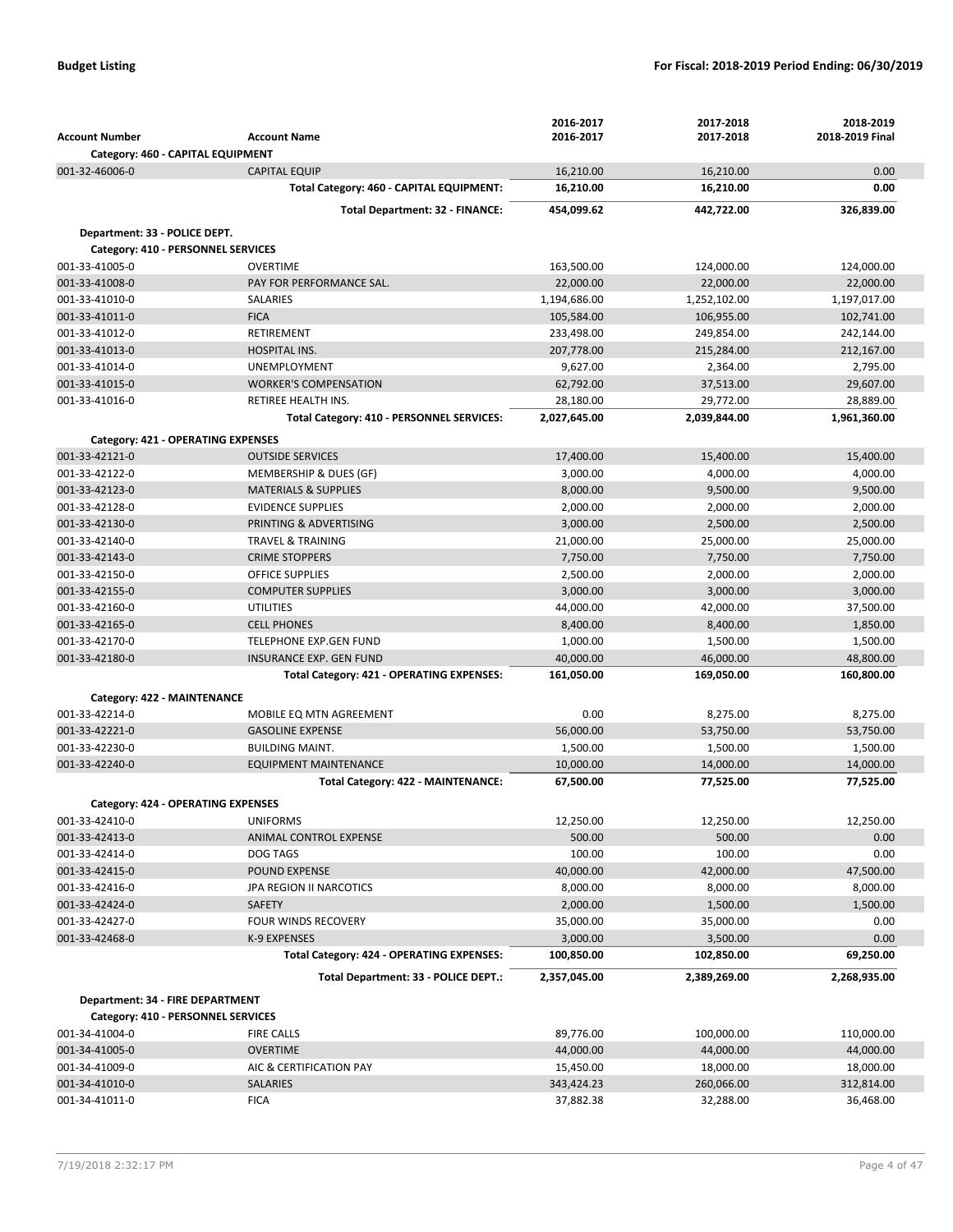| Account Number | Account Name | 2016-2017<br>2016-2017 | 2017-2018<br>2017-2018 | 2018-2019<br>2018-2019 Final |
|---|---|---|---|---|
| **Category: 460 - CAPITAL EQUIPMENT** | | | | |
| 001-32-46006-0 | CAPITAL EQUIP | 16,210.00 | 16,210.00 | 0.00 |
| | **Total Category: 460 - CAPITAL EQUIPMENT:** | **16,210.00** | **16,210.00** | **0.00** |
| | **Total Department: 32 - FINANCE:** | **454,099.62** | **442,722.00** | **326,839.00** |
| **Department: 33 - POLICE DEPT.** | | | | |
| **Category: 410 - PERSONNEL SERVICES** | | | | |
| 001-33-41005-0 | OVERTIME | 163,500.00 | 124,000.00 | 124,000.00 |
| 001-33-41008-0 | PAY FOR PERFORMANCE SAL. | 22,000.00 | 22,000.00 | 22,000.00 |
| 001-33-41010-0 | SALARIES | 1,194,686.00 | 1,252,102.00 | 1,197,017.00 |
| 001-33-41011-0 | FICA | 105,584.00 | 106,955.00 | 102,741.00 |
| 001-33-41012-0 | RETIREMENT | 233,498.00 | 249,854.00 | 242,144.00 |
| 001-33-41013-0 | HOSPITAL INS. | 207,778.00 | 215,284.00 | 212,167.00 |
| 001-33-41014-0 | UNEMPLOYMENT | 9,627.00 | 2,364.00 | 2,795.00 |
| 001-33-41015-0 | WORKER'S COMPENSATION | 62,792.00 | 37,513.00 | 29,607.00 |
| 001-33-41016-0 | RETIREE HEALTH INS. | 28,180.00 | 29,772.00 | 28,889.00 |
| | **Total Category: 410 - PERSONNEL SERVICES:** | **2,027,645.00** | **2,039,844.00** | **1,961,360.00** |
| **Category: 421 - OPERATING EXPENSES** | | | | |
| 001-33-42121-0 | OUTSIDE SERVICES | 17,400.00 | 15,400.00 | 15,400.00 |
| 001-33-42122-0 | MEMBERSHIP & DUES (GF) | 3,000.00 | 4,000.00 | 4,000.00 |
| 001-33-42123-0 | MATERIALS & SUPPLIES | 8,000.00 | 9,500.00 | 9,500.00 |
| 001-33-42128-0 | EVIDENCE SUPPLIES | 2,000.00 | 2,000.00 | 2,000.00 |
| 001-33-42130-0 | PRINTING & ADVERTISING | 3,000.00 | 2,500.00 | 2,500.00 |
| 001-33-42140-0 | TRAVEL & TRAINING | 21,000.00 | 25,000.00 | 25,000.00 |
| 001-33-42143-0 | CRIME STOPPERS | 7,750.00 | 7,750.00 | 7,750.00 |
| 001-33-42150-0 | OFFICE SUPPLIES | 2,500.00 | 2,000.00 | 2,000.00 |
| 001-33-42155-0 | COMPUTER SUPPLIES | 3,000.00 | 3,000.00 | 3,000.00 |
| 001-33-42160-0 | UTILITIES | 44,000.00 | 42,000.00 | 37,500.00 |
| 001-33-42165-0 | CELL PHONES | 8,400.00 | 8,400.00 | 1,850.00 |
| 001-33-42170-0 | TELEPHONE EXP.GEN FUND | 1,000.00 | 1,500.00 | 1,500.00 |
| 001-33-42180-0 | INSURANCE EXP. GEN FUND | 40,000.00 | 46,000.00 | 48,800.00 |
| | **Total Category: 421 - OPERATING EXPENSES:** | **161,050.00** | **169,050.00** | **160,800.00** |
| **Category: 422 - MAINTENANCE** | | | | |
| 001-33-42214-0 | MOBILE EQ MTN AGREEMENT | 0.00 | 8,275.00 | 8,275.00 |
| 001-33-42221-0 | GASOLINE EXPENSE | 56,000.00 | 53,750.00 | 53,750.00 |
| 001-33-42230-0 | BUILDING MAINT. | 1,500.00 | 1,500.00 | 1,500.00 |
| 001-33-42240-0 | EQUIPMENT MAINTENANCE | 10,000.00 | 14,000.00 | 14,000.00 |
| | **Total Category: 422 - MAINTENANCE:** | **67,500.00** | **77,525.00** | **77,525.00** |
| **Category: 424 - OPERATING EXPENSES** | | | | |
| 001-33-42410-0 | UNIFORMS | 12,250.00 | 12,250.00 | 12,250.00 |
| 001-33-42413-0 | ANIMAL CONTROL EXPENSE | 500.00 | 500.00 | 0.00 |
| 001-33-42414-0 | DOG TAGS | 100.00 | 100.00 | 0.00 |
| 001-33-42415-0 | POUND EXPENSE | 40,000.00 | 42,000.00 | 47,500.00 |
| 001-33-42416-0 | JPA REGION II NARCOTICS | 8,000.00 | 8,000.00 | 8,000.00 |
| 001-33-42424-0 | SAFETY | 2,000.00 | 1,500.00 | 1,500.00 |
| 001-33-42427-0 | FOUR WINDS RECOVERY | 35,000.00 | 35,000.00 | 0.00 |
| 001-33-42468-0 | K-9 EXPENSES | 3,000.00 | 3,500.00 | 0.00 |
| | **Total Category: 424 - OPERATING EXPENSES:** | **100,850.00** | **102,850.00** | **69,250.00** |
| | **Total Department: 33 - POLICE DEPT.:** | **2,357,045.00** | **2,389,269.00** | **2,268,935.00** |
| **Department: 34 - FIRE DEPARTMENT** | | | | |
| **Category: 410 - PERSONNEL SERVICES** | | | | |
| 001-34-41004-0 | FIRE CALLS | 89,776.00 | 100,000.00 | 110,000.00 |
| 001-34-41005-0 | OVERTIME | 44,000.00 | 44,000.00 | 44,000.00 |
| 001-34-41009-0 | AIC & CERTIFICATION PAY | 15,450.00 | 18,000.00 | 18,000.00 |
| 001-34-41010-0 | SALARIES | 343,424.23 | 260,066.00 | 312,814.00 |
| 001-34-41011-0 | FICA | 37,882.38 | 32,288.00 | 36,468.00 |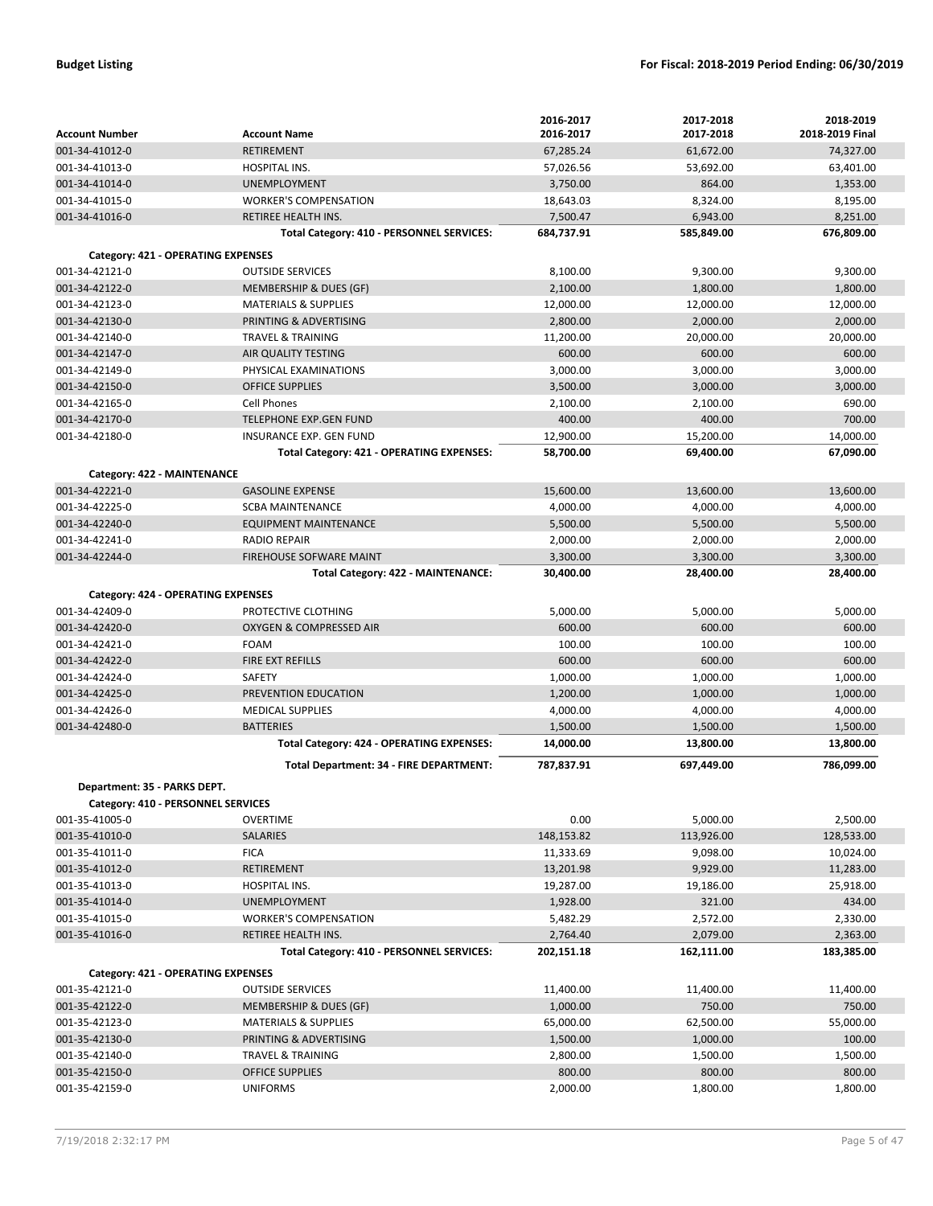| Account Number | Account Name | 2016-2017<br>2016-2017 | 2017-2018<br>2017-2018 | 2018-2019<br>2018-2019 Final |
|---|---|---|---|---|
| 001-34-41012-0 | RETIREMENT | 67,285.24 | 61,672.00 | 74,327.00 |
| 001-34-41013-0 | HOSPITAL INS. | 57,026.56 | 53,692.00 | 63,401.00 |
| 001-34-41014-0 | UNEMPLOYMENT | 3,750.00 | 864.00 | 1,353.00 |
| 001-34-41015-0 | WORKER'S COMPENSATION | 18,643.03 | 8,324.00 | 8,195.00 |
| 001-34-41016-0 | RETIREE HEALTH INS. | 7,500.47 | 6,943.00 | 8,251.00 |
| | **Total Category: 410 - PERSONNEL SERVICES:** | **684,737.91** | **585,849.00** | **676,809.00** |
| **Category: 421 - OPERATING EXPENSES** | | | | |
| 001-34-42121-0 | OUTSIDE SERVICES | 8,100.00 | 9,300.00 | 9,300.00 |
| 001-34-42122-0 | MEMBERSHIP & DUES (GF) | 2,100.00 | 1,800.00 | 1,800.00 |
| 001-34-42123-0 | MATERIALS & SUPPLIES | 12,000.00 | 12,000.00 | 12,000.00 |
| 001-34-42130-0 | PRINTING & ADVERTISING | 2,800.00 | 2,000.00 | 2,000.00 |
| 001-34-42140-0 | TRAVEL & TRAINING | 11,200.00 | 20,000.00 | 20,000.00 |
| 001-34-42147-0 | AIR QUALITY TESTING | 600.00 | 600.00 | 600.00 |
| 001-34-42149-0 | PHYSICAL EXAMINATIONS | 3,000.00 | 3,000.00 | 3,000.00 |
| 001-34-42150-0 | OFFICE SUPPLIES | 3,500.00 | 3,000.00 | 3,000.00 |
| 001-34-42165-0 | Cell Phones | 2,100.00 | 2,100.00 | 690.00 |
| 001-34-42170-0 | TELEPHONE EXP.GEN FUND | 400.00 | 400.00 | 700.00 |
| 001-34-42180-0 | INSURANCE EXP. GEN FUND | 12,900.00 | 15,200.00 | 14,000.00 |
| | **Total Category: 421 - OPERATING EXPENSES:** | **58,700.00** | **69,400.00** | **67,090.00** |
| **Category: 422 - MAINTENANCE** | | | | |
| 001-34-42221-0 | GASOLINE EXPENSE | 15,600.00 | 13,600.00 | 13,600.00 |
| 001-34-42225-0 | SCBA MAINTENANCE | 4,000.00 | 4,000.00 | 4,000.00 |
| 001-34-42240-0 | EQUIPMENT MAINTENANCE | 5,500.00 | 5,500.00 | 5,500.00 |
| 001-34-42241-0 | RADIO REPAIR | 2,000.00 | 2,000.00 | 2,000.00 |
| 001-34-42244-0 | FIREHOUSE SOFWARE MAINT | 3,300.00 | 3,300.00 | 3,300.00 |
| | **Total Category: 422 - MAINTENANCE:** | **30,400.00** | **28,400.00** | **28,400.00** |
| **Category: 424 - OPERATING EXPENSES** | | | | |
| 001-34-42409-0 | PROTECTIVE CLOTHING | 5,000.00 | 5,000.00 | 5,000.00 |
| 001-34-42420-0 | OXYGEN & COMPRESSED AIR | 600.00 | 600.00 | 600.00 |
| 001-34-42421-0 | FOAM | 100.00 | 100.00 | 100.00 |
| 001-34-42422-0 | FIRE EXT REFILLS | 600.00 | 600.00 | 600.00 |
| 001-34-42424-0 | SAFETY | 1,000.00 | 1,000.00 | 1,000.00 |
| 001-34-42425-0 | PREVENTION EDUCATION | 1,200.00 | 1,000.00 | 1,000.00 |
| 001-34-42426-0 | MEDICAL SUPPLIES | 4,000.00 | 4,000.00 | 4,000.00 |
| 001-34-42480-0 | BATTERIES | 1,500.00 | 1,500.00 | 1,500.00 |
| | **Total Category: 424 - OPERATING EXPENSES:** | **14,000.00** | **13,800.00** | **13,800.00** |
| | **Total Department: 34 - FIRE DEPARTMENT:** | **787,837.91** | **697,449.00** | **786,099.00** |
| **Department: 35 - PARKS DEPT.** | | | | |
| **Category: 410 - PERSONNEL SERVICES** | | | | |
| 001-35-41005-0 | OVERTIME | 0.00 | 5,000.00 | 2,500.00 |
| 001-35-41010-0 | SALARIES | 148,153.82 | 113,926.00 | 128,533.00 |
| 001-35-41011-0 | FICA | 11,333.69 | 9,098.00 | 10,024.00 |
| 001-35-41012-0 | RETIREMENT | 13,201.98 | 9,929.00 | 11,283.00 |
| 001-35-41013-0 | HOSPITAL INS. | 19,287.00 | 19,186.00 | 25,918.00 |
| 001-35-41014-0 | UNEMPLOYMENT | 1,928.00 | 321.00 | 434.00 |
| 001-35-41015-0 | WORKER'S COMPENSATION | 5,482.29 | 2,572.00 | 2,330.00 |
| 001-35-41016-0 | RETIREE HEALTH INS. | 2,764.40 | 2,079.00 | 2,363.00 |
| | **Total Category: 410 - PERSONNEL SERVICES:** | **202,151.18** | **162,111.00** | **183,385.00** |
| **Category: 421 - OPERATING EXPENSES** | | | | |
| 001-35-42121-0 | OUTSIDE SERVICES | 11,400.00 | 11,400.00 | 11,400.00 |
| 001-35-42122-0 | MEMBERSHIP & DUES (GF) | 1,000.00 | 750.00 | 750.00 |
| 001-35-42123-0 | MATERIALS & SUPPLIES | 65,000.00 | 62,500.00 | 55,000.00 |
| 001-35-42130-0 | PRINTING & ADVERTISING | 1,500.00 | 1,000.00 | 100.00 |
| 001-35-42140-0 | TRAVEL & TRAINING | 2,800.00 | 1,500.00 | 1,500.00 |
| 001-35-42150-0 | OFFICE SUPPLIES | 800.00 | 800.00 | 800.00 |
| 001-35-42159-0 | UNIFORMS | 2,000.00 | 1,800.00 | 1,800.00 |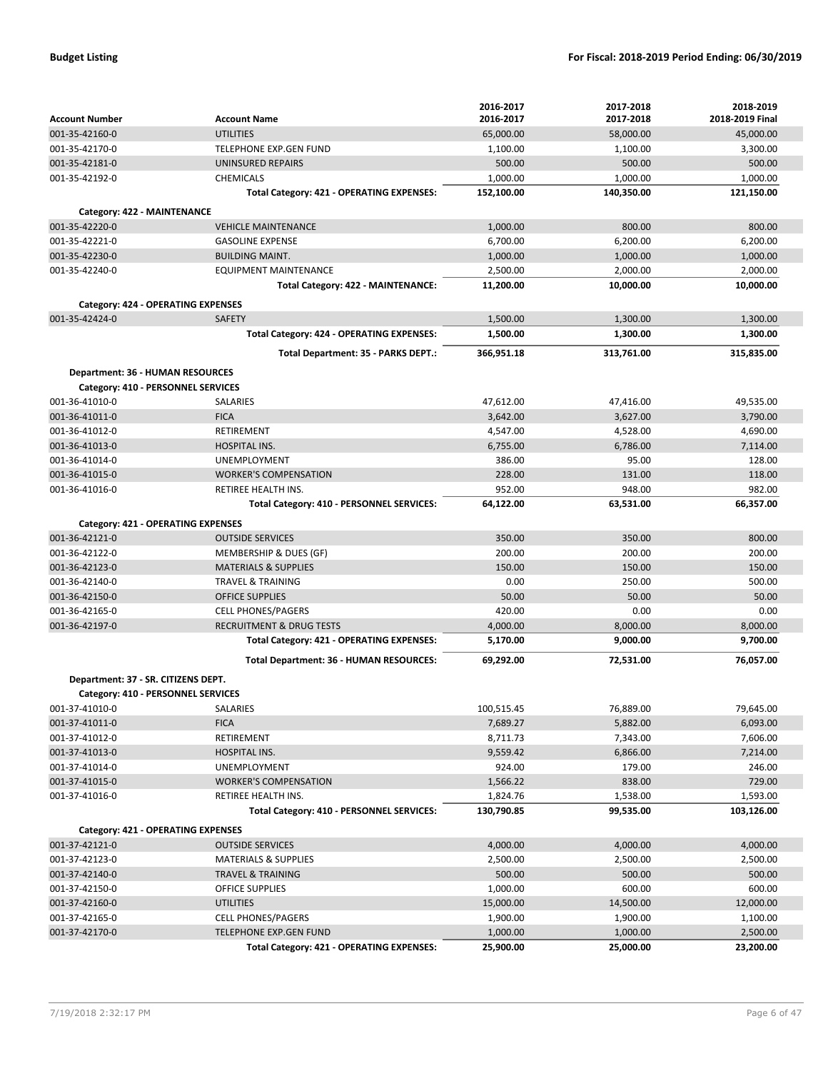| Account Number | Account Name | 2016-2017<br>2016-2017 | 2017-2018<br>2017-2018 | 2018-2019<br>2018-2019 Final |
|---|---|---|---|---|
| 001-35-42160-0 | UTILITIES | 65,000.00 | 58,000.00 | 45,000.00 |
| 001-35-42170-0 | TELEPHONE EXP.GEN FUND | 1,100.00 | 1,100.00 | 3,300.00 |
| 001-35-42181-0 | UNINSURED REPAIRS | 500.00 | 500.00 | 500.00 |
| 001-35-42192-0 | CHEMICALS | 1,000.00 | 1,000.00 | 1,000.00 |
| | **Total Category: 421 - OPERATING EXPENSES:** | **152,100.00** | **140,350.00** | **121,150.00** |
| **Category: 422 - MAINTENANCE** | | | | |
| 001-35-42220-0 | VEHICLE MAINTENANCE | 1,000.00 | 800.00 | 800.00 |
| 001-35-42221-0 | GASOLINE EXPENSE | 6,700.00 | 6,200.00 | 6,200.00 |
| 001-35-42230-0 | BUILDING MAINT. | 1,000.00 | 1,000.00 | 1,000.00 |
| 001-35-42240-0 | EQUIPMENT MAINTENANCE | 2,500.00 | 2,000.00 | 2,000.00 |
| | **Total Category: 422 - MAINTENANCE:** | **11,200.00** | **10,000.00** | **10,000.00** |
| **Category: 424 - OPERATING EXPENSES** | | | | |
| 001-35-42424-0 | SAFETY | 1,500.00 | 1,300.00 | 1,300.00 |
| | **Total Category: 424 - OPERATING EXPENSES:** | **1,500.00** | **1,300.00** | **1,300.00** |
| | **Total Department: 35 - PARKS DEPT.:** | **366,951.18** | **313,761.00** | **315,835.00** |
| **Department: 36 - HUMAN RESOURCES** | | | | |
| **Category: 410 - PERSONNEL SERVICES** | | | | |
| 001-36-41010-0 | SALARIES | 47,612.00 | 47,416.00 | 49,535.00 |
| 001-36-41011-0 | FICA | 3,642.00 | 3,627.00 | 3,790.00 |
| 001-36-41012-0 | RETIREMENT | 4,547.00 | 4,528.00 | 4,690.00 |
| 001-36-41013-0 | HOSPITAL INS. | 6,755.00 | 6,786.00 | 7,114.00 |
| 001-36-41014-0 | UNEMPLOYMENT | 386.00 | 95.00 | 128.00 |
| 001-36-41015-0 | WORKER'S COMPENSATION | 228.00 | 131.00 | 118.00 |
| 001-36-41016-0 | RETIREE HEALTH INS. | 952.00 | 948.00 | 982.00 |
| | **Total Category: 410 - PERSONNEL SERVICES:** | **64,122.00** | **63,531.00** | **66,357.00** |
| **Category: 421 - OPERATING EXPENSES** | | | | |
| 001-36-42121-0 | OUTSIDE SERVICES | 350.00 | 350.00 | 800.00 |
| 001-36-42122-0 | MEMBERSHIP & DUES (GF) | 200.00 | 200.00 | 200.00 |
| 001-36-42123-0 | MATERIALS & SUPPLIES | 150.00 | 150.00 | 150.00 |
| 001-36-42140-0 | TRAVEL & TRAINING | 0.00 | 250.00 | 500.00 |
| 001-36-42150-0 | OFFICE SUPPLIES | 50.00 | 50.00 | 50.00 |
| 001-36-42165-0 | CELL PHONES/PAGERS | 420.00 | 0.00 | 0.00 |
| 001-36-42197-0 | RECRUITMENT & DRUG TESTS | 4,000.00 | 8,000.00 | 8,000.00 |
| | **Total Category: 421 - OPERATING EXPENSES:** | **5,170.00** | **9,000.00** | **9,700.00** |
| | **Total Department: 36 - HUMAN RESOURCES:** | **69,292.00** | **72,531.00** | **76,057.00** |
| **Department: 37 - SR. CITIZENS DEPT.** | | | | |
| **Category: 410 - PERSONNEL SERVICES** | | | | |
| 001-37-41010-0 | SALARIES | 100,515.45 | 76,889.00 | 79,645.00 |
| 001-37-41011-0 | FICA | 7,689.27 | 5,882.00 | 6,093.00 |
| 001-37-41012-0 | RETIREMENT | 8,711.73 | 7,343.00 | 7,606.00 |
| 001-37-41013-0 | HOSPITAL INS. | 9,559.42 | 6,866.00 | 7,214.00 |
| 001-37-41014-0 | UNEMPLOYMENT | 924.00 | 179.00 | 246.00 |
| 001-37-41015-0 | WORKER'S COMPENSATION | 1,566.22 | 838.00 | 729.00 |
| 001-37-41016-0 | RETIREE HEALTH INS. | 1,824.76 | 1,538.00 | 1,593.00 |
| | **Total Category: 410 - PERSONNEL SERVICES:** | **130,790.85** | **99,535.00** | **103,126.00** |
| **Category: 421 - OPERATING EXPENSES** | | | | |
| 001-37-42121-0 | OUTSIDE SERVICES | 4,000.00 | 4,000.00 | 4,000.00 |
| 001-37-42123-0 | MATERIALS & SUPPLIES | 2,500.00 | 2,500.00 | 2,500.00 |
| 001-37-42140-0 | TRAVEL & TRAINING | 500.00 | 500.00 | 500.00 |
| 001-37-42150-0 | OFFICE SUPPLIES | 1,000.00 | 600.00 | 600.00 |
| 001-37-42160-0 | UTILITIES | 15,000.00 | 14,500.00 | 12,000.00 |
| 001-37-42165-0 | CELL PHONES/PAGERS | 1,900.00 | 1,900.00 | 1,100.00 |
| 001-37-42170-0 | TELEPHONE EXP.GEN FUND | 1,000.00 | 1,000.00 | 2,500.00 |
| | **Total Category: 421 - OPERATING EXPENSES:** | **25,900.00** | **25,000.00** | **23,200.00** |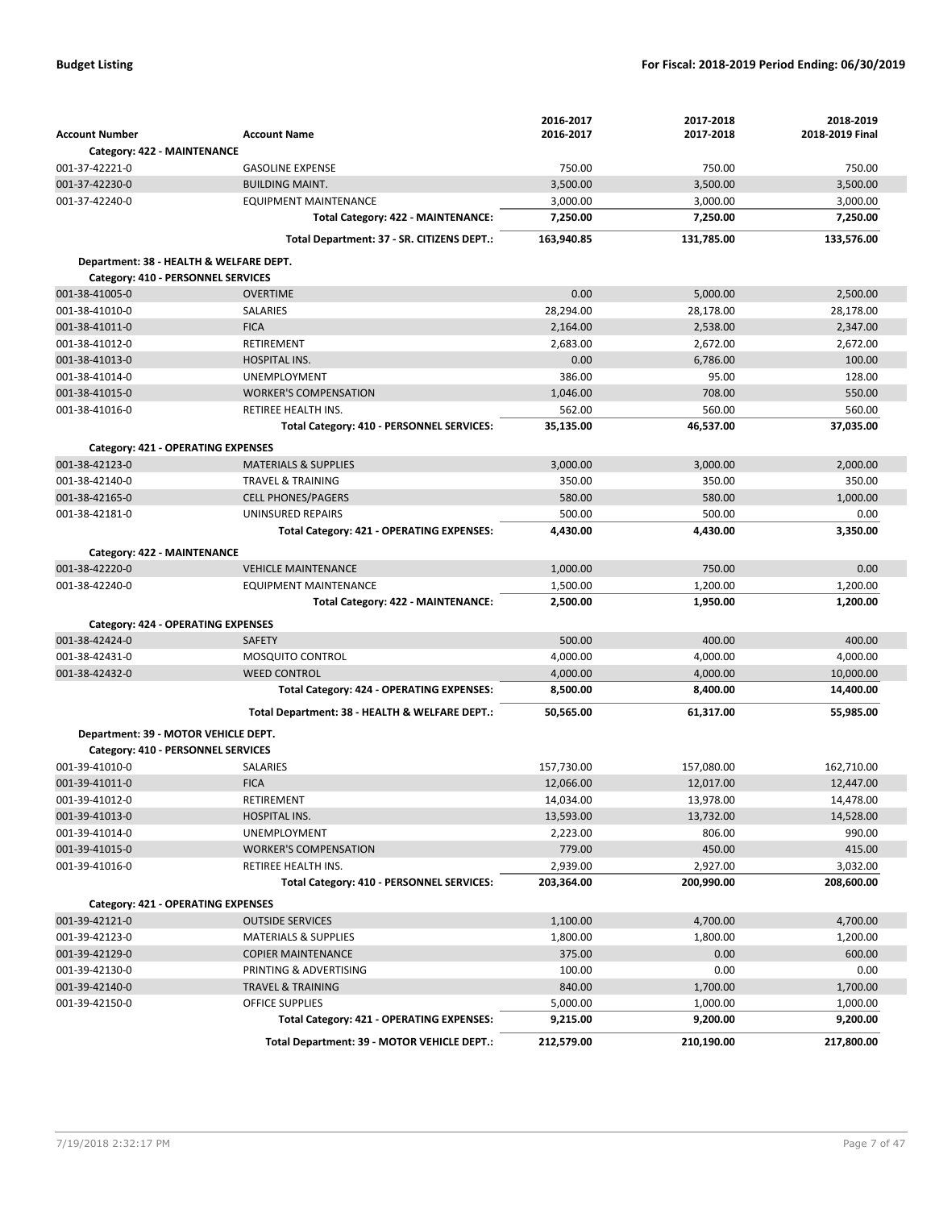| Account Number | Account Name | 2016-2017<br>2016-2017 | 2017-2018<br>2017-2018 | 2018-2019<br>2018-2019 Final |
|---|---|---|---|---|
| **Category: 422 - MAINTENANCE** | | | | |
| 001-37-42221-0 | GASOLINE EXPENSE | 750.00 | 750.00 | 750.00 |
| 001-37-42230-0 | BUILDING MAINT. | 3,500.00 | 3,500.00 | 3,500.00 |
| 001-37-42240-0 | EQUIPMENT MAINTENANCE | 3,000.00 | 3,000.00 | 3,000.00 |
| | **Total Category: 422 - MAINTENANCE:** | **7,250.00** | **7,250.00** | **7,250.00** |
| | **Total Department: 37 - SR. CITIZENS DEPT.:** | **163,940.85** | **131,785.00** | **133,576.00** |
| **Department: 38 - HEALTH & WELFARE DEPT.** | | | | |
| **Category: 410 - PERSONNEL SERVICES** | | | | |
| 001-38-41005-0 | OVERTIME | 0.00 | 5,000.00 | 2,500.00 |
| 001-38-41010-0 | SALARIES | 28,294.00 | 28,178.00 | 28,178.00 |
| 001-38-41011-0 | FICA | 2,164.00 | 2,538.00 | 2,347.00 |
| 001-38-41012-0 | RETIREMENT | 2,683.00 | 2,672.00 | 2,672.00 |
| 001-38-41013-0 | HOSPITAL INS. | 0.00 | 6,786.00 | 100.00 |
| 001-38-41014-0 | UNEMPLOYMENT | 386.00 | 95.00 | 128.00 |
| 001-38-41015-0 | WORKER'S COMPENSATION | 1,046.00 | 708.00 | 550.00 |
| 001-38-41016-0 | RETIREE HEALTH INS. | 562.00 | 560.00 | 560.00 |
| | **Total Category: 410 - PERSONNEL SERVICES:** | **35,135.00** | **46,537.00** | **37,035.00** |
| **Category: 421 - OPERATING EXPENSES** | | | | |
| 001-38-42123-0 | MATERIALS & SUPPLIES | 3,000.00 | 3,000.00 | 2,000.00 |
| 001-38-42140-0 | TRAVEL & TRAINING | 350.00 | 350.00 | 350.00 |
| 001-38-42165-0 | CELL PHONES/PAGERS | 580.00 | 580.00 | 1,000.00 |
| 001-38-42181-0 | UNINSURED REPAIRS | 500.00 | 500.00 | 0.00 |
| | **Total Category: 421 - OPERATING EXPENSES:** | **4,430.00** | **4,430.00** | **3,350.00** |
| **Category: 422 - MAINTENANCE** | | | | |
| 001-38-42220-0 | VEHICLE MAINTENANCE | 1,000.00 | 750.00 | 0.00 |
| 001-38-42240-0 | EQUIPMENT MAINTENANCE | 1,500.00 | 1,200.00 | 1,200.00 |
| | **Total Category: 422 - MAINTENANCE:** | **2,500.00** | **1,950.00** | **1,200.00** |
| **Category: 424 - OPERATING EXPENSES** | | | | |
| 001-38-42424-0 | SAFETY | 500.00 | 400.00 | 400.00 |
| 001-38-42431-0 | MOSQUITO CONTROL | 4,000.00 | 4,000.00 | 4,000.00 |
| 001-38-42432-0 | WEED CONTROL | 4,000.00 | 4,000.00 | 10,000.00 |
| | **Total Category: 424 - OPERATING EXPENSES:** | **8,500.00** | **8,400.00** | **14,400.00** |
| | **Total Department: 38 - HEALTH & WELFARE DEPT.:** | **50,565.00** | **61,317.00** | **55,985.00** |
| **Department: 39 - MOTOR VEHICLE DEPT.** | | | | |
| **Category: 410 - PERSONNEL SERVICES** | | | | |
| 001-39-41010-0 | SALARIES | 157,730.00 | 157,080.00 | 162,710.00 |
| 001-39-41011-0 | FICA | 12,066.00 | 12,017.00 | 12,447.00 |
| 001-39-41012-0 | RETIREMENT | 14,034.00 | 13,978.00 | 14,478.00 |
| 001-39-41013-0 | HOSPITAL INS. | 13,593.00 | 13,732.00 | 14,528.00 |
| 001-39-41014-0 | UNEMPLOYMENT | 2,223.00 | 806.00 | 990.00 |
| 001-39-41015-0 | WORKER'S COMPENSATION | 779.00 | 450.00 | 415.00 |
| 001-39-41016-0 | RETIREE HEALTH INS. | 2,939.00 | 2,927.00 | 3,032.00 |
| | **Total Category: 410 - PERSONNEL SERVICES:** | **203,364.00** | **200,990.00** | **208,600.00** |
| **Category: 421 - OPERATING EXPENSES** | | | | |
| 001-39-42121-0 | OUTSIDE SERVICES | 1,100.00 | 4,700.00 | 4,700.00 |
| 001-39-42123-0 | MATERIALS & SUPPLIES | 1,800.00 | 1,800.00 | 1,200.00 |
| 001-39-42129-0 | COPIER MAINTENANCE | 375.00 | 0.00 | 600.00 |
| 001-39-42130-0 | PRINTING & ADVERTISING | 100.00 | 0.00 | 0.00 |
| 001-39-42140-0 | TRAVEL & TRAINING | 840.00 | 1,700.00 | 1,700.00 |
| 001-39-42150-0 | OFFICE SUPPLIES | 5,000.00 | 1,000.00 | 1,000.00 |
| | **Total Category: 421 - OPERATING EXPENSES:** | **9,215.00** | **9,200.00** | **9,200.00** |
| | **Total Department: 39 - MOTOR VEHICLE DEPT.:** | **212,579.00** | **210,190.00** | **217,800.00** |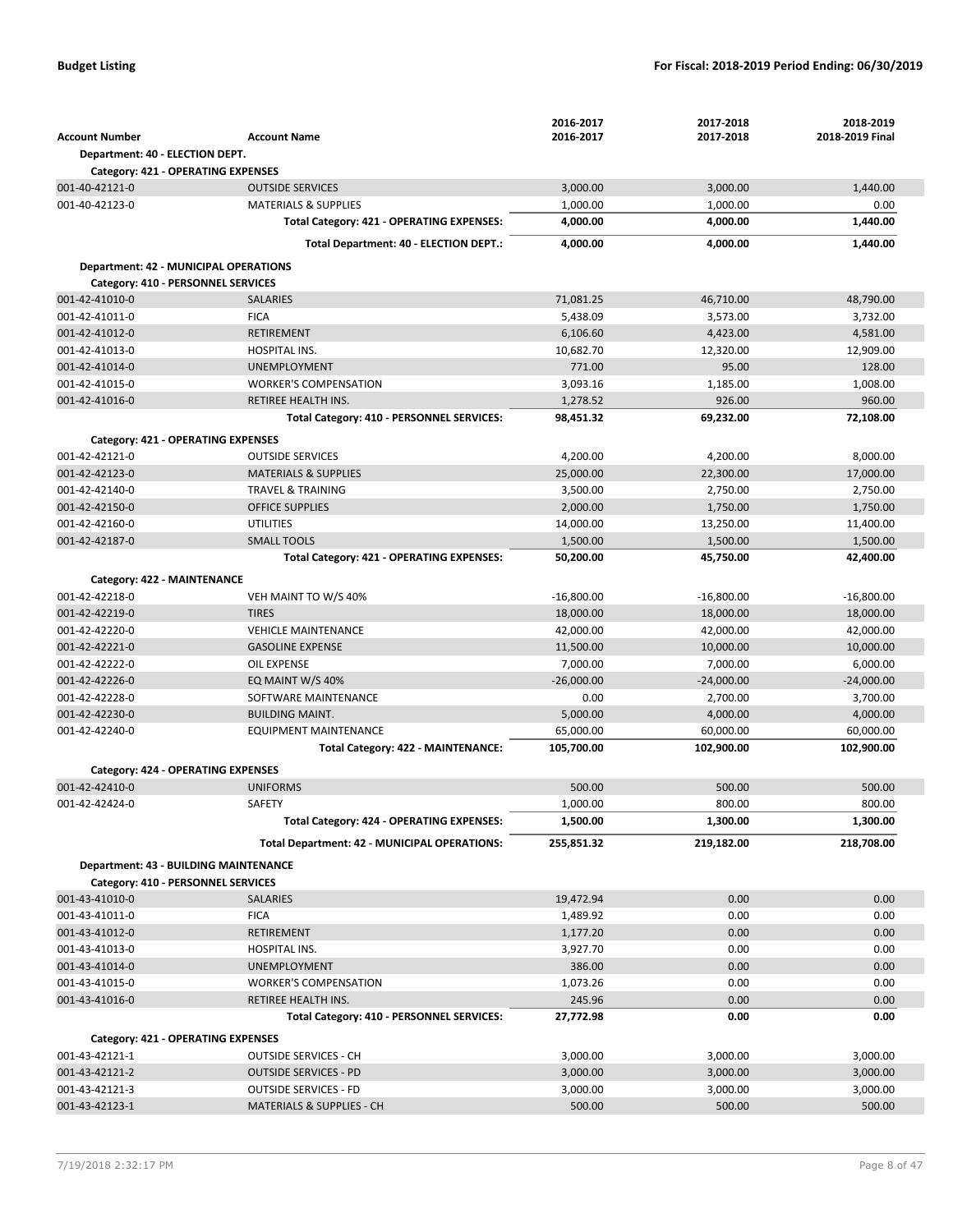| Account Number | Account Name | 2016-2017<br>2016-2017 | 2017-2018<br>2017-2018 | 2018-2019<br>2018-2019 Final |
|---|---|---|---|---|
| **Department: 40 - ELECTION DEPT.** | | | | |
| **Category: 421 - OPERATING EXPENSES** | | | | |
| 001-40-42121-0 | OUTSIDE SERVICES | 3,000.00 | 3,000.00 | 1,440.00 |
| 001-40-42123-0 | MATERIALS & SUPPLIES | 1,000.00 | 1,000.00 | 0.00 |
| | **Total Category: 421 - OPERATING EXPENSES:** | **4,000.00** | **4,000.00** | **1,440.00** |
| | **Total Department: 40 - ELECTION DEPT.:** | **4,000.00** | **4,000.00** | **1,440.00** |
| **Department: 42 - MUNICIPAL OPERATIONS** | | | | |
| **Category: 410 - PERSONNEL SERVICES** | | | | |
| 001-42-41010-0 | SALARIES | 71,081.25 | 46,710.00 | 48,790.00 |
| 001-42-41011-0 | FICA | 5,438.09 | 3,573.00 | 3,732.00 |
| 001-42-41012-0 | RETIREMENT | 6,106.60 | 4,423.00 | 4,581.00 |
| 001-42-41013-0 | HOSPITAL INS. | 10,682.70 | 12,320.00 | 12,909.00 |
| 001-42-41014-0 | UNEMPLOYMENT | 771.00 | 95.00 | 128.00 |
| 001-42-41015-0 | WORKER'S COMPENSATION | 3,093.16 | 1,185.00 | 1,008.00 |
| 001-42-41016-0 | RETIREE HEALTH INS. | 1,278.52 | 926.00 | 960.00 |
| | **Total Category: 410 - PERSONNEL SERVICES:** | **98,451.32** | **69,232.00** | **72,108.00** |
| **Category: 421 - OPERATING EXPENSES** | | | | |
| 001-42-42121-0 | OUTSIDE SERVICES | 4,200.00 | 4,200.00 | 8,000.00 |
| 001-42-42123-0 | MATERIALS & SUPPLIES | 25,000.00 | 22,300.00 | 17,000.00 |
| 001-42-42140-0 | TRAVEL & TRAINING | 3,500.00 | 2,750.00 | 2,750.00 |
| 001-42-42150-0 | OFFICE SUPPLIES | 2,000.00 | 1,750.00 | 1,750.00 |
| 001-42-42160-0 | UTILITIES | 14,000.00 | 13,250.00 | 11,400.00 |
| 001-42-42187-0 | SMALL TOOLS | 1,500.00 | 1,500.00 | 1,500.00 |
| | **Total Category: 421 - OPERATING EXPENSES:** | **50,200.00** | **45,750.00** | **42,400.00** |
| **Category: 422 - MAINTENANCE** | | | | |
| 001-42-42218-0 | VEH MAINT TO W/S 40% | -16,800.00 | -16,800.00 | -16,800.00 |
| 001-42-42219-0 | TIRES | 18,000.00 | 18,000.00 | 18,000.00 |
| 001-42-42220-0 | VEHICLE MAINTENANCE | 42,000.00 | 42,000.00 | 42,000.00 |
| 001-42-42221-0 | GASOLINE EXPENSE | 11,500.00 | 10,000.00 | 10,000.00 |
| 001-42-42222-0 | OIL EXPENSE | 7,000.00 | 7,000.00 | 6,000.00 |
| 001-42-42226-0 | EQ MAINT W/S 40% | -26,000.00 | -24,000.00 | -24,000.00 |
| 001-42-42228-0 | SOFTWARE MAINTENANCE | 0.00 | 2,700.00 | 3,700.00 |
| 001-42-42230-0 | BUILDING MAINT. | 5,000.00 | 4,000.00 | 4,000.00 |
| 001-42-42240-0 | EQUIPMENT MAINTENANCE | 65,000.00 | 60,000.00 | 60,000.00 |
| | **Total Category: 422 - MAINTENANCE:** | **105,700.00** | **102,900.00** | **102,900.00** |
| **Category: 424 - OPERATING EXPENSES** | | | | |
| 001-42-42410-0 | UNIFORMS | 500.00 | 500.00 | 500.00 |
| 001-42-42424-0 | SAFETY | 1,000.00 | 800.00 | 800.00 |
| | **Total Category: 424 - OPERATING EXPENSES:** | **1,500.00** | **1,300.00** | **1,300.00** |
| | **Total Department: 42 - MUNICIPAL OPERATIONS:** | **255,851.32** | **219,182.00** | **218,708.00** |
| **Department: 43 - BUILDING MAINTENANCE** | | | | |
| **Category: 410 - PERSONNEL SERVICES** | | | | |
| 001-43-41010-0 | SALARIES | 19,472.94 | 0.00 | 0.00 |
| 001-43-41011-0 | FICA | 1,489.92 | 0.00 | 0.00 |
| 001-43-41012-0 | RETIREMENT | 1,177.20 | 0.00 | 0.00 |
| 001-43-41013-0 | HOSPITAL INS. | 3,927.70 | 0.00 | 0.00 |
| 001-43-41014-0 | UNEMPLOYMENT | 386.00 | 0.00 | 0.00 |
| 001-43-41015-0 | WORKER'S COMPENSATION | 1,073.26 | 0.00 | 0.00 |
| 001-43-41016-0 | RETIREE HEALTH INS. | 245.96 | 0.00 | 0.00 |
| | **Total Category: 410 - PERSONNEL SERVICES:** | **27,772.98** | **0.00** | **0.00** |
| **Category: 421 - OPERATING EXPENSES** | | | | |
| 001-43-42121-1 | OUTSIDE SERVICES - CH | 3,000.00 | 3,000.00 | 3,000.00 |
| 001-43-42121-2 | OUTSIDE SERVICES - PD | 3,000.00 | 3,000.00 | 3,000.00 |
| 001-43-42121-3 | OUTSIDE SERVICES - FD | 3,000.00 | 3,000.00 | 3,000.00 |
| 001-43-42123-1 | MATERIALS & SUPPLIES - CH | 500.00 | 500.00 | 500.00 |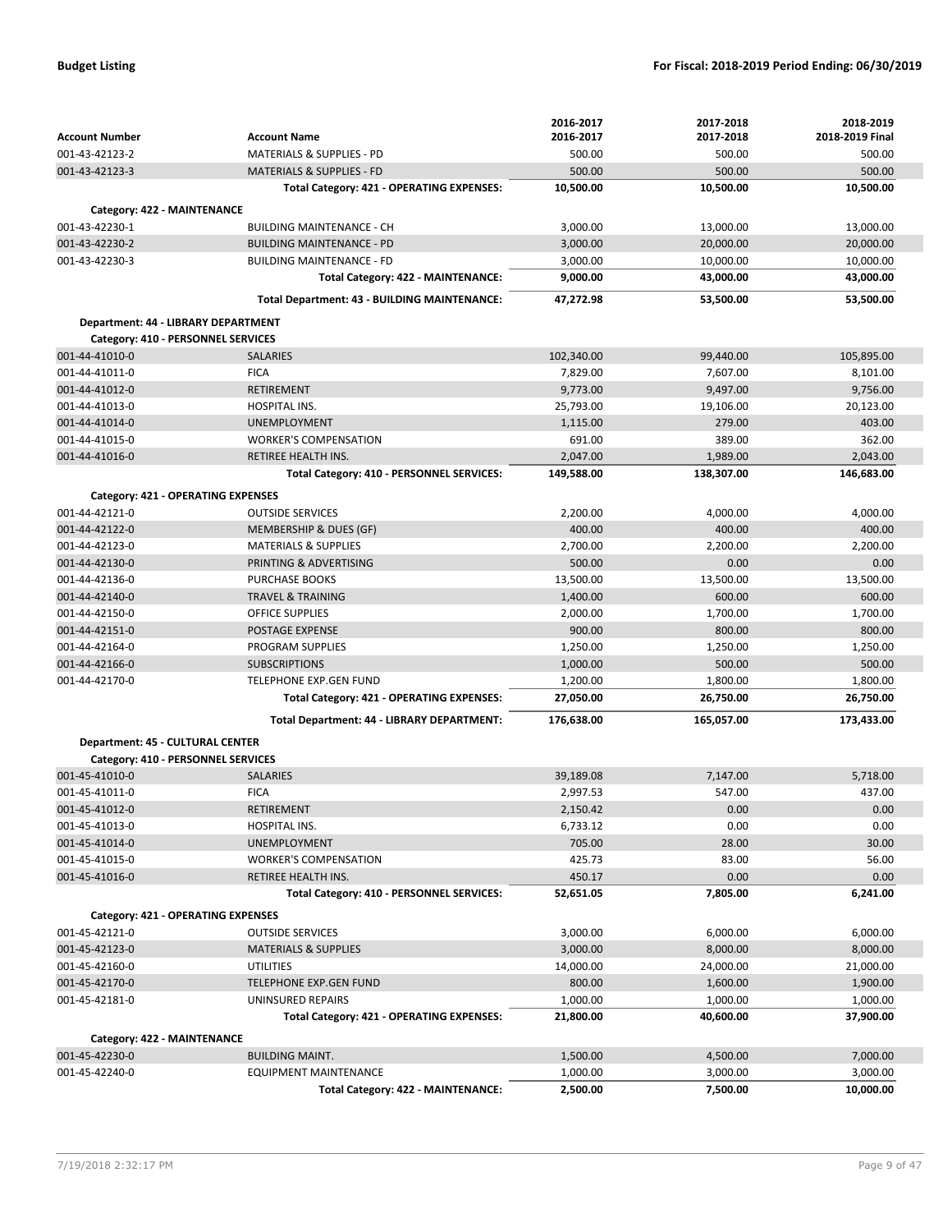| Account Number | Account Name | 2016-2017<br>2016-2017 | 2017-2018<br>2017-2018 | 2018-2019<br>2018-2019 Final |
|---|---|---|---|---|
| 001-43-42123-2 | MATERIALS & SUPPLIES - PD | 500.00 | 500.00 | 500.00 |
| 001-43-42123-3 | MATERIALS & SUPPLIES - FD | 500.00 | 500.00 | 500.00 |
| | **Total Category: 421 - OPERATING EXPENSES:** | **10,500.00** | **10,500.00** | **10,500.00** |
| **Category: 422 - MAINTENANCE** | | | | |
| 001-43-42230-1 | BUILDING MAINTENANCE - CH | 3,000.00 | 13,000.00 | 13,000.00 |
| 001-43-42230-2 | BUILDING MAINTENANCE - PD | 3,000.00 | 20,000.00 | 20,000.00 |
| 001-43-42230-3 | BUILDING MAINTENANCE - FD | 3,000.00 | 10,000.00 | 10,000.00 |
| | **Total Category: 422 - MAINTENANCE:** | **9,000.00** | **43,000.00** | **43,000.00** |
| | **Total Department: 43 - BUILDING MAINTENANCE:** | **47,272.98** | **53,500.00** | **53,500.00** |
| **Department: 44 - LIBRARY DEPARTMENT** | | | | |
| **Category: 410 - PERSONNEL SERVICES** | | | | |
| 001-44-41010-0 | SALARIES | 102,340.00 | 99,440.00 | 105,895.00 |
| 001-44-41011-0 | FICA | 7,829.00 | 7,607.00 | 8,101.00 |
| 001-44-41012-0 | RETIREMENT | 9,773.00 | 9,497.00 | 9,756.00 |
| 001-44-41013-0 | HOSPITAL INS. | 25,793.00 | 19,106.00 | 20,123.00 |
| 001-44-41014-0 | UNEMPLOYMENT | 1,115.00 | 279.00 | 403.00 |
| 001-44-41015-0 | WORKER'S COMPENSATION | 691.00 | 389.00 | 362.00 |
| 001-44-41016-0 | RETIREE HEALTH INS. | 2,047.00 | 1,989.00 | 2,043.00 |
| | **Total Category: 410 - PERSONNEL SERVICES:** | **149,588.00** | **138,307.00** | **146,683.00** |
| **Category: 421 - OPERATING EXPENSES** | | | | |
| 001-44-42121-0 | OUTSIDE SERVICES | 2,200.00 | 4,000.00 | 4,000.00 |
| 001-44-42122-0 | MEMBERSHIP & DUES (GF) | 400.00 | 400.00 | 400.00 |
| 001-44-42123-0 | MATERIALS & SUPPLIES | 2,700.00 | 2,200.00 | 2,200.00 |
| 001-44-42130-0 | PRINTING & ADVERTISING | 500.00 | 0.00 | 0.00 |
| 001-44-42136-0 | PURCHASE BOOKS | 13,500.00 | 13,500.00 | 13,500.00 |
| 001-44-42140-0 | TRAVEL & TRAINING | 1,400.00 | 600.00 | 600.00 |
| 001-44-42150-0 | OFFICE SUPPLIES | 2,000.00 | 1,700.00 | 1,700.00 |
| 001-44-42151-0 | POSTAGE EXPENSE | 900.00 | 800.00 | 800.00 |
| 001-44-42164-0 | PROGRAM SUPPLIES | 1,250.00 | 1,250.00 | 1,250.00 |
| 001-44-42166-0 | SUBSCRIPTIONS | 1,000.00 | 500.00 | 500.00 |
| 001-44-42170-0 | TELEPHONE EXP.GEN FUND | 1,200.00 | 1,800.00 | 1,800.00 |
| | **Total Category: 421 - OPERATING EXPENSES:** | **27,050.00** | **26,750.00** | **26,750.00** |
| | **Total Department: 44 - LIBRARY DEPARTMENT:** | **176,638.00** | **165,057.00** | **173,433.00** |
| **Department: 45 - CULTURAL CENTER** | | | | |
| **Category: 410 - PERSONNEL SERVICES** | | | | |
| 001-45-41010-0 | SALARIES | 39,189.08 | 7,147.00 | 5,718.00 |
| 001-45-41011-0 | FICA | 2,997.53 | 547.00 | 437.00 |
| 001-45-41012-0 | RETIREMENT | 2,150.42 | 0.00 | 0.00 |
| 001-45-41013-0 | HOSPITAL INS. | 6,733.12 | 0.00 | 0.00 |
| 001-45-41014-0 | UNEMPLOYMENT | 705.00 | 28.00 | 30.00 |
| 001-45-41015-0 | WORKER'S COMPENSATION | 425.73 | 83.00 | 56.00 |
| 001-45-41016-0 | RETIREE HEALTH INS. | 450.17 | 0.00 | 0.00 |
| | **Total Category: 410 - PERSONNEL SERVICES:** | **52,651.05** | **7,805.00** | **6,241.00** |
| **Category: 421 - OPERATING EXPENSES** | | | | |
| 001-45-42121-0 | OUTSIDE SERVICES | 3,000.00 | 6,000.00 | 6,000.00 |
| 001-45-42123-0 | MATERIALS & SUPPLIES | 3,000.00 | 8,000.00 | 8,000.00 |
| 001-45-42160-0 | UTILITIES | 14,000.00 | 24,000.00 | 21,000.00 |
| 001-45-42170-0 | TELEPHONE EXP.GEN FUND | 800.00 | 1,600.00 | 1,900.00 |
| 001-45-42181-0 | UNINSURED REPAIRS | 1,000.00 | 1,000.00 | 1,000.00 |
| | **Total Category: 421 - OPERATING EXPENSES:** | **21,800.00** | **40,600.00** | **37,900.00** |
| **Category: 422 - MAINTENANCE** | | | | |
| 001-45-42230-0 | BUILDING MAINT. | 1,500.00 | 4,500.00 | 7,000.00 |
| 001-45-42240-0 | EQUIPMENT MAINTENANCE | 1,000.00 | 3,000.00 | 3,000.00 |
| | **Total Category: 422 - MAINTENANCE:** | **2,500.00** | **7,500.00** | **10,000.00** |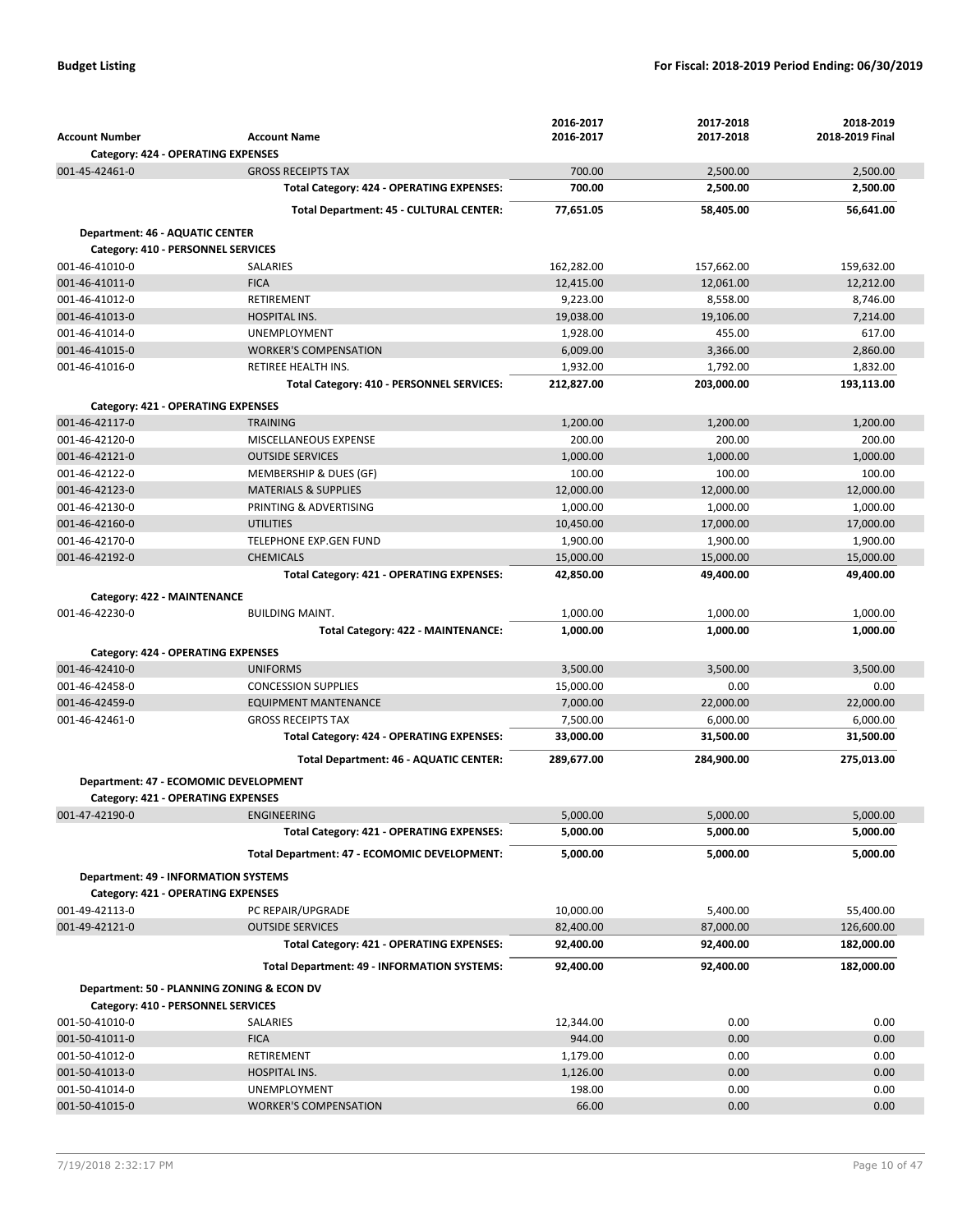| Account Number | Account Name | 2016-2017<br>2016-2017 | 2017-2018<br>2017-2018 | 2018-2019<br>2018-2019 Final |
|---|---|---|---|---|
| **Category: 424 - OPERATING EXPENSES** | | | | |
| 001-45-42461-0 | GROSS RECEIPTS TAX | 700.00 | 2,500.00 | 2,500.00 |
| | **Total Category: 424 - OPERATING EXPENSES:** | **700.00** | **2,500.00** | **2,500.00** |
| | **Total Department: 45 - CULTURAL CENTER:** | **77,651.05** | **58,405.00** | **56,641.00** |
| **Department: 46 - AQUATIC CENTER** | | | | |
| **Category: 410 - PERSONNEL SERVICES** | | | | |
| 001-46-41010-0 | SALARIES | 162,282.00 | 157,662.00 | 159,632.00 |
| 001-46-41011-0 | FICA | 12,415.00 | 12,061.00 | 12,212.00 |
| 001-46-41012-0 | RETIREMENT | 9,223.00 | 8,558.00 | 8,746.00 |
| 001-46-41013-0 | HOSPITAL INS. | 19,038.00 | 19,106.00 | 7,214.00 |
| 001-46-41014-0 | UNEMPLOYMENT | 1,928.00 | 455.00 | 617.00 |
| 001-46-41015-0 | WORKER'S COMPENSATION | 6,009.00 | 3,366.00 | 2,860.00 |
| 001-46-41016-0 | RETIREE HEALTH INS. | 1,932.00 | 1,792.00 | 1,832.00 |
| | **Total Category: 410 - PERSONNEL SERVICES:** | **212,827.00** | **203,000.00** | **193,113.00** |
| **Category: 421 - OPERATING EXPENSES** | | | | |
| 001-46-42117-0 | TRAINING | 1,200.00 | 1,200.00 | 1,200.00 |
| 001-46-42120-0 | MISCELLANEOUS EXPENSE | 200.00 | 200.00 | 200.00 |
| 001-46-42121-0 | OUTSIDE SERVICES | 1,000.00 | 1,000.00 | 1,000.00 |
| 001-46-42122-0 | MEMBERSHIP & DUES (GF) | 100.00 | 100.00 | 100.00 |
| 001-46-42123-0 | MATERIALS & SUPPLIES | 12,000.00 | 12,000.00 | 12,000.00 |
| 001-46-42130-0 | PRINTING & ADVERTISING | 1,000.00 | 1,000.00 | 1,000.00 |
| 001-46-42160-0 | UTILITIES | 10,450.00 | 17,000.00 | 17,000.00 |
| 001-46-42170-0 | TELEPHONE EXP.GEN FUND | 1,900.00 | 1,900.00 | 1,900.00 |
| 001-46-42192-0 | CHEMICALS | 15,000.00 | 15,000.00 | 15,000.00 |
| | **Total Category: 421 - OPERATING EXPENSES:** | **42,850.00** | **49,400.00** | **49,400.00** |
| **Category: 422 - MAINTENANCE** | | | | |
| 001-46-42230-0 | BUILDING MAINT. | 1,000.00 | 1,000.00 | 1,000.00 |
| | **Total Category: 422 - MAINTENANCE:** | **1,000.00** | **1,000.00** | **1,000.00** |
| **Category: 424 - OPERATING EXPENSES** | | | | |
| 001-46-42410-0 | UNIFORMS | 3,500.00 | 3,500.00 | 3,500.00 |
| 001-46-42458-0 | CONCESSION SUPPLIES | 15,000.00 | 0.00 | 0.00 |
| 001-46-42459-0 | EQUIPMENT MANTENANCE | 7,000.00 | 22,000.00 | 22,000.00 |
| 001-46-42461-0 | GROSS RECEIPTS TAX | 7,500.00 | 6,000.00 | 6,000.00 |
| | **Total Category: 424 - OPERATING EXPENSES:** | **33,000.00** | **31,500.00** | **31,500.00** |
| | **Total Department: 46 - AQUATIC CENTER:** | **289,677.00** | **284,900.00** | **275,013.00** |
| **Department: 47 - ECOMOMIC DEVELOPMENT** | | | | |
| **Category: 421 - OPERATING EXPENSES** | | | | |
| 001-47-42190-0 | ENGINEERING | 5,000.00 | 5,000.00 | 5,000.00 |
| | **Total Category: 421 - OPERATING EXPENSES:** | **5,000.00** | **5,000.00** | **5,000.00** |
| | **Total Department: 47 - ECOMOMIC DEVELOPMENT:** | **5,000.00** | **5,000.00** | **5,000.00** |
| **Department: 49 - INFORMATION SYSTEMS** | | | | |
| **Category: 421 - OPERATING EXPENSES** | | | | |
| 001-49-42113-0 | PC REPAIR/UPGRADE | 10,000.00 | 5,400.00 | 55,400.00 |
| 001-49-42121-0 | OUTSIDE SERVICES | 82,400.00 | 87,000.00 | 126,600.00 |
| | **Total Category: 421 - OPERATING EXPENSES:** | **92,400.00** | **92,400.00** | **182,000.00** |
| | **Total Department: 49 - INFORMATION SYSTEMS:** | **92,400.00** | **92,400.00** | **182,000.00** |
| **Department: 50 - PLANNING ZONING & ECON DV** | | | | |
| **Category: 410 - PERSONNEL SERVICES** | | | | |
| 001-50-41010-0 | SALARIES | 12,344.00 | 0.00 | 0.00 |
| 001-50-41011-0 | FICA | 944.00 | 0.00 | 0.00 |
| 001-50-41012-0 | RETIREMENT | 1,179.00 | 0.00 | 0.00 |
| 001-50-41013-0 | HOSPITAL INS. | 1,126.00 | 0.00 | 0.00 |
| 001-50-41014-0 | UNEMPLOYMENT | 198.00 | 0.00 | 0.00 |
| 001-50-41015-0 | WORKER'S COMPENSATION | 66.00 | 0.00 | 0.00 |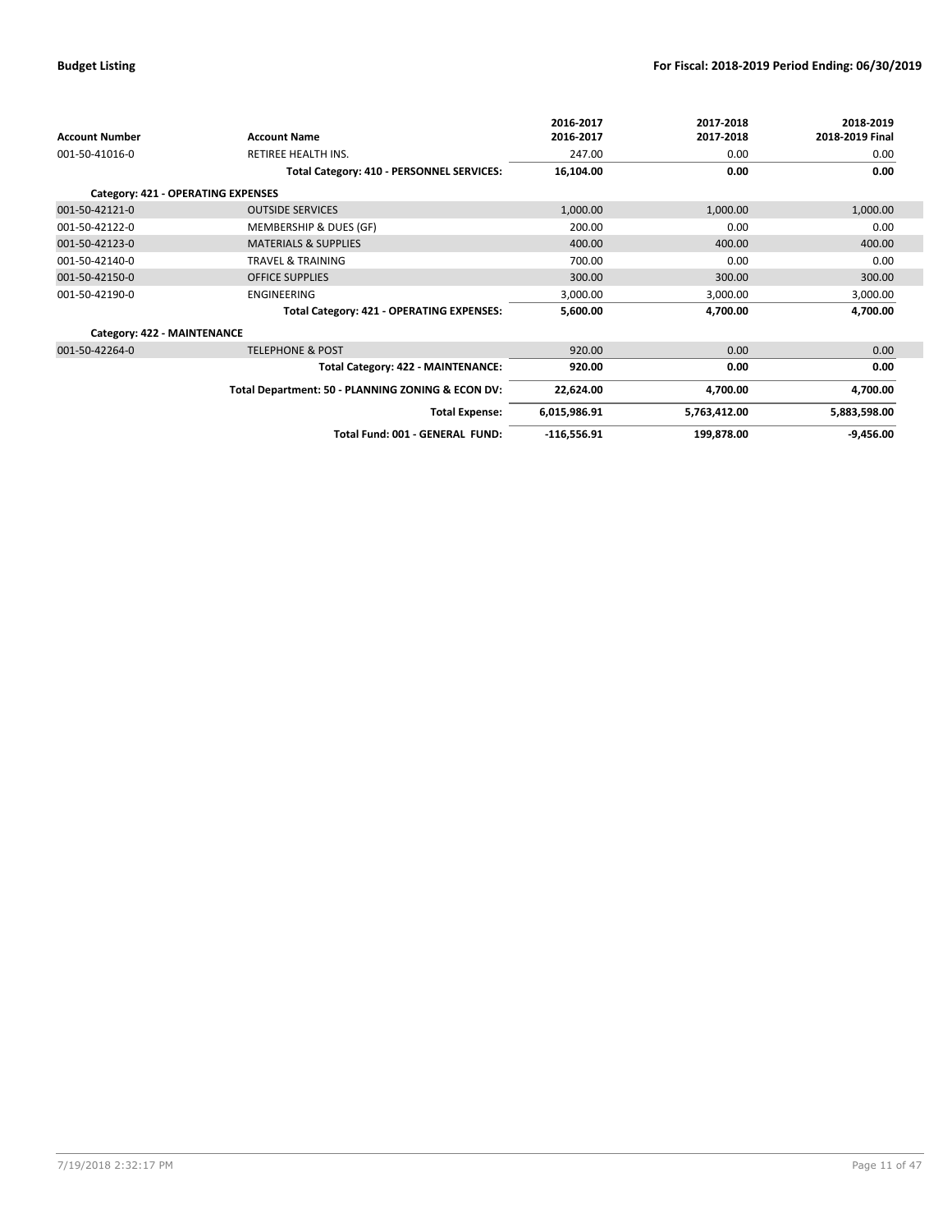| Account Number | Account Name | 2016-2017<br>2016-2017 | 2017-2018<br>2017-2018 | 2018-2019<br>2018-2019 Final |
|---|---|---|---|---|
| 001-50-41016-0 | RETIREE HEALTH INS. | 247.00 | 0.00 | 0.00 |
| | **Total Category: 410 - PERSONNEL SERVICES:** | **16,104.00** | **0.00** | **0.00** |
| **Category: 421 - OPERATING EXPENSES** | | | | |
| 001-50-42121-0 | OUTSIDE SERVICES | 1,000.00 | 1,000.00 | 1,000.00 |
| 001-50-42122-0 | MEMBERSHIP & DUES (GF) | 200.00 | 0.00 | 0.00 |
| 001-50-42123-0 | MATERIALS & SUPPLIES | 400.00 | 400.00 | 400.00 |
| 001-50-42140-0 | TRAVEL & TRAINING | 700.00 | 0.00 | 0.00 |
| 001-50-42150-0 | OFFICE SUPPLIES | 300.00 | 300.00 | 300.00 |
| 001-50-42190-0 | ENGINEERING | 3,000.00 | 3,000.00 | 3,000.00 |
| | **Total Category: 421 - OPERATING EXPENSES:** | **5,600.00** | **4,700.00** | **4,700.00** |
| **Category: 422 - MAINTENANCE** | | | | |
| 001-50-42264-0 | TELEPHONE & POST | 920.00 | 0.00 | 0.00 |
| | **Total Category: 422 - MAINTENANCE:** | **920.00** | **0.00** | **0.00** |
| | **Total Department: 50 - PLANNING ZONING & ECON DV:** | **22,624.00** | **4,700.00** | **4,700.00** |
| | **Total Expense:** | **6,015,986.91** | **5,763,412.00** | **5,883,598.00** |
| | **Total Fund: 001 - GENERAL FUND:** | **-116,556.91** | **199,878.00** | **-9,456.00** |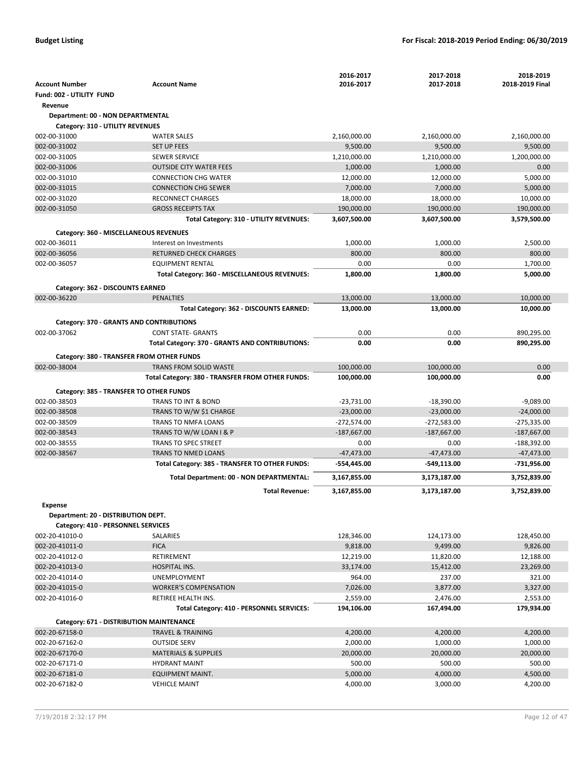| Account Number | Account Name | 2016-2017<br>2016-2017 | 2017-2018<br>2017-2018 | 2018-2019<br>2018-2019 Final |
|---|---|---|---|---|
| **Fund: 002 - UTILITY FUND** | | | | |
| **Revenue** | | | | |
| **Department: 00 - NON DEPARTMENTAL** | | | | |
| **Category: 310 - UTILITY REVENUES** | | | | |
| 002-00-31000 | WATER SALES | 2,160,000.00 | 2,160,000.00 | 2,160,000.00 |
| 002-00-31002 | SET UP FEES | 9,500.00 | 9,500.00 | 9,500.00 |
| 002-00-31005 | SEWER SERVICE | 1,210,000.00 | 1,210,000.00 | 1,200,000.00 |
| 002-00-31006 | OUTSIDE CITY WATER FEES | 1,000.00 | 1,000.00 | 0.00 |
| 002-00-31010 | CONNECTION CHG WATER | 12,000.00 | 12,000.00 | 5,000.00 |
| 002-00-31015 | CONNECTION CHG SEWER | 7,000.00 | 7,000.00 | 5,000.00 |
| 002-00-31020 | RECONNECT CHARGES | 18,000.00 | 18,000.00 | 10,000.00 |
| 002-00-31050 | GROSS RECEIPTS TAX | 190,000.00 | 190,000.00 | 190,000.00 |
| | **Total Category: 310 - UTILITY REVENUES:** | **3,607,500.00** | **3,607,500.00** | **3,579,500.00** |
| **Category: 360 - MISCELLANEOUS REVENUES** | | | | |
| 002-00-36011 | Interest on Investments | 1,000.00 | 1,000.00 | 2,500.00 |
| 002-00-36056 | RETURNED CHECK CHARGES | 800.00 | 800.00 | 800.00 |
| 002-00-36057 | EQUIPMENT RENTAL | 0.00 | 0.00 | 1,700.00 |
| | **Total Category: 360 - MISCELLANEOUS REVENUES:** | **1,800.00** | **1,800.00** | **5,000.00** |
| **Category: 362 - DISCOUNTS EARNED** | | | | |
| 002-00-36220 | PENALTIES | 13,000.00 | 13,000.00 | 10,000.00 |
| | **Total Category: 362 - DISCOUNTS EARNED:** | **13,000.00** | **13,000.00** | **10,000.00** |
| **Category: 370 - GRANTS AND CONTRIBUTIONS** | | | | |
| 002-00-37062 | CONT STATE- GRANTS | 0.00 | 0.00 | 890,295.00 |
| | **Total Category: 370 - GRANTS AND CONTRIBUTIONS:** | **0.00** | **0.00** | **890,295.00** |
| **Category: 380 - TRANSFER FROM OTHER FUNDS** | | | | |
| 002-00-38004 | TRANS FROM SOLID WASTE | 100,000.00 | 100,000.00 | 0.00 |
| | **Total Category: 380 - TRANSFER FROM OTHER FUNDS:** | **100,000.00** | **100,000.00** | **0.00** |
| **Category: 385 - TRANSFER TO OTHER FUNDS** | | | | |
| 002-00-38503 | TRANS TO INT & BOND | -23,731.00 | -18,390.00 | -9,089.00 |
| 002-00-38508 | TRANS TO W/W $1 CHARGE | -23,000.00 | -23,000.00 | -24,000.00 |
| 002-00-38509 | TRANS TO NMFA LOANS | -272,574.00 | -272,583.00 | -275,335.00 |
| 002-00-38543 | TRANS TO W/W LOAN I & P | -187,667.00 | -187,667.00 | -187,667.00 |
| 002-00-38555 | TRANS TO SPEC STREET | 0.00 | 0.00 | -188,392.00 |
| 002-00-38567 | TRANS TO NMED LOANS | -47,473.00 | -47,473.00 | -47,473.00 |
| | **Total Category: 385 - TRANSFER TO OTHER FUNDS:** | **-554,445.00** | **-549,113.00** | **-731,956.00** |
| | **Total Department: 00 - NON DEPARTMENTAL:** | **3,167,855.00** | **3,173,187.00** | **3,752,839.00** |
| | **Total Revenue:** | **3,167,855.00** | **3,173,187.00** | **3,752,839.00** |
| **Expense** | | | | |
| **Department: 20 - DISTRIBUTION DEPT.** | | | | |
| **Category: 410 - PERSONNEL SERVICES** | | | | |
| 002-20-41010-0 | SALARIES | 128,346.00 | 124,173.00 | 128,450.00 |
| 002-20-41011-0 | FICA | 9,818.00 | 9,499.00 | 9,826.00 |
| 002-20-41012-0 | RETIREMENT | 12,219.00 | 11,820.00 | 12,188.00 |
| 002-20-41013-0 | HOSPITAL INS. | 33,174.00 | 15,412.00 | 23,269.00 |
| 002-20-41014-0 | UNEMPLOYMENT | 964.00 | 237.00 | 321.00 |
| 002-20-41015-0 | WORKER'S COMPENSATION | 7,026.00 | 3,877.00 | 3,327.00 |
| 002-20-41016-0 | RETIREE HEALTH INS. | 2,559.00 | 2,476.00 | 2,553.00 |
| | **Total Category: 410 - PERSONNEL SERVICES:** | **194,106.00** | **167,494.00** | **179,934.00** |
| **Category: 671 - DISTRIBUTION MAINTENANCE** | | | | |
| 002-20-67158-0 | TRAVEL & TRAINING | 4,200.00 | 4,200.00 | 4,200.00 |
| 002-20-67162-0 | OUTSIDE SERV | 2,000.00 | 1,000.00 | 1,000.00 |
| 002-20-67170-0 | MATERIALS & SUPPLIES | 20,000.00 | 20,000.00 | 20,000.00 |
| 002-20-67171-0 | HYDRANT MAINT | 500.00 | 500.00 | 500.00 |
| 002-20-67181-0 | EQUIPMENT MAINT. | 5,000.00 | 4,000.00 | 4,500.00 |
| 002-20-67182-0 | VEHICLE MAINT | 4,000.00 | 3,000.00 | 4,200.00 |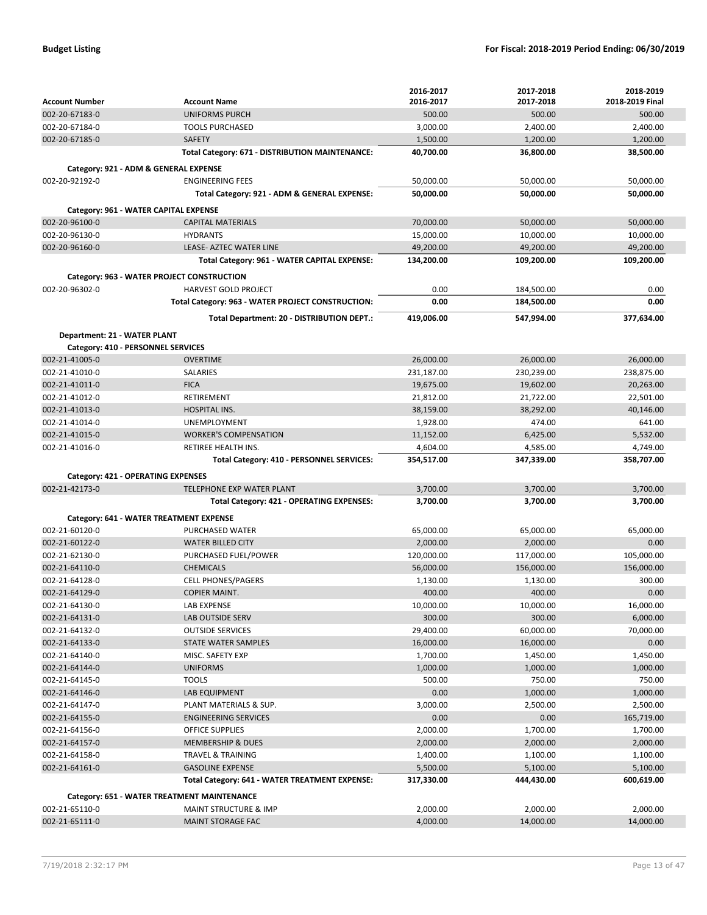| Account Number | Account Name | 2016-2017<br>2016-2017 | 2017-2018<br>2017-2018 | 2018-2019<br>2018-2019 Final |
|---|---|---|---|---|
| 002-20-67183-0 | UNIFORMS PURCH | 500.00 | 500.00 | 500.00 |
| 002-20-67184-0 | TOOLS PURCHASED | 3,000.00 | 2,400.00 | 2,400.00 |
| 002-20-67185-0 | SAFETY | 1,500.00 | 1,200.00 | 1,200.00 |
| | **Total Category: 671 - DISTRIBUTION MAINTENANCE:** | **40,700.00** | **36,800.00** | **38,500.00** |
| **Category: 921 - ADM & GENERAL EXPENSE** | | | | |
| 002-20-92192-0 | ENGINEERING FEES | 50,000.00 | 50,000.00 | 50,000.00 |
| | **Total Category: 921 - ADM & GENERAL EXPENSE:** | **50,000.00** | **50,000.00** | **50,000.00** |
| **Category: 961 - WATER CAPITAL EXPENSE** | | | | |
| 002-20-96100-0 | CAPITAL MATERIALS | 70,000.00 | 50,000.00 | 50,000.00 |
| 002-20-96130-0 | HYDRANTS | 15,000.00 | 10,000.00 | 10,000.00 |
| 002-20-96160-0 | LEASE- AZTEC WATER LINE | 49,200.00 | 49,200.00 | 49,200.00 |
| | **Total Category: 961 - WATER CAPITAL EXPENSE:** | **134,200.00** | **109,200.00** | **109,200.00** |
| **Category: 963 - WATER PROJECT CONSTRUCTION** | | | | |
| 002-20-96302-0 | HARVEST GOLD PROJECT | 0.00 | 184,500.00 | 0.00 |
| | **Total Category: 963 - WATER PROJECT CONSTRUCTION:** | **0.00** | **184,500.00** | **0.00** |
| | **Total Department: 20 - DISTRIBUTION DEPT.:** | **419,006.00** | **547,994.00** | **377,634.00** |
| **Department: 21 - WATER PLANT** | | | | |
| **Category: 410 - PERSONNEL SERVICES** | | | | |
| 002-21-41005-0 | OVERTIME | 26,000.00 | 26,000.00 | 26,000.00 |
| 002-21-41010-0 | SALARIES | 231,187.00 | 230,239.00 | 238,875.00 |
| 002-21-41011-0 | FICA | 19,675.00 | 19,602.00 | 20,263.00 |
| 002-21-41012-0 | RETIREMENT | 21,812.00 | 21,722.00 | 22,501.00 |
| 002-21-41013-0 | HOSPITAL INS. | 38,159.00 | 38,292.00 | 40,146.00 |
| 002-21-41014-0 | UNEMPLOYMENT | 1,928.00 | 474.00 | 641.00 |
| 002-21-41015-0 | WORKER'S COMPENSATION | 11,152.00 | 6,425.00 | 5,532.00 |
| 002-21-41016-0 | RETIREE HEALTH INS. | 4,604.00 | 4,585.00 | 4,749.00 |
| | **Total Category: 410 - PERSONNEL SERVICES:** | **354,517.00** | **347,339.00** | **358,707.00** |
| **Category: 421 - OPERATING EXPENSES** | | | | |
| 002-21-42173-0 | TELEPHONE EXP WATER PLANT | 3,700.00 | 3,700.00 | 3,700.00 |
| | **Total Category: 421 - OPERATING EXPENSES:** | **3,700.00** | **3,700.00** | **3,700.00** |
| **Category: 641 - WATER TREATMENT EXPENSE** | | | | |
| 002-21-60120-0 | PURCHASED WATER | 65,000.00 | 65,000.00 | 65,000.00 |
| 002-21-60122-0 | WATER BILLED CITY | 2,000.00 | 2,000.00 | 0.00 |
| 002-21-62130-0 | PURCHASED FUEL/POWER | 120,000.00 | 117,000.00 | 105,000.00 |
| 002-21-64110-0 | CHEMICALS | 56,000.00 | 156,000.00 | 156,000.00 |
| 002-21-64128-0 | CELL PHONES/PAGERS | 1,130.00 | 1,130.00 | 300.00 |
| 002-21-64129-0 | COPIER MAINT. | 400.00 | 400.00 | 0.00 |
| 002-21-64130-0 | LAB EXPENSE | 10,000.00 | 10,000.00 | 16,000.00 |
| 002-21-64131-0 | LAB OUTSIDE SERV | 300.00 | 300.00 | 6,000.00 |
| 002-21-64132-0 | OUTSIDE SERVICES | 29,400.00 | 60,000.00 | 70,000.00 |
| 002-21-64133-0 | STATE WATER SAMPLES | 16,000.00 | 16,000.00 | 0.00 |
| 002-21-64140-0 | MISC. SAFETY EXP | 1,700.00 | 1,450.00 | 1,450.00 |
| 002-21-64144-0 | UNIFORMS | 1,000.00 | 1,000.00 | 1,000.00 |
| 002-21-64145-0 | TOOLS | 500.00 | 750.00 | 750.00 |
| 002-21-64146-0 | LAB EQUIPMENT | 0.00 | 1,000.00 | 1,000.00 |
| 002-21-64147-0 | PLANT MATERIALS & SUP. | 3,000.00 | 2,500.00 | 2,500.00 |
| 002-21-64155-0 | ENGINEERING SERVICES | 0.00 | 0.00 | 165,719.00 |
| 002-21-64156-0 | OFFICE SUPPLIES | 2,000.00 | 1,700.00 | 1,700.00 |
| 002-21-64157-0 | MEMBERSHIP & DUES | 2,000.00 | 2,000.00 | 2,000.00 |
| 002-21-64158-0 | TRAVEL & TRAINING | 1,400.00 | 1,100.00 | 1,100.00 |
| 002-21-64161-0 | GASOLINE EXPENSE | 5,500.00 | 5,100.00 | 5,100.00 |
| | **Total Category: 641 - WATER TREATMENT EXPENSE:** | **317,330.00** | **444,430.00** | **600,619.00** |
| **Category: 651 - WATER TREATMENT MAINTENANCE** | | | | |
| 002-21-65110-0 | MAINT STRUCTURE & IMP | 2,000.00 | 2,000.00 | 2,000.00 |
| 002-21-65111-0 | MAINT STORAGE FAC | 4,000.00 | 14,000.00 | 14,000.00 |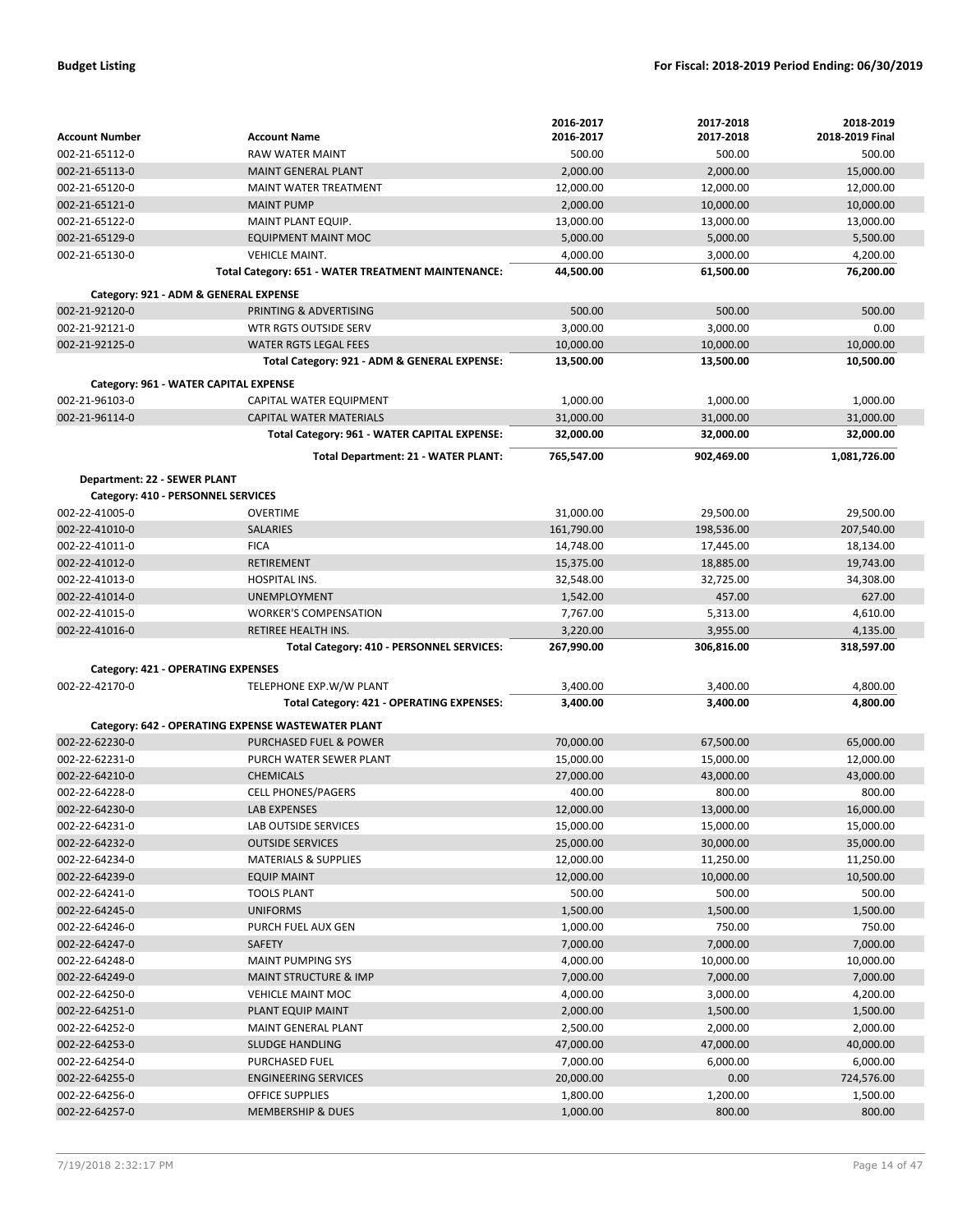| Account Number | Account Name | 2016-2017<br>2016-2017 | 2017-2018<br>2017-2018 | 2018-2019<br>2018-2019 Final |
|---|---|---|---|---|
| 002-21-65112-0 | RAW WATER MAINT | 500.00 | 500.00 | 500.00 |
| 002-21-65113-0 | MAINT GENERAL PLANT | 2,000.00 | 2,000.00 | 15,000.00 |
| 002-21-65120-0 | MAINT WATER TREATMENT | 12,000.00 | 12,000.00 | 12,000.00 |
| 002-21-65121-0 | MAINT PUMP | 2,000.00 | 10,000.00 | 10,000.00 |
| 002-21-65122-0 | MAINT PLANT EQUIP. | 13,000.00 | 13,000.00 | 13,000.00 |
| 002-21-65129-0 | EQUIPMENT MAINT MOC | 5,000.00 | 5,000.00 | 5,500.00 |
| 002-21-65130-0 | VEHICLE MAINT. | 4,000.00 | 3,000.00 | 4,200.00 |
| | **Total Category: 651 - WATER TREATMENT MAINTENANCE:** | **44,500.00** | **61,500.00** | **76,200.00** |
| **Category: 921 - ADM & GENERAL EXPENSE** | | | | |
| 002-21-92120-0 | PRINTING & ADVERTISING | 500.00 | 500.00 | 500.00 |
| 002-21-92121-0 | WTR RGTS OUTSIDE SERV | 3,000.00 | 3,000.00 | 0.00 |
| 002-21-92125-0 | WATER RGTS LEGAL FEES | 10,000.00 | 10,000.00 | 10,000.00 |
| | **Total Category: 921 - ADM & GENERAL EXPENSE:** | **13,500.00** | **13,500.00** | **10,500.00** |
| **Category: 961 - WATER CAPITAL EXPENSE** | | | | |
| 002-21-96103-0 | CAPITAL WATER EQUIPMENT | 1,000.00 | 1,000.00 | 1,000.00 |
| 002-21-96114-0 | CAPITAL WATER MATERIALS | 31,000.00 | 31,000.00 | 31,000.00 |
| | **Total Category: 961 - WATER CAPITAL EXPENSE:** | **32,000.00** | **32,000.00** | **32,000.00** |
| | **Total Department: 21 - WATER PLANT:** | **765,547.00** | **902,469.00** | **1,081,726.00** |
| **Department: 22 - SEWER PLANT** | | | | |
| **Category: 410 - PERSONNEL SERVICES** | | | | |
| 002-22-41005-0 | OVERTIME | 31,000.00 | 29,500.00 | 29,500.00 |
| 002-22-41010-0 | SALARIES | 161,790.00 | 198,536.00 | 207,540.00 |
| 002-22-41011-0 | FICA | 14,748.00 | 17,445.00 | 18,134.00 |
| 002-22-41012-0 | RETIREMENT | 15,375.00 | 18,885.00 | 19,743.00 |
| 002-22-41013-0 | HOSPITAL INS. | 32,548.00 | 32,725.00 | 34,308.00 |
| 002-22-41014-0 | UNEMPLOYMENT | 1,542.00 | 457.00 | 627.00 |
| 002-22-41015-0 | WORKER'S COMPENSATION | 7,767.00 | 5,313.00 | 4,610.00 |
| 002-22-41016-0 | RETIREE HEALTH INS. | 3,220.00 | 3,955.00 | 4,135.00 |
| | **Total Category: 410 - PERSONNEL SERVICES:** | **267,990.00** | **306,816.00** | **318,597.00** |
| **Category: 421 - OPERATING EXPENSES** | | | | |
| 002-22-42170-0 | TELEPHONE EXP.W/W PLANT | 3,400.00 | 3,400.00 | 4,800.00 |
| | **Total Category: 421 - OPERATING EXPENSES:** | **3,400.00** | **3,400.00** | **4,800.00** |
| **Category: 642 - OPERATING EXPENSE WASTEWATER PLANT** | | | | |
| 002-22-62230-0 | PURCHASED FUEL & POWER | 70,000.00 | 67,500.00 | 65,000.00 |
| 002-22-62231-0 | PURCH WATER SEWER PLANT | 15,000.00 | 15,000.00 | 12,000.00 |
| 002-22-64210-0 | CHEMICALS | 27,000.00 | 43,000.00 | 43,000.00 |
| 002-22-64228-0 | CELL PHONES/PAGERS | 400.00 | 800.00 | 800.00 |
| 002-22-64230-0 | LAB EXPENSES | 12,000.00 | 13,000.00 | 16,000.00 |
| 002-22-64231-0 | LAB OUTSIDE SERVICES | 15,000.00 | 15,000.00 | 15,000.00 |
| 002-22-64232-0 | OUTSIDE SERVICES | 25,000.00 | 30,000.00 | 35,000.00 |
| 002-22-64234-0 | MATERIALS & SUPPLIES | 12,000.00 | 11,250.00 | 11,250.00 |
| 002-22-64239-0 | EQUIP MAINT | 12,000.00 | 10,000.00 | 10,500.00 |
| 002-22-64241-0 | TOOLS PLANT | 500.00 | 500.00 | 500.00 |
| 002-22-64245-0 | UNIFORMS | 1,500.00 | 1,500.00 | 1,500.00 |
| 002-22-64246-0 | PURCH FUEL AUX GEN | 1,000.00 | 750.00 | 750.00 |
| 002-22-64247-0 | SAFETY | 7,000.00 | 7,000.00 | 7,000.00 |
| 002-22-64248-0 | MAINT PUMPING SYS | 4,000.00 | 10,000.00 | 10,000.00 |
| 002-22-64249-0 | MAINT STRUCTURE & IMP | 7,000.00 | 7,000.00 | 7,000.00 |
| 002-22-64250-0 | VEHICLE MAINT MOC | 4,000.00 | 3,000.00 | 4,200.00 |
| 002-22-64251-0 | PLANT EQUIP MAINT | 2,000.00 | 1,500.00 | 1,500.00 |
| 002-22-64252-0 | MAINT GENERAL PLANT | 2,500.00 | 2,000.00 | 2,000.00 |
| 002-22-64253-0 | SLUDGE HANDLING | 47,000.00 | 47,000.00 | 40,000.00 |
| 002-22-64254-0 | PURCHASED FUEL | 7,000.00 | 6,000.00 | 6,000.00 |
| 002-22-64255-0 | ENGINEERING SERVICES | 20,000.00 | 0.00 | 724,576.00 |
| 002-22-64256-0 | OFFICE SUPPLIES | 1,800.00 | 1,200.00 | 1,500.00 |
| 002-22-64257-0 | MEMBERSHIP & DUES | 1,000.00 | 800.00 | 800.00 |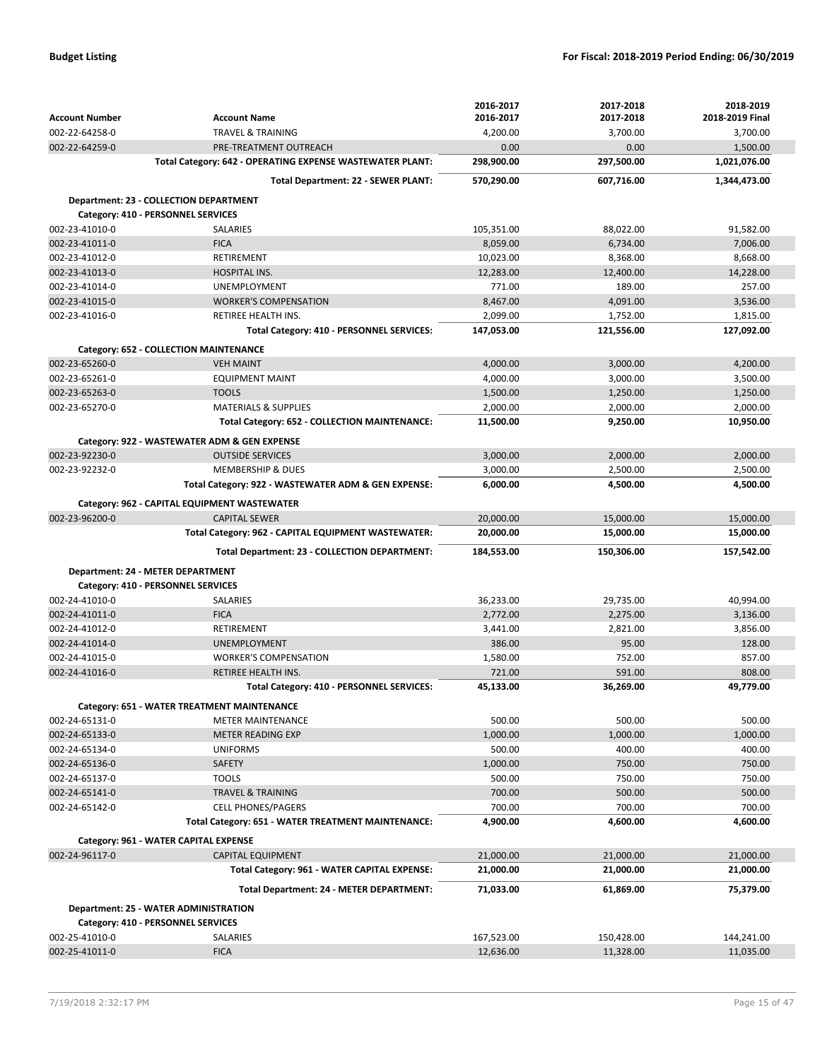| Account Number | Account Name | 2016-2017<br>2016-2017 | 2017-2018<br>2017-2018 | 2018-2019<br>2018-2019 Final |
|---|---|---|---|---|
| 002-22-64258-0 | TRAVEL & TRAINING | 4,200.00 | 3,700.00 | 3,700.00 |
| 002-22-64259-0 | PRE-TREATMENT OUTREACH | 0.00 | 0.00 | 1,500.00 |
| | **Total Category: 642 - OPERATING EXPENSE WASTEWATER PLANT:** | **298,900.00** | **297,500.00** | **1,021,076.00** |
| | **Total Department: 22 - SEWER PLANT:** | **570,290.00** | **607,716.00** | **1,344,473.00** |
| **Department: 23 - COLLECTION DEPARTMENT** | | | | |
| **Category: 410 - PERSONNEL SERVICES** | | | | |
| 002-23-41010-0 | SALARIES | 105,351.00 | 88,022.00 | 91,582.00 |
| 002-23-41011-0 | FICA | 8,059.00 | 6,734.00 | 7,006.00 |
| 002-23-41012-0 | RETIREMENT | 10,023.00 | 8,368.00 | 8,668.00 |
| 002-23-41013-0 | HOSPITAL INS. | 12,283.00 | 12,400.00 | 14,228.00 |
| 002-23-41014-0 | UNEMPLOYMENT | 771.00 | 189.00 | 257.00 |
| 002-23-41015-0 | WORKER'S COMPENSATION | 8,467.00 | 4,091.00 | 3,536.00 |
| 002-23-41016-0 | RETIREE HEALTH INS. | 2,099.00 | 1,752.00 | 1,815.00 |
| | **Total Category: 410 - PERSONNEL SERVICES:** | **147,053.00** | **121,556.00** | **127,092.00** |
| **Category: 652 - COLLECTION MAINTENANCE** | | | | |
| 002-23-65260-0 | VEH MAINT | 4,000.00 | 3,000.00 | 4,200.00 |
| 002-23-65261-0 | EQUIPMENT MAINT | 4,000.00 | 3,000.00 | 3,500.00 |
| 002-23-65263-0 | TOOLS | 1,500.00 | 1,250.00 | 1,250.00 |
| 002-23-65270-0 | MATERIALS & SUPPLIES | 2,000.00 | 2,000.00 | 2,000.00 |
| | **Total Category: 652 - COLLECTION MAINTENANCE:** | **11,500.00** | **9,250.00** | **10,950.00** |
| **Category: 922 - WASTEWATER ADM & GEN EXPENSE** | | | | |
| 002-23-92230-0 | OUTSIDE SERVICES | 3,000.00 | 2,000.00 | 2,000.00 |
| 002-23-92232-0 | MEMBERSHIP & DUES | 3,000.00 | 2,500.00 | 2,500.00 |
| | **Total Category: 922 - WASTEWATER ADM & GEN EXPENSE:** | **6,000.00** | **4,500.00** | **4,500.00** |
| **Category: 962 - CAPITAL EQUIPMENT WASTEWATER** | | | | |
| 002-23-96200-0 | CAPITAL SEWER | 20,000.00 | 15,000.00 | 15,000.00 |
| | **Total Category: 962 - CAPITAL EQUIPMENT WASTEWATER:** | **20,000.00** | **15,000.00** | **15,000.00** |
| | **Total Department: 23 - COLLECTION DEPARTMENT:** | **184,553.00** | **150,306.00** | **157,542.00** |
| **Department: 24 - METER DEPARTMENT** | | | | |
| **Category: 410 - PERSONNEL SERVICES** | | | | |
| 002-24-41010-0 | SALARIES | 36,233.00 | 29,735.00 | 40,994.00 |
| 002-24-41011-0 | FICA | 2,772.00 | 2,275.00 | 3,136.00 |
| 002-24-41012-0 | RETIREMENT | 3,441.00 | 2,821.00 | 3,856.00 |
| 002-24-41014-0 | UNEMPLOYMENT | 386.00 | 95.00 | 128.00 |
| 002-24-41015-0 | WORKER'S COMPENSATION | 1,580.00 | 752.00 | 857.00 |
| 002-24-41016-0 | RETIREE HEALTH INS. | 721.00 | 591.00 | 808.00 |
| | **Total Category: 410 - PERSONNEL SERVICES:** | **45,133.00** | **36,269.00** | **49,779.00** |
| **Category: 651 - WATER TREATMENT MAINTENANCE** | | | | |
| 002-24-65131-0 | METER MAINTENANCE | 500.00 | 500.00 | 500.00 |
| 002-24-65133-0 | METER READING EXP | 1,000.00 | 1,000.00 | 1,000.00 |
| 002-24-65134-0 | UNIFORMS | 500.00 | 400.00 | 400.00 |
| 002-24-65136-0 | SAFETY | 1,000.00 | 750.00 | 750.00 |
| 002-24-65137-0 | TOOLS | 500.00 | 750.00 | 750.00 |
| 002-24-65141-0 | TRAVEL & TRAINING | 700.00 | 500.00 | 500.00 |
| 002-24-65142-0 | CELL PHONES/PAGERS | 700.00 | 700.00 | 700.00 |
| | **Total Category: 651 - WATER TREATMENT MAINTENANCE:** | **4,900.00** | **4,600.00** | **4,600.00** |
| **Category: 961 - WATER CAPITAL EXPENSE** | | | | |
| 002-24-96117-0 | CAPITAL EQUIPMENT | 21,000.00 | 21,000.00 | 21,000.00 |
| | **Total Category: 961 - WATER CAPITAL EXPENSE:** | **21,000.00** | **21,000.00** | **21,000.00** |
| | **Total Department: 24 - METER DEPARTMENT:** | **71,033.00** | **61,869.00** | **75,379.00** |
| **Department: 25 - WATER ADMINISTRATION** | | | | |
| **Category: 410 - PERSONNEL SERVICES** | | | | |
| 002-25-41010-0 | SALARIES | 167,523.00 | 150,428.00 | 144,241.00 |
| 002-25-41011-0 | FICA | 12,636.00 | 11,328.00 | 11,035.00 |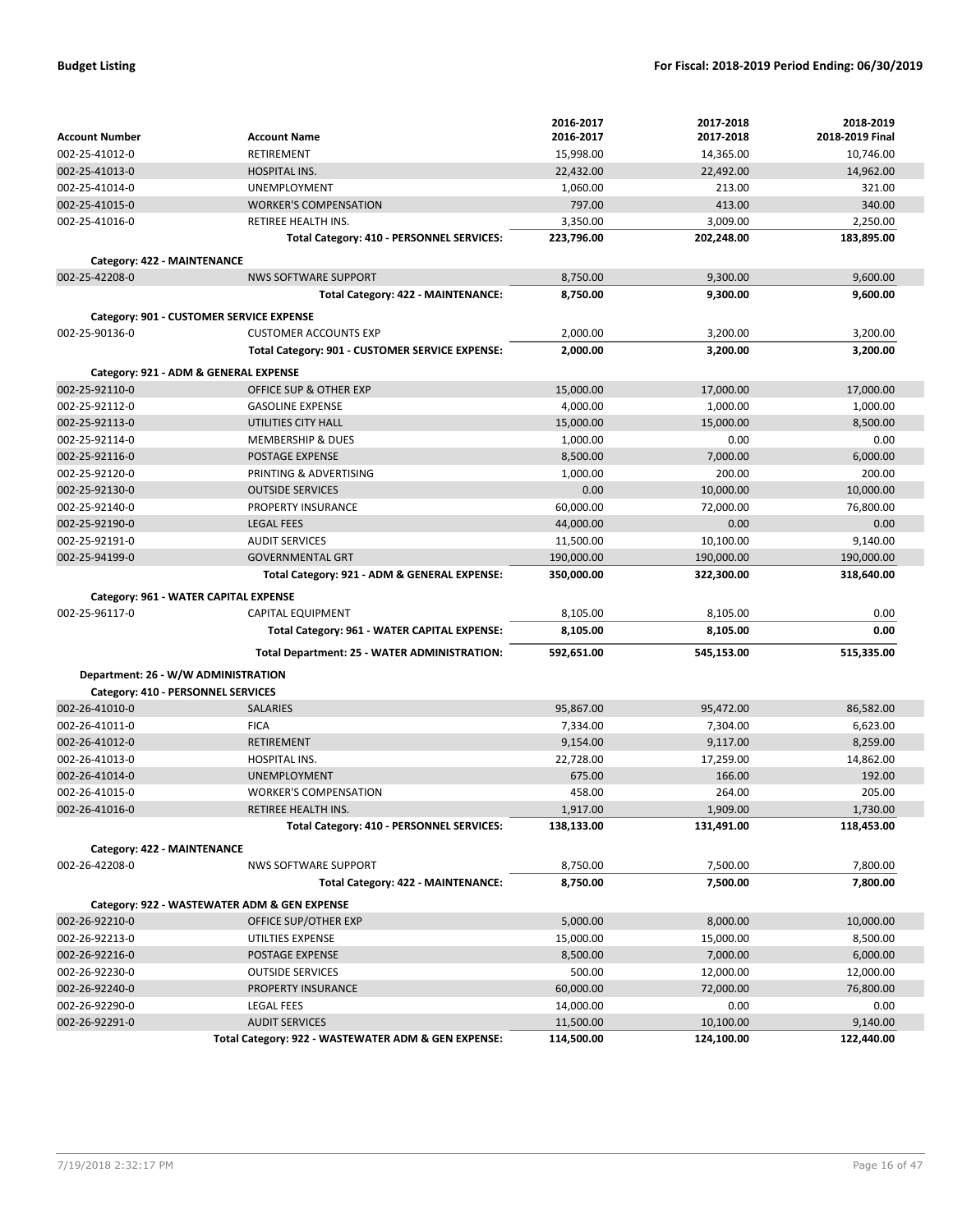| Account Number | Account Name | 2016-2017<br>2016-2017 | 2017-2018<br>2017-2018 | 2018-2019<br>2018-2019 Final |
|---|---|---|---|---|
| 002-25-41012-0 | RETIREMENT | 15,998.00 | 14,365.00 | 10,746.00 |
| 002-25-41013-0 | HOSPITAL INS. | 22,432.00 | 22,492.00 | 14,962.00 |
| 002-25-41014-0 | UNEMPLOYMENT | 1,060.00 | 213.00 | 321.00 |
| 002-25-41015-0 | WORKER'S COMPENSATION | 797.00 | 413.00 | 340.00 |
| 002-25-41016-0 | RETIREE HEALTH INS. | 3,350.00 | 3,009.00 | 2,250.00 |
| | **Total Category: 410 - PERSONNEL SERVICES:** | **223,796.00** | **202,248.00** | **183,895.00** |
| **Category: 422 - MAINTENANCE** | | | | |
| 002-25-42208-0 | NWS SOFTWARE SUPPORT | 8,750.00 | 9,300.00 | 9,600.00 |
| | **Total Category: 422 - MAINTENANCE:** | **8,750.00** | **9,300.00** | **9,600.00** |
| **Category: 901 - CUSTOMER SERVICE EXPENSE** | | | | |
| 002-25-90136-0 | CUSTOMER ACCOUNTS EXP | 2,000.00 | 3,200.00 | 3,200.00 |
| | **Total Category: 901 - CUSTOMER SERVICE EXPENSE:** | **2,000.00** | **3,200.00** | **3,200.00** |
| **Category: 921 - ADM & GENERAL EXPENSE** | | | | |
| 002-25-92110-0 | OFFICE SUP & OTHER EXP | 15,000.00 | 17,000.00 | 17,000.00 |
| 002-25-92112-0 | GASOLINE EXPENSE | 4,000.00 | 1,000.00 | 1,000.00 |
| 002-25-92113-0 | UTILITIES CITY HALL | 15,000.00 | 15,000.00 | 8,500.00 |
| 002-25-92114-0 | MEMBERSHIP & DUES | 1,000.00 | 0.00 | 0.00 |
| 002-25-92116-0 | POSTAGE EXPENSE | 8,500.00 | 7,000.00 | 6,000.00 |
| 002-25-92120-0 | PRINTING & ADVERTISING | 1,000.00 | 200.00 | 200.00 |
| 002-25-92130-0 | OUTSIDE SERVICES | 0.00 | 10,000.00 | 10,000.00 |
| 002-25-92140-0 | PROPERTY INSURANCE | 60,000.00 | 72,000.00 | 76,800.00 |
| 002-25-92190-0 | LEGAL FEES | 44,000.00 | 0.00 | 0.00 |
| 002-25-92191-0 | AUDIT SERVICES | 11,500.00 | 10,100.00 | 9,140.00 |
| 002-25-94199-0 | GOVERNMENTAL GRT | 190,000.00 | 190,000.00 | 190,000.00 |
| | **Total Category: 921 - ADM & GENERAL EXPENSE:** | **350,000.00** | **322,300.00** | **318,640.00** |
| **Category: 961 - WATER CAPITAL EXPENSE** | | | | |
| 002-25-96117-0 | CAPITAL EQUIPMENT | 8,105.00 | 8,105.00 | 0.00 |
| | **Total Category: 961 - WATER CAPITAL EXPENSE:** | **8,105.00** | **8,105.00** | **0.00** |
| | **Total Department: 25 - WATER ADMINISTRATION:** | **592,651.00** | **545,153.00** | **515,335.00** |
| **Department: 26 - W/W ADMINISTRATION** | | | | |
| **Category: 410 - PERSONNEL SERVICES** | | | | |
| 002-26-41010-0 | SALARIES | 95,867.00 | 95,472.00 | 86,582.00 |
| 002-26-41011-0 | FICA | 7,334.00 | 7,304.00 | 6,623.00 |
| 002-26-41012-0 | RETIREMENT | 9,154.00 | 9,117.00 | 8,259.00 |
| 002-26-41013-0 | HOSPITAL INS. | 22,728.00 | 17,259.00 | 14,862.00 |
| 002-26-41014-0 | UNEMPLOYMENT | 675.00 | 166.00 | 192.00 |
| 002-26-41015-0 | WORKER'S COMPENSATION | 458.00 | 264.00 | 205.00 |
| 002-26-41016-0 | RETIREE HEALTH INS. | 1,917.00 | 1,909.00 | 1,730.00 |
| | **Total Category: 410 - PERSONNEL SERVICES:** | **138,133.00** | **131,491.00** | **118,453.00** |
| **Category: 422 - MAINTENANCE** | | | | |
| 002-26-42208-0 | NWS SOFTWARE SUPPORT | 8,750.00 | 7,500.00 | 7,800.00 |
| | **Total Category: 422 - MAINTENANCE:** | **8,750.00** | **7,500.00** | **7,800.00** |
| **Category: 922 - WASTEWATER ADM & GEN EXPENSE** | | | | |
| 002-26-92210-0 | OFFICE SUP/OTHER EXP | 5,000.00 | 8,000.00 | 10,000.00 |
| 002-26-92213-0 | UTILTIES EXPENSE | 15,000.00 | 15,000.00 | 8,500.00 |
| 002-26-92216-0 | POSTAGE EXPENSE | 8,500.00 | 7,000.00 | 6,000.00 |
| 002-26-92230-0 | OUTSIDE SERVICES | 500.00 | 12,000.00 | 12,000.00 |
| 002-26-92240-0 | PROPERTY INSURANCE | 60,000.00 | 72,000.00 | 76,800.00 |
| 002-26-92290-0 | LEGAL FEES | 14,000.00 | 0.00 | 0.00 |
| 002-26-92291-0 | AUDIT SERVICES | 11,500.00 | 10,100.00 | 9,140.00 |
| | **Total Category: 922 - WASTEWATER ADM & GEN EXPENSE:** | **114,500.00** | **124,100.00** | **122,440.00** |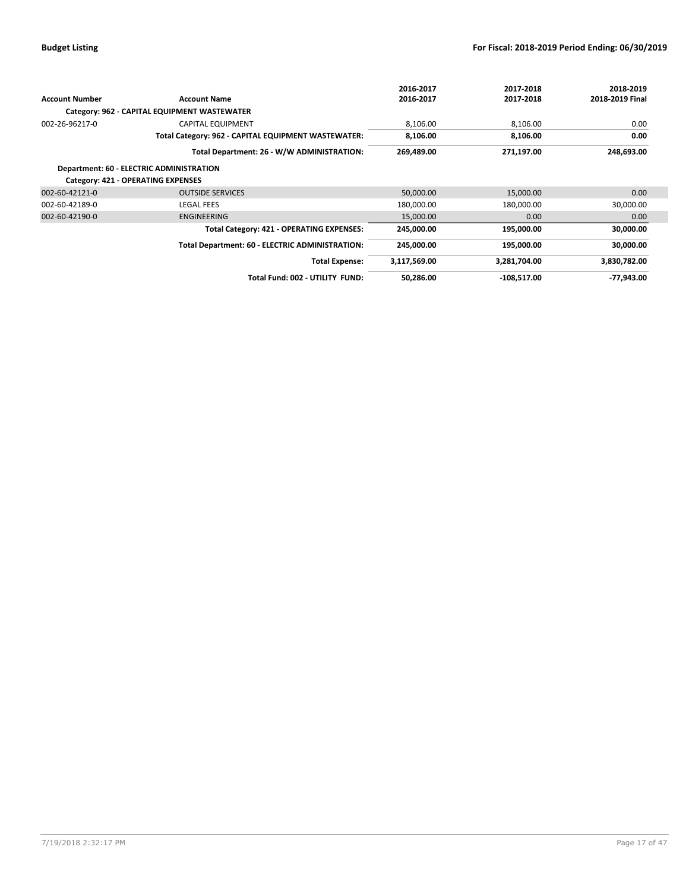| Account Number | Account Name | 2016-2017<br>2016-2017 | 2017-2018<br>2017-2018 | 2018-2019<br>2018-2019 Final |
|---|---|---|---|---|
| | **Category: 962 - CAPITAL EQUIPMENT WASTEWATER** | | | |
| 002-26-96217-0 | CAPITAL EQUIPMENT | 8,106.00 | 8,106.00 | 0.00 |
| | **Total Category: 962 - CAPITAL EQUIPMENT WASTEWATER:** | **8,106.00** | **8,106.00** | **0.00** |
| | **Total Department: 26 - W/W ADMINISTRATION:** | **269,489.00** | **271,197.00** | **248,693.00** |
| **Department: 60 - ELECTRIC ADMINISTRATION** | | | | |
| **Category: 421 - OPERATING EXPENSES** | | | | |
| 002-60-42121-0 | OUTSIDE SERVICES | 50,000.00 | 15,000.00 | 0.00 |
| 002-60-42189-0 | LEGAL FEES | 180,000.00 | 180,000.00 | 30,000.00 |
| 002-60-42190-0 | ENGINEERING | 15,000.00 | 0.00 | 0.00 |
| | **Total Category: 421 - OPERATING EXPENSES:** | **245,000.00** | **195,000.00** | **30,000.00** |
| | **Total Department: 60 - ELECTRIC ADMINISTRATION:** | **245,000.00** | **195,000.00** | **30,000.00** |
| | **Total Expense:** | **3,117,569.00** | **3,281,704.00** | **3,830,782.00** |
| | **Total Fund: 002 - UTILITY FUND:** | **50,286.00** | **-108,517.00** | **-77,943.00** |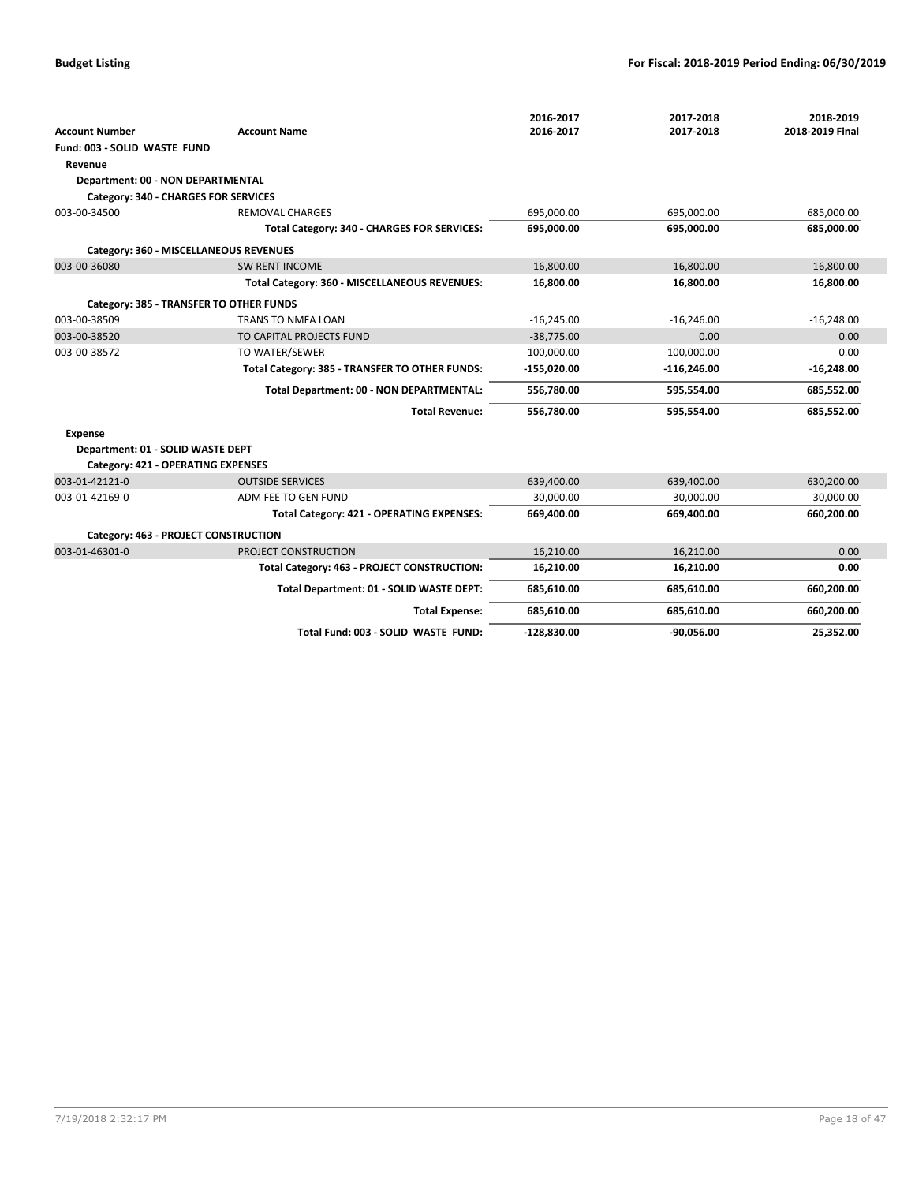| Account Number | Account Name | 2016-2017<br>2016-2017 | 2017-2018<br>2017-2018 | 2018-2019<br>2018-2019 Final |
|---|---|---|---|---|
| **Fund: 003 - SOLID WASTE FUND** | | | | |
| **Revenue** | | | | |
| **Department: 00 - NON DEPARTMENTAL** | | | | |
| **Category: 340 - CHARGES FOR SERVICES** | | | | |
| 003-00-34500 | REMOVAL CHARGES | 695,000.00 | 695,000.00 | 685,000.00 |
| | **Total Category: 340 - CHARGES FOR SERVICES:** | **695,000.00** | **695,000.00** | **685,000.00** |
| **Category: 360 - MISCELLANEOUS REVENUES** | | | | |
| 003-00-36080 | SW RENT INCOME | 16,800.00 | 16,800.00 | 16,800.00 |
| | **Total Category: 360 - MISCELLANEOUS REVENUES:** | **16,800.00** | **16,800.00** | **16,800.00** |
| **Category: 385 - TRANSFER TO OTHER FUNDS** | | | | |
| 003-00-38509 | TRANS TO NMFA LOAN | -16,245.00 | -16,246.00 | -16,248.00 |
| 003-00-38520 | TO CAPITAL PROJECTS FUND | -38,775.00 | 0.00 | 0.00 |
| 003-00-38572 | TO WATER/SEWER | -100,000.00 | -100,000.00 | 0.00 |
| | **Total Category: 385 - TRANSFER TO OTHER FUNDS:** | **-155,020.00** | **-116,246.00** | **-16,248.00** |
| | **Total Department: 00 - NON DEPARTMENTAL:** | **556,780.00** | **595,554.00** | **685,552.00** |
| | **Total Revenue:** | **556,780.00** | **595,554.00** | **685,552.00** |
| **Expense** | | | | |
| **Department: 01 - SOLID WASTE DEPT** | | | | |
| **Category: 421 - OPERATING EXPENSES** | | | | |
| 003-01-42121-0 | OUTSIDE SERVICES | 639,400.00 | 639,400.00 | 630,200.00 |
| 003-01-42169-0 | ADM FEE TO GEN FUND | 30,000.00 | 30,000.00 | 30,000.00 |
| | **Total Category: 421 - OPERATING EXPENSES:** | **669,400.00** | **669,400.00** | **660,200.00** |
| **Category: 463 - PROJECT CONSTRUCTION** | | | | |
| 003-01-46301-0 | PROJECT CONSTRUCTION | 16,210.00 | 16,210.00 | 0.00 |
| | **Total Category: 463 - PROJECT CONSTRUCTION:** | **16,210.00** | **16,210.00** | **0.00** |
| | **Total Department: 01 - SOLID WASTE DEPT:** | **685,610.00** | **685,610.00** | **660,200.00** |
| | **Total Expense:** | **685,610.00** | **685,610.00** | **660,200.00** |
| | **Total Fund: 003 - SOLID WASTE FUND:** | **-128,830.00** | **-90,056.00** | **25,352.00** |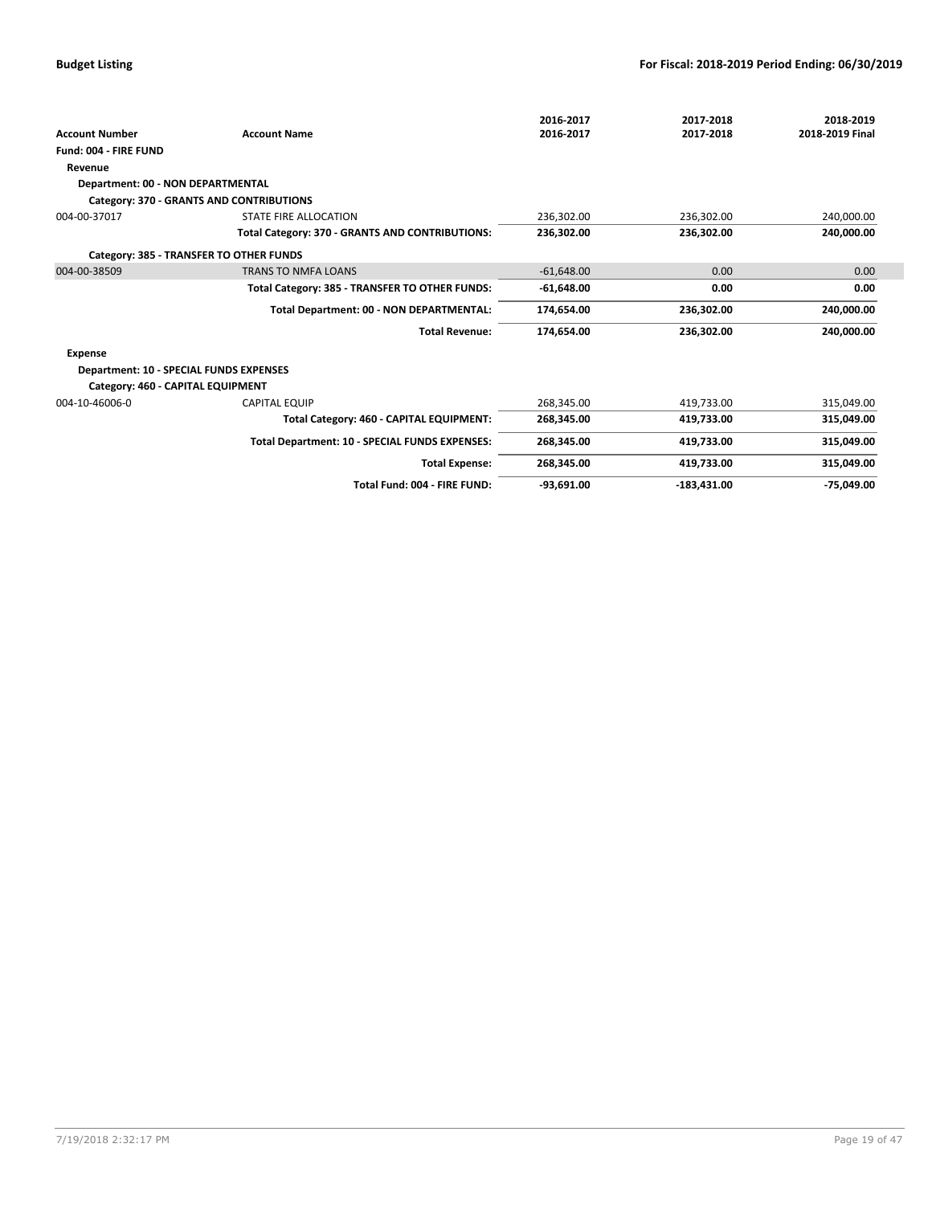| Account Number | Account Name | 2016-2017<br>2016-2017 | 2017-2018<br>2017-2018 | 2018-2019<br>2018-2019 Final |
|---|---|---|---|---|
| **Fund: 004 - FIRE FUND** | | | | |
| **Revenue** | | | | |
| **Department: 00 - NON DEPARTMENTAL** | | | | |
| **Category: 370 - GRANTS AND CONTRIBUTIONS** | | | | |
| 004-00-37017 | STATE FIRE ALLOCATION | 236,302.00 | 236,302.00 | 240,000.00 |
| | **Total Category: 370 - GRANTS AND CONTRIBUTIONS:** | **236,302.00** | **236,302.00** | **240,000.00** |
| **Category: 385 - TRANSFER TO OTHER FUNDS** | | | | |
| 004-00-38509 | TRANS TO NMFA LOANS | -61,648.00 | 0.00 | 0.00 |
| | **Total Category: 385 - TRANSFER TO OTHER FUNDS:** | **-61,648.00** | **0.00** | **0.00** |
| | **Total Department: 00 - NON DEPARTMENTAL:** | **174,654.00** | **236,302.00** | **240,000.00** |
| | **Total Revenue:** | **174,654.00** | **236,302.00** | **240,000.00** |
| **Expense** | | | | |
| **Department: 10 - SPECIAL FUNDS EXPENSES** | | | | |
| **Category: 460 - CAPITAL EQUIPMENT** | | | | |
| 004-10-46006-0 | CAPITAL EQUIP | 268,345.00 | 419,733.00 | 315,049.00 |
| | **Total Category: 460 - CAPITAL EQUIPMENT:** | **268,345.00** | **419,733.00** | **315,049.00** |
| | **Total Department: 10 - SPECIAL FUNDS EXPENSES:** | **268,345.00** | **419,733.00** | **315,049.00** |
| | **Total Expense:** | **268,345.00** | **419,733.00** | **315,049.00** |
| | **Total Fund: 004 - FIRE FUND:** | **-93,691.00** | **-183,431.00** | **-75,049.00** |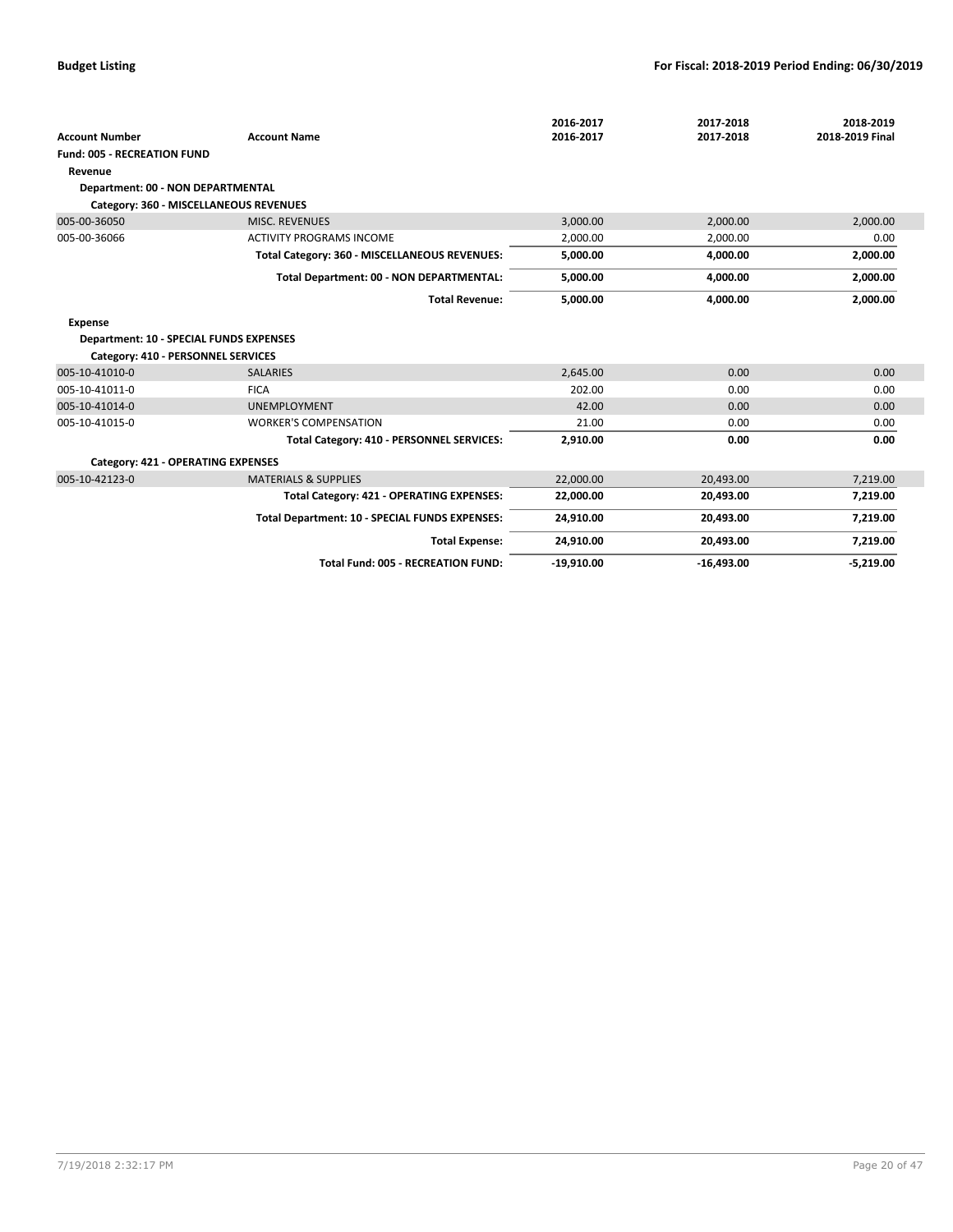**Budget Listing** — **For Fiscal: 2018-2019 Period Ending: 06/30/2019**

| Account Number | Account Name | 2016-2017<br>2016-2017 | 2017-2018<br>2017-2018 | 2018-2019<br>2018-2019 Final |
|---|---|---|---|---|
| **Fund: 005 - RECREATION FUND** | | | | |
| **Revenue** | | | | |
| **Department: 00 - NON DEPARTMENTAL** | | | | |
| **Category: 360 - MISCELLANEOUS REVENUES** | | | | |
| 005-00-36050 | MISC. REVENUES | 3,000.00 | 2,000.00 | 2,000.00 |
| 005-00-36066 | ACTIVITY PROGRAMS INCOME | 2,000.00 | 2,000.00 | 0.00 |
| | **Total Category: 360 - MISCELLANEOUS REVENUES:** | **5,000.00** | **4,000.00** | **2,000.00** |
| | **Total Department: 00 - NON DEPARTMENTAL:** | **5,000.00** | **4,000.00** | **2,000.00** |
| | **Total Revenue:** | **5,000.00** | **4,000.00** | **2,000.00** |
| **Expense** | | | | |
| **Department: 10 - SPECIAL FUNDS EXPENSES** | | | | |
| **Category: 410 - PERSONNEL SERVICES** | | | | |
| 005-10-41010-0 | SALARIES | 2,645.00 | 0.00 | 0.00 |
| 005-10-41011-0 | FICA | 202.00 | 0.00 | 0.00 |
| 005-10-41014-0 | UNEMPLOYMENT | 42.00 | 0.00 | 0.00 |
| 005-10-41015-0 | WORKER'S COMPENSATION | 21.00 | 0.00 | 0.00 |
| | **Total Category: 410 - PERSONNEL SERVICES:** | **2,910.00** | **0.00** | **0.00** |
| **Category: 421 - OPERATING EXPENSES** | | | | |
| 005-10-42123-0 | MATERIALS & SUPPLIES | 22,000.00 | 20,493.00 | 7,219.00 |
| | **Total Category: 421 - OPERATING EXPENSES:** | **22,000.00** | **20,493.00** | **7,219.00** |
| | **Total Department: 10 - SPECIAL FUNDS EXPENSES:** | **24,910.00** | **20,493.00** | **7,219.00** |
| | **Total Expense:** | **24,910.00** | **20,493.00** | **7,219.00** |
| | **Total Fund: 005 - RECREATION FUND:** | **-19,910.00** | **-16,493.00** | **-5,219.00** |

7/19/2018 2:32:17 PM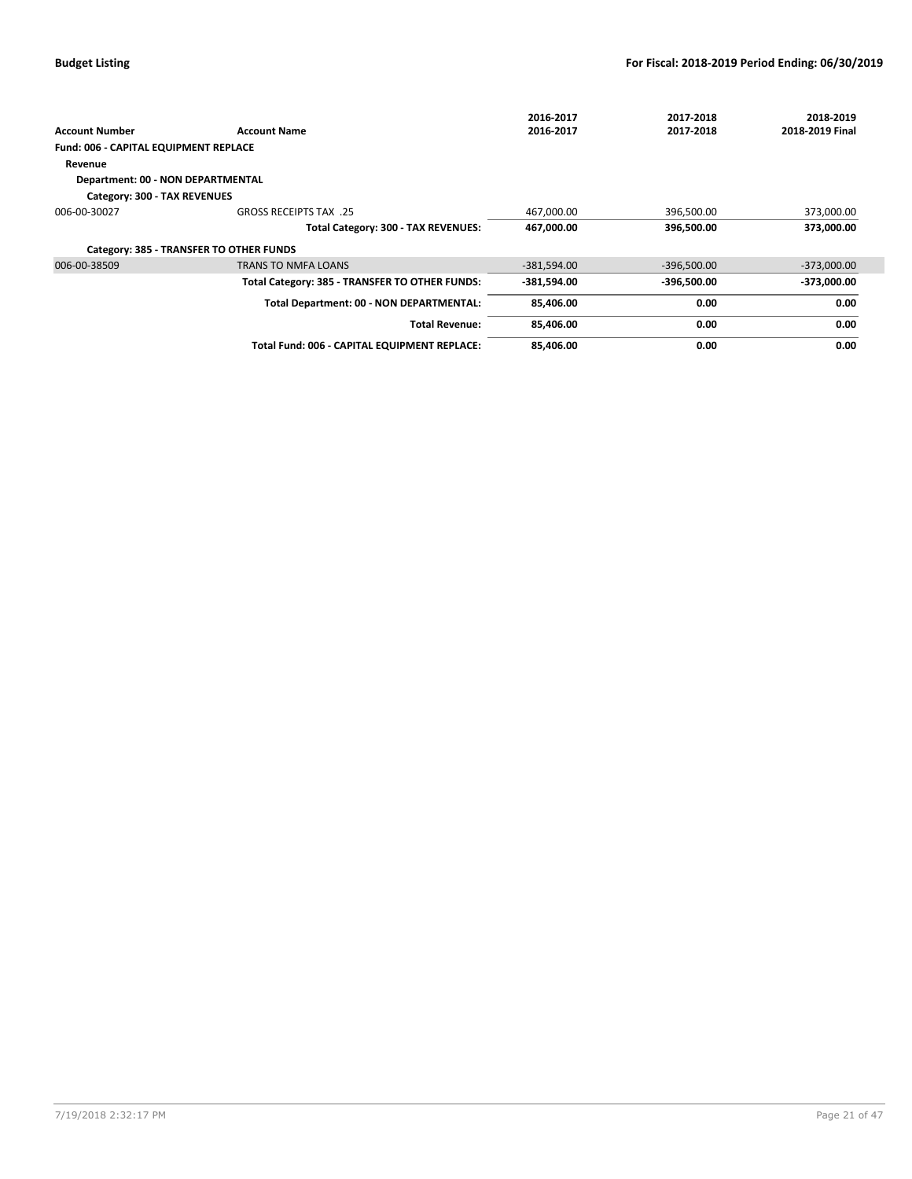| Account Number | Account Name | 2016-2017<br>2016-2017 | 2017-2018<br>2017-2018 | 2018-2019<br>2018-2019 Final |
|---|---|---|---|---|
| **Fund: 006 - CAPITAL EQUIPMENT REPLACE** | | | | |
| **Revenue** | | | | |
| **Department: 00 - NON DEPARTMENTAL** | | | | |
| **Category: 300 - TAX REVENUES** | | | | |
| 006-00-30027 | GROSS RECEIPTS TAX .25 | 467,000.00 | 396,500.00 | 373,000.00 |
| | **Total Category: 300 - TAX REVENUES:** | **467,000.00** | **396,500.00** | **373,000.00** |
| **Category: 385 - TRANSFER TO OTHER FUNDS** | | | | |
| 006-00-38509 | TRANS TO NMFA LOANS | -381,594.00 | -396,500.00 | -373,000.00 |
| | **Total Category: 385 - TRANSFER TO OTHER FUNDS:** | **-381,594.00** | **-396,500.00** | **-373,000.00** |
| | **Total Department: 00 - NON DEPARTMENTAL:** | **85,406.00** | **0.00** | **0.00** |
| | **Total Revenue:** | **85,406.00** | **0.00** | **0.00** |
| | **Total Fund: 006 - CAPITAL EQUIPMENT REPLACE:** | **85,406.00** | **0.00** | **0.00** |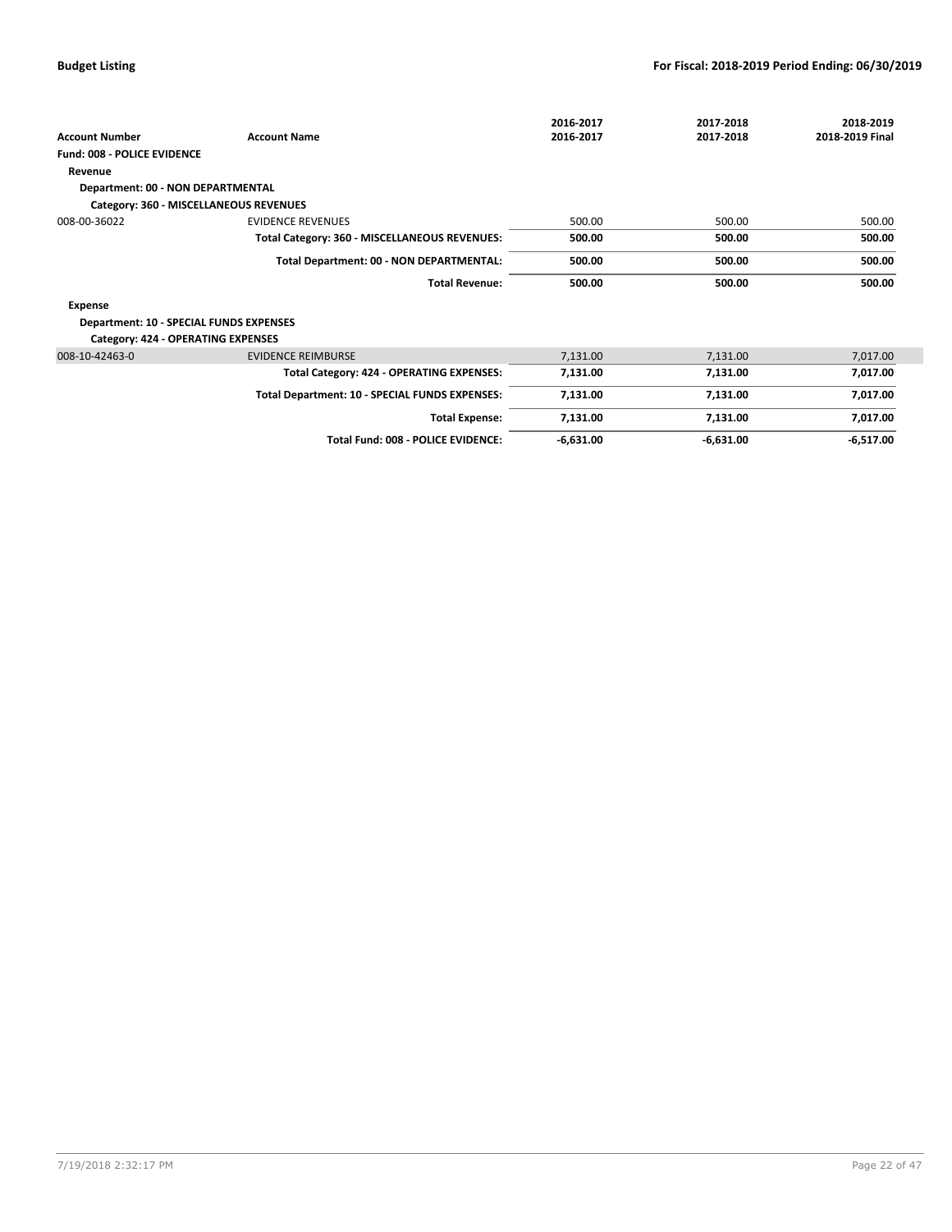| Account Number | Account Name | 2016-2017<br>2016-2017 | 2017-2018<br>2017-2018 | 2018-2019<br>2018-2019 Final |
|---|---|---|---|---|
| **Fund: 008 - POLICE EVIDENCE** | | | | |
| **Revenue** | | | | |
| **Department: 00 - NON DEPARTMENTAL** | | | | |
| **Category: 360 - MISCELLANEOUS REVENUES** | | | | |
| 008-00-36022 | EVIDENCE REVENUES | 500.00 | 500.00 | 500.00 |
| | **Total Category: 360 - MISCELLANEOUS REVENUES:** | **500.00** | **500.00** | **500.00** |
| | **Total Department: 00 - NON DEPARTMENTAL:** | **500.00** | **500.00** | **500.00** |
| | **Total Revenue:** | **500.00** | **500.00** | **500.00** |
| **Expense** | | | | |
| **Department: 10 - SPECIAL FUNDS EXPENSES** | | | | |
| **Category: 424 - OPERATING EXPENSES** | | | | |
| 008-10-42463-0 | EVIDENCE REIMBURSE | 7,131.00 | 7,131.00 | 7,017.00 |
| | **Total Category: 424 - OPERATING EXPENSES:** | **7,131.00** | **7,131.00** | **7,017.00** |
| | **Total Department: 10 - SPECIAL FUNDS EXPENSES:** | **7,131.00** | **7,131.00** | **7,017.00** |
| | **Total Expense:** | **7,131.00** | **7,131.00** | **7,017.00** |
| | **Total Fund: 008 - POLICE EVIDENCE:** | **-6,631.00** | **-6,631.00** | **-6,517.00** |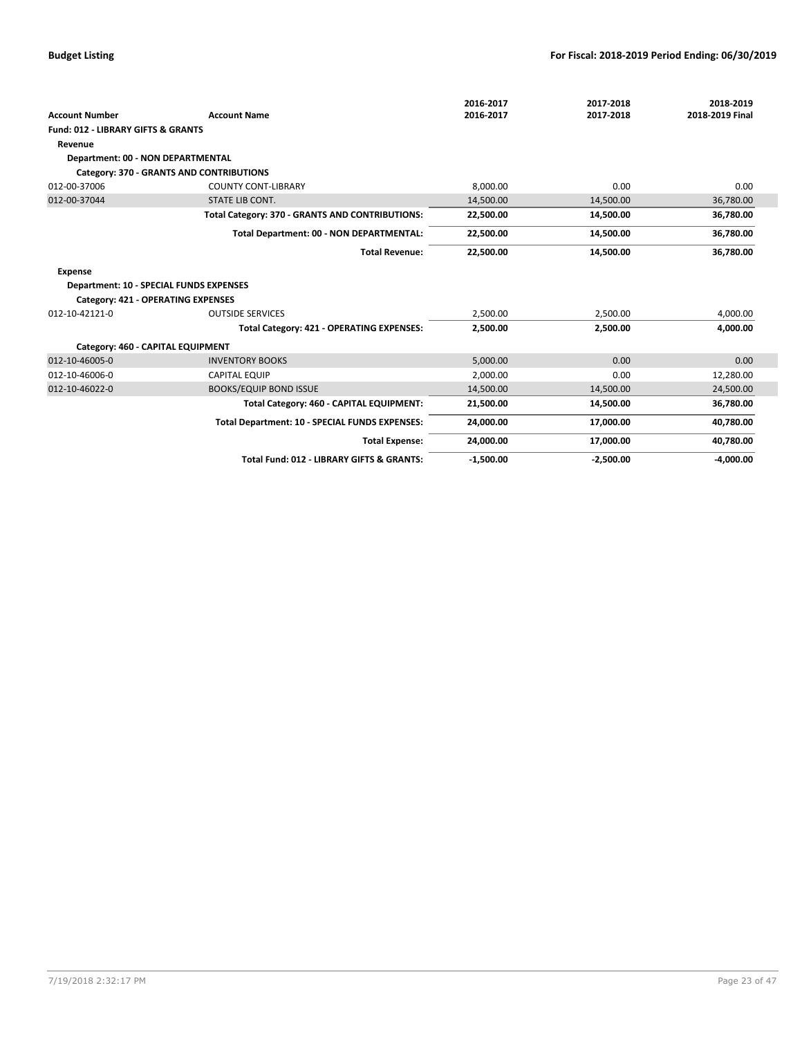| Account Number | Account Name | 2016-2017<br>2016-2017 | 2017-2018<br>2017-2018 | 2018-2019<br>2018-2019 Final |
|---|---|---|---|---|
| **Fund: 012 - LIBRARY GIFTS & GRANTS** | | | | |
| **Revenue** | | | | |
| **Department: 00 - NON DEPARTMENTAL** | | | | |
| **Category: 370 - GRANTS AND CONTRIBUTIONS** | | | | |
| 012-00-37006 | COUNTY CONT-LIBRARY | 8,000.00 | 0.00 | 0.00 |
| 012-00-37044 | STATE LIB CONT. | 14,500.00 | 14,500.00 | 36,780.00 |
| | **Total Category: 370 - GRANTS AND CONTRIBUTIONS:** | **22,500.00** | **14,500.00** | **36,780.00** |
| | **Total Department: 00 - NON DEPARTMENTAL:** | **22,500.00** | **14,500.00** | **36,780.00** |
| | **Total Revenue:** | **22,500.00** | **14,500.00** | **36,780.00** |
| **Expense** | | | | |
| **Department: 10 - SPECIAL FUNDS EXPENSES** | | | | |
| **Category: 421 - OPERATING EXPENSES** | | | | |
| 012-10-42121-0 | OUTSIDE SERVICES | 2,500.00 | 2,500.00 | 4,000.00 |
| | **Total Category: 421 - OPERATING EXPENSES:** | **2,500.00** | **2,500.00** | **4,000.00** |
| **Category: 460 - CAPITAL EQUIPMENT** | | | | |
| 012-10-46005-0 | INVENTORY BOOKS | 5,000.00 | 0.00 | 0.00 |
| 012-10-46006-0 | CAPITAL EQUIP | 2,000.00 | 0.00 | 12,280.00 |
| 012-10-46022-0 | BOOKS/EQUIP BOND ISSUE | 14,500.00 | 14,500.00 | 24,500.00 |
| | **Total Category: 460 - CAPITAL EQUIPMENT:** | **21,500.00** | **14,500.00** | **36,780.00** |
| | **Total Department: 10 - SPECIAL FUNDS EXPENSES:** | **24,000.00** | **17,000.00** | **40,780.00** |
| | **Total Expense:** | **24,000.00** | **17,000.00** | **40,780.00** |
| | **Total Fund: 012 - LIBRARY GIFTS & GRANTS:** | **-1,500.00** | **-2,500.00** | **-4,000.00** |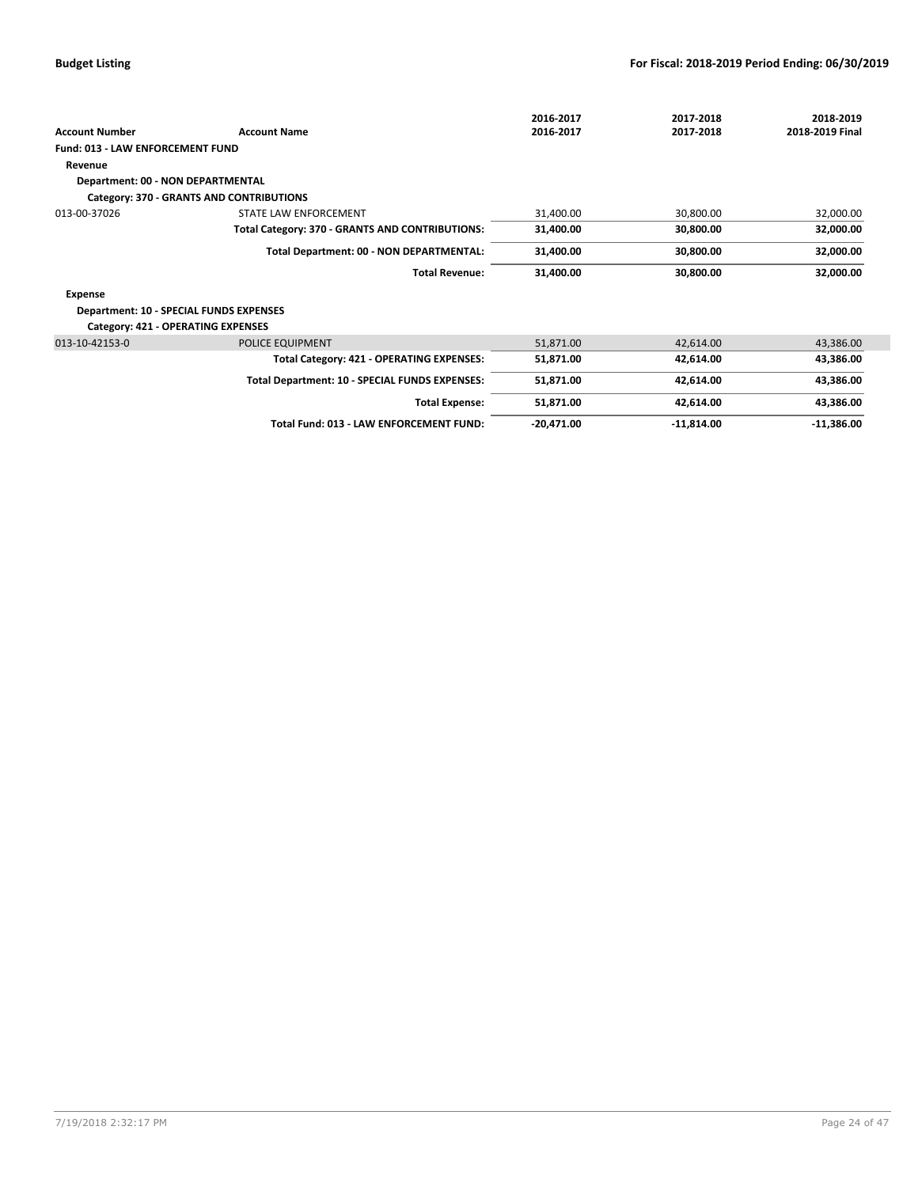| Account Number | Account Name | 2016-2017<br>2016-2017 | 2017-2018<br>2017-2018 | 2018-2019<br>2018-2019 Final |
|---|---|---|---|---|
| **Fund: 013 - LAW ENFORCEMENT FUND** | | | | |
| **Revenue** | | | | |
| **Department: 00 - NON DEPARTMENTAL** | | | | |
| **Category: 370 - GRANTS AND CONTRIBUTIONS** | | | | |
| 013-00-37026 | STATE LAW ENFORCEMENT | 31,400.00 | 30,800.00 | 32,000.00 |
| | **Total Category: 370 - GRANTS AND CONTRIBUTIONS:** | **31,400.00** | **30,800.00** | **32,000.00** |
| | **Total Department: 00 - NON DEPARTMENTAL:** | **31,400.00** | **30,800.00** | **32,000.00** |
| | **Total Revenue:** | **31,400.00** | **30,800.00** | **32,000.00** |
| **Expense** | | | | |
| **Department: 10 - SPECIAL FUNDS EXPENSES** | | | | |
| **Category: 421 - OPERATING EXPENSES** | | | | |
| 013-10-42153-0 | POLICE EQUIPMENT | 51,871.00 | 42,614.00 | 43,386.00 |
| | **Total Category: 421 - OPERATING EXPENSES:** | **51,871.00** | **42,614.00** | **43,386.00** |
| | **Total Department: 10 - SPECIAL FUNDS EXPENSES:** | **51,871.00** | **42,614.00** | **43,386.00** |
| | **Total Expense:** | **51,871.00** | **42,614.00** | **43,386.00** |
| | **Total Fund: 013 - LAW ENFORCEMENT FUND:** | **-20,471.00** | **-11,814.00** | **-11,386.00** |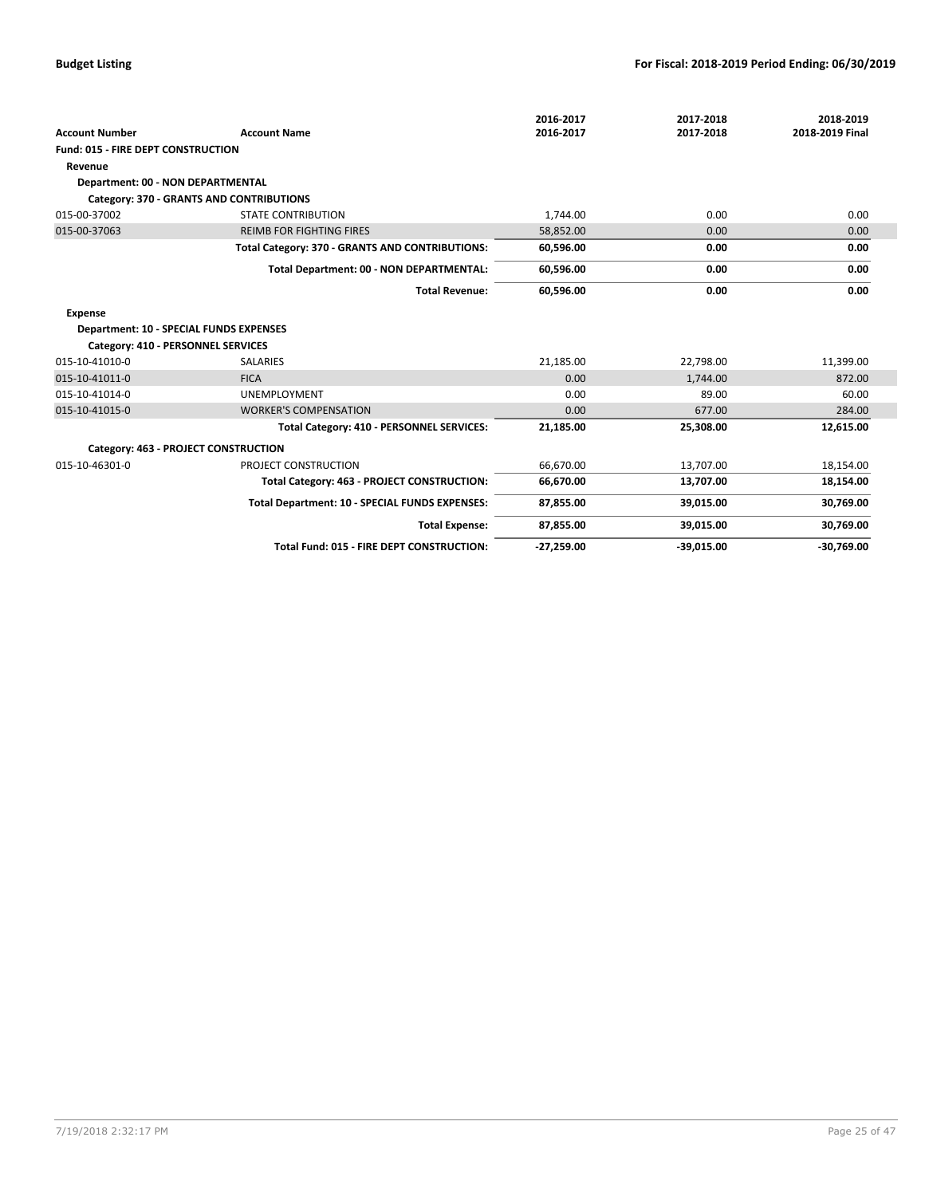| Account Number | Account Name | 2016-2017 2016-2017 | 2017-2018 2017-2018 | 2018-2019 2018-2019 Final |
|---|---|---|---|---|
| **Fund: 015 - FIRE DEPT CONSTRUCTION** | | | | |
| **Revenue** | | | | |
| **Department: 00 - NON DEPARTMENTAL** | | | | |
| **Category: 370 - GRANTS AND CONTRIBUTIONS** | | | | |
| 015-00-37002 | STATE CONTRIBUTION | 1,744.00 | 0.00 | 0.00 |
| 015-00-37063 | REIMB FOR FIGHTING FIRES | 58,852.00 | 0.00 | 0.00 |
| | **Total Category: 370 - GRANTS AND CONTRIBUTIONS:** | **60,596.00** | **0.00** | **0.00** |
| | **Total Department: 00 - NON DEPARTMENTAL:** | **60,596.00** | **0.00** | **0.00** |
| | **Total Revenue:** | **60,596.00** | **0.00** | **0.00** |
| **Expense** | | | | |
| **Department: 10 - SPECIAL FUNDS EXPENSES** | | | | |
| **Category: 410 - PERSONNEL SERVICES** | | | | |
| 015-10-41010-0 | SALARIES | 21,185.00 | 22,798.00 | 11,399.00 |
| 015-10-41011-0 | FICA | 0.00 | 1,744.00 | 872.00 |
| 015-10-41014-0 | UNEMPLOYMENT | 0.00 | 89.00 | 60.00 |
| 015-10-41015-0 | WORKER'S COMPENSATION | 0.00 | 677.00 | 284.00 |
| | **Total Category: 410 - PERSONNEL SERVICES:** | **21,185.00** | **25,308.00** | **12,615.00** |
| **Category: 463 - PROJECT CONSTRUCTION** | | | | |
| 015-10-46301-0 | PROJECT CONSTRUCTION | 66,670.00 | 13,707.00 | 18,154.00 |
| | **Total Category: 463 - PROJECT CONSTRUCTION:** | **66,670.00** | **13,707.00** | **18,154.00** |
| | **Total Department: 10 - SPECIAL FUNDS EXPENSES:** | **87,855.00** | **39,015.00** | **30,769.00** |
| | **Total Expense:** | **87,855.00** | **39,015.00** | **30,769.00** |
| | **Total Fund: 015 - FIRE DEPT CONSTRUCTION:** | **-27,259.00** | **-39,015.00** | **-30,769.00** |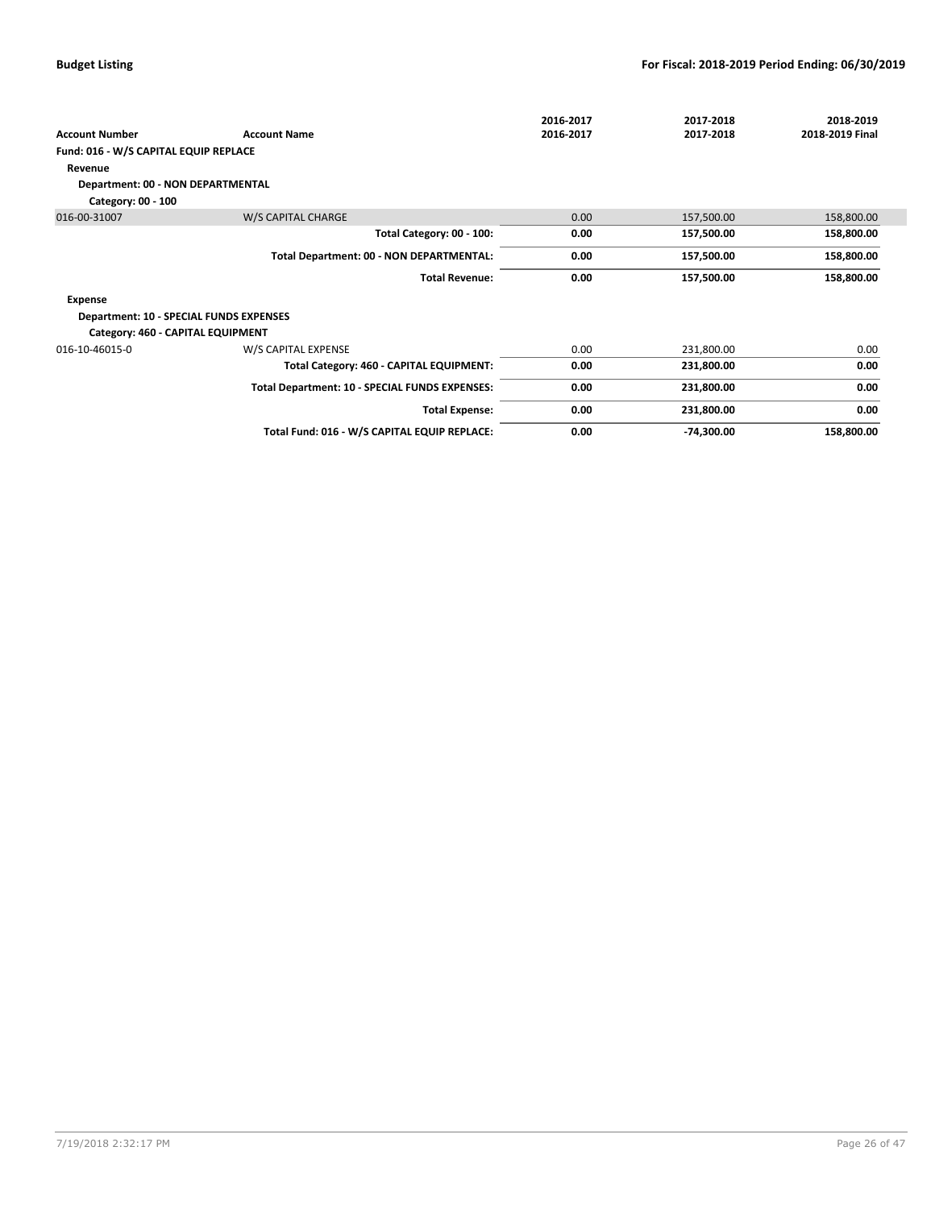**Budget Listing** | **For Fiscal: 2018-2019 Period Ending: 06/30/2019**

| Account Number | Account Name | 2016-2017<br>2016-2017 | 2017-2018<br>2017-2018 | 2018-2019<br>2018-2019 Final |
|---|---|---|---|---|
| **Fund: 016 - W/S CAPITAL EQUIP REPLACE** | | | | |
| **Revenue** | | | | |
| **Department: 00 - NON DEPARTMENTAL** | | | | |
| **Category: 00 - 100** | | | | |
| 016-00-31007 | W/S CAPITAL CHARGE | 0.00 | 157,500.00 | 158,800.00 |
| | **Total Category: 00 - 100:** | **0.00** | **157,500.00** | **158,800.00** |
| | **Total Department: 00 - NON DEPARTMENTAL:** | **0.00** | **157,500.00** | **158,800.00** |
| | **Total Revenue:** | **0.00** | **157,500.00** | **158,800.00** |
| **Expense** | | | | |
| **Department: 10 - SPECIAL FUNDS EXPENSES** | | | | |
| **Category: 460 - CAPITAL EQUIPMENT** | | | | |
| 016-10-46015-0 | W/S CAPITAL EXPENSE | 0.00 | 231,800.00 | 0.00 |
| | **Total Category: 460 - CAPITAL EQUIPMENT:** | **0.00** | **231,800.00** | **0.00** |
| | **Total Department: 10 - SPECIAL FUNDS EXPENSES:** | **0.00** | **231,800.00** | **0.00** |
| | **Total Expense:** | **0.00** | **231,800.00** | **0.00** |
| | **Total Fund: 016 - W/S CAPITAL EQUIP REPLACE:** | **0.00** | **-74,300.00** | **158,800.00** |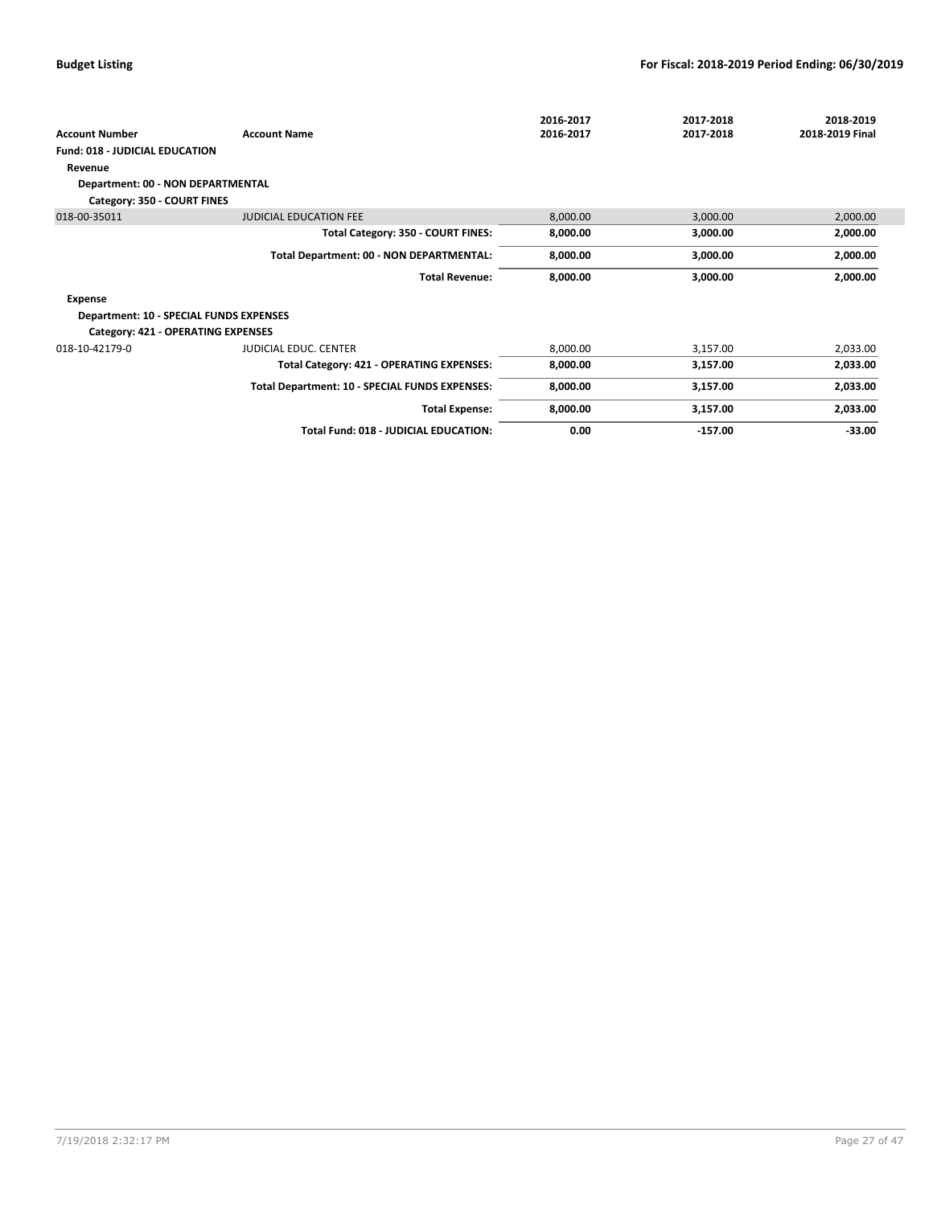| Account Number | Account Name | 2016-2017 2016-2017 | 2017-2018 2017-2018 | 2018-2019 2018-2019 Final |
|---|---|---|---|---|
| **Fund: 018 - JUDICIAL EDUCATION** | | | | |
| **Revenue** | | | | |
| **Department: 00 - NON DEPARTMENTAL** | | | | |
| **Category: 350 - COURT FINES** | | | | |
| 018-00-35011 | JUDICIAL EDUCATION FEE | 8,000.00 | 3,000.00 | 2,000.00 |
| | **Total Category: 350 - COURT FINES:** | **8,000.00** | **3,000.00** | **2,000.00** |
| | **Total Department: 00 - NON DEPARTMENTAL:** | **8,000.00** | **3,000.00** | **2,000.00** |
| | **Total Revenue:** | **8,000.00** | **3,000.00** | **2,000.00** |
| **Expense** | | | | |
| **Department: 10 - SPECIAL FUNDS EXPENSES** | | | | |
| **Category: 421 - OPERATING EXPENSES** | | | | |
| 018-10-42179-0 | JUDICIAL EDUC. CENTER | 8,000.00 | 3,157.00 | 2,033.00 |
| | **Total Category: 421 - OPERATING EXPENSES:** | **8,000.00** | **3,157.00** | **2,033.00** |
| | **Total Department: 10 - SPECIAL FUNDS EXPENSES:** | **8,000.00** | **3,157.00** | **2,033.00** |
| | **Total Expense:** | **8,000.00** | **3,157.00** | **2,033.00** |
| | **Total Fund: 018 - JUDICIAL EDUCATION:** | **0.00** | **-157.00** | **-33.00** |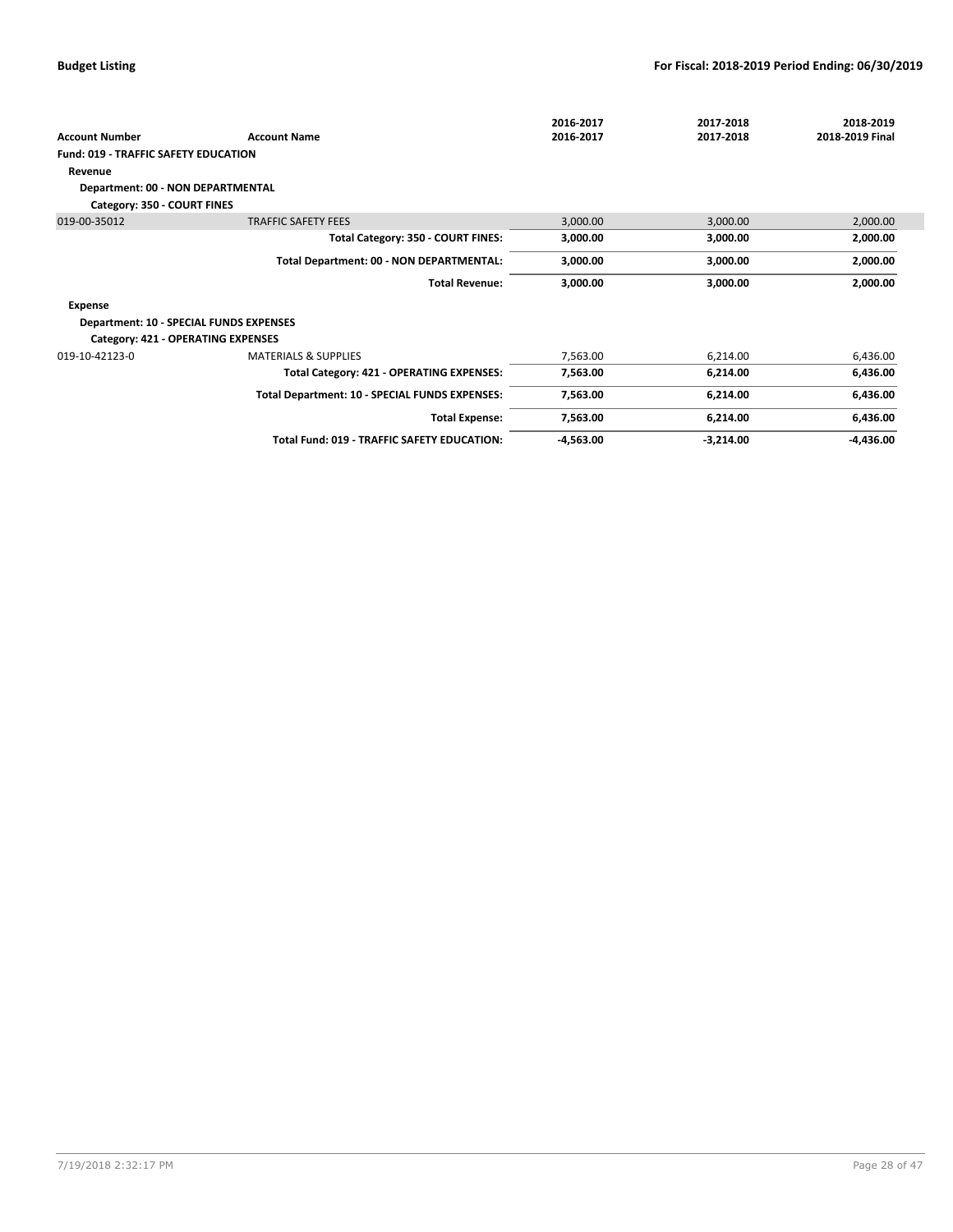| Account Number | Account Name | 2016-2017<br>2016-2017 | 2017-2018<br>2017-2018 | 2018-2019<br>2018-2019 Final |
|---|---|---|---|---|
| **Fund: 019 - TRAFFIC SAFETY EDUCATION** | | | | |
| **Revenue** | | | | |
| **Department: 00 - NON DEPARTMENTAL** | | | | |
| **Category: 350 - COURT FINES** | | | | |
| 019-00-35012 | TRAFFIC SAFETY FEES | 3,000.00 | 3,000.00 | 2,000.00 |
| | **Total Category: 350 - COURT FINES:** | **3,000.00** | **3,000.00** | **2,000.00** |
| | **Total Department: 00 - NON DEPARTMENTAL:** | **3,000.00** | **3,000.00** | **2,000.00** |
| | **Total Revenue:** | **3,000.00** | **3,000.00** | **2,000.00** |
| **Expense** | | | | |
| **Department: 10 - SPECIAL FUNDS EXPENSES** | | | | |
| **Category: 421 - OPERATING EXPENSES** | | | | |
| 019-10-42123-0 | MATERIALS & SUPPLIES | 7,563.00 | 6,214.00 | 6,436.00 |
| | **Total Category: 421 - OPERATING EXPENSES:** | **7,563.00** | **6,214.00** | **6,436.00** |
| | **Total Department: 10 - SPECIAL FUNDS EXPENSES:** | **7,563.00** | **6,214.00** | **6,436.00** |
| | **Total Expense:** | **7,563.00** | **6,214.00** | **6,436.00** |
| | **Total Fund: 019 - TRAFFIC SAFETY EDUCATION:** | **-4,563.00** | **-3,214.00** | **-4,436.00** |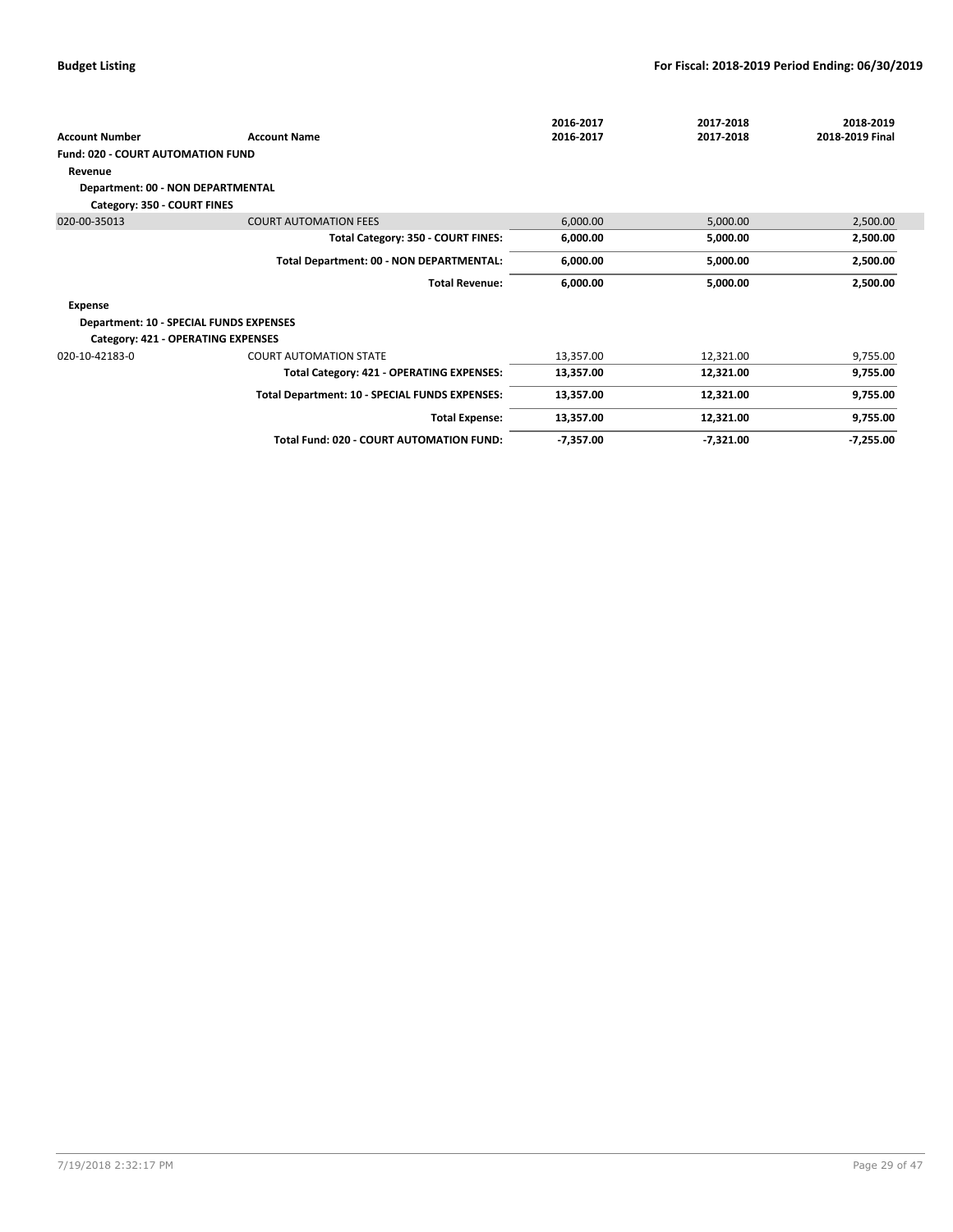| Account Number | Account Name | 2016-2017<br>2016-2017 | 2017-2018<br>2017-2018 | 2018-2019<br>2018-2019 Final |
|---|---|---|---|---|
| **Fund: 020 - COURT AUTOMATION FUND** | | | | |
| **Revenue** | | | | |
| **Department: 00 - NON DEPARTMENTAL** | | | | |
| **Category: 350 - COURT FINES** | | | | |
| 020-00-35013 | COURT AUTOMATION FEES | 6,000.00 | 5,000.00 | 2,500.00 |
| | **Total Category: 350 - COURT FINES:** | **6,000.00** | **5,000.00** | **2,500.00** |
| | **Total Department: 00 - NON DEPARTMENTAL:** | **6,000.00** | **5,000.00** | **2,500.00** |
| | **Total Revenue:** | **6,000.00** | **5,000.00** | **2,500.00** |
| **Expense** | | | | |
| **Department: 10 - SPECIAL FUNDS EXPENSES** | | | | |
| **Category: 421 - OPERATING EXPENSES** | | | | |
| 020-10-42183-0 | COURT AUTOMATION STATE | 13,357.00 | 12,321.00 | 9,755.00 |
| | **Total Category: 421 - OPERATING EXPENSES:** | **13,357.00** | **12,321.00** | **9,755.00** |
| | **Total Department: 10 - SPECIAL FUNDS EXPENSES:** | **13,357.00** | **12,321.00** | **9,755.00** |
| | **Total Expense:** | **13,357.00** | **12,321.00** | **9,755.00** |
| | **Total Fund: 020 - COURT AUTOMATION FUND:** | **-7,357.00** | **-7,321.00** | **-7,255.00** |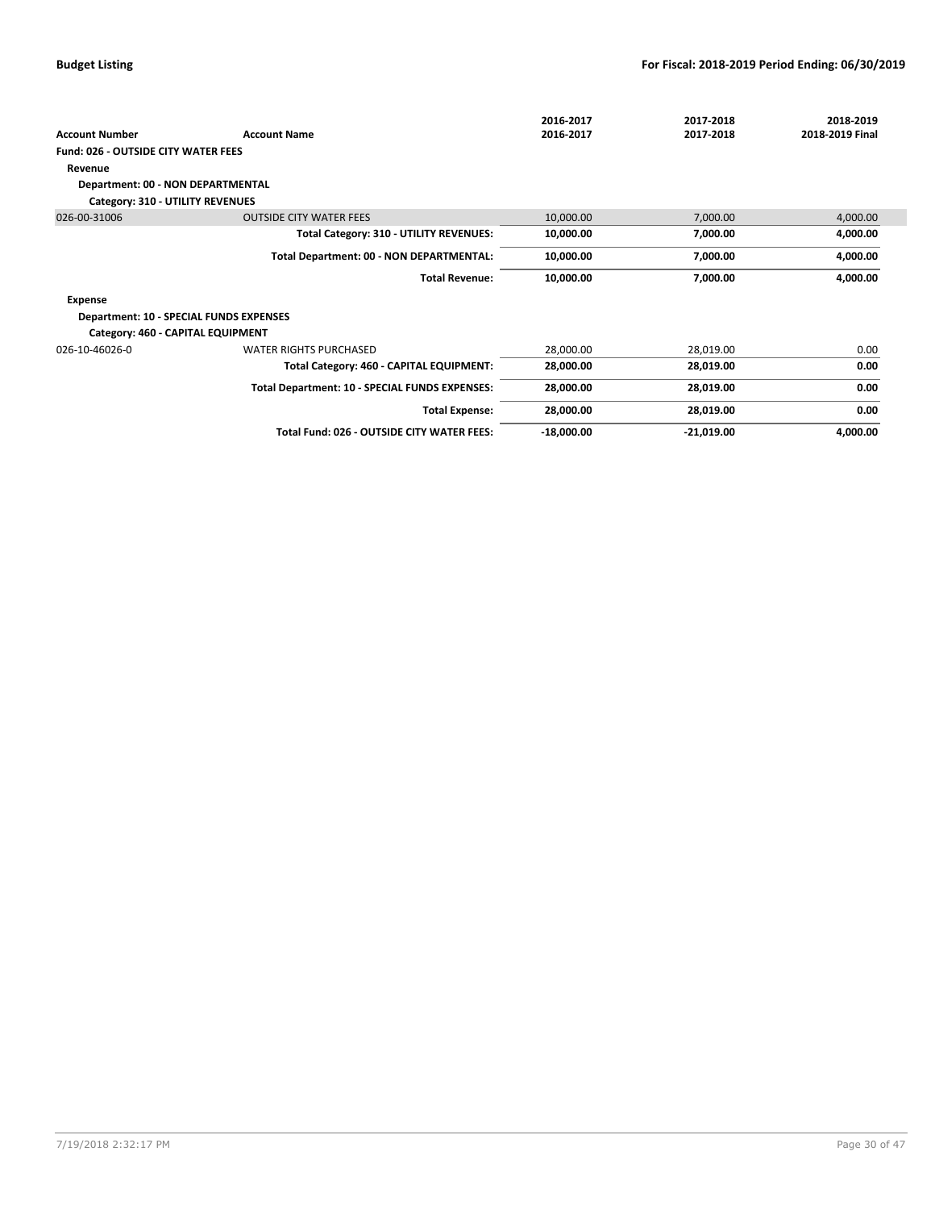| Account Number | Account Name | 2016-2017<br>2016-2017 | 2017-2018<br>2017-2018 | 2018-2019<br>2018-2019 Final |
|---|---|---|---|---|
| **Fund: 026 - OUTSIDE CITY WATER FEES** | | | | |
| **Revenue** | | | | |
| **Department: 00 - NON DEPARTMENTAL** | | | | |
| **Category: 310 - UTILITY REVENUES** | | | | |
| 026-00-31006 | OUTSIDE CITY WATER FEES | 10,000.00 | 7,000.00 | 4,000.00 |
| | **Total Category: 310 - UTILITY REVENUES:** | **10,000.00** | **7,000.00** | **4,000.00** |
| | **Total Department: 00 - NON DEPARTMENTAL:** | **10,000.00** | **7,000.00** | **4,000.00** |
| | **Total Revenue:** | **10,000.00** | **7,000.00** | **4,000.00** |
| **Expense** | | | | |
| **Department: 10 - SPECIAL FUNDS EXPENSES** | | | | |
| **Category: 460 - CAPITAL EQUIPMENT** | | | | |
| 026-10-46026-0 | WATER RIGHTS PURCHASED | 28,000.00 | 28,019.00 | 0.00 |
| | **Total Category: 460 - CAPITAL EQUIPMENT:** | **28,000.00** | **28,019.00** | **0.00** |
| | **Total Department: 10 - SPECIAL FUNDS EXPENSES:** | **28,000.00** | **28,019.00** | **0.00** |
| | **Total Expense:** | **28,000.00** | **28,019.00** | **0.00** |
| | **Total Fund: 026 - OUTSIDE CITY WATER FEES:** | **-18,000.00** | **-21,019.00** | **4,000.00** |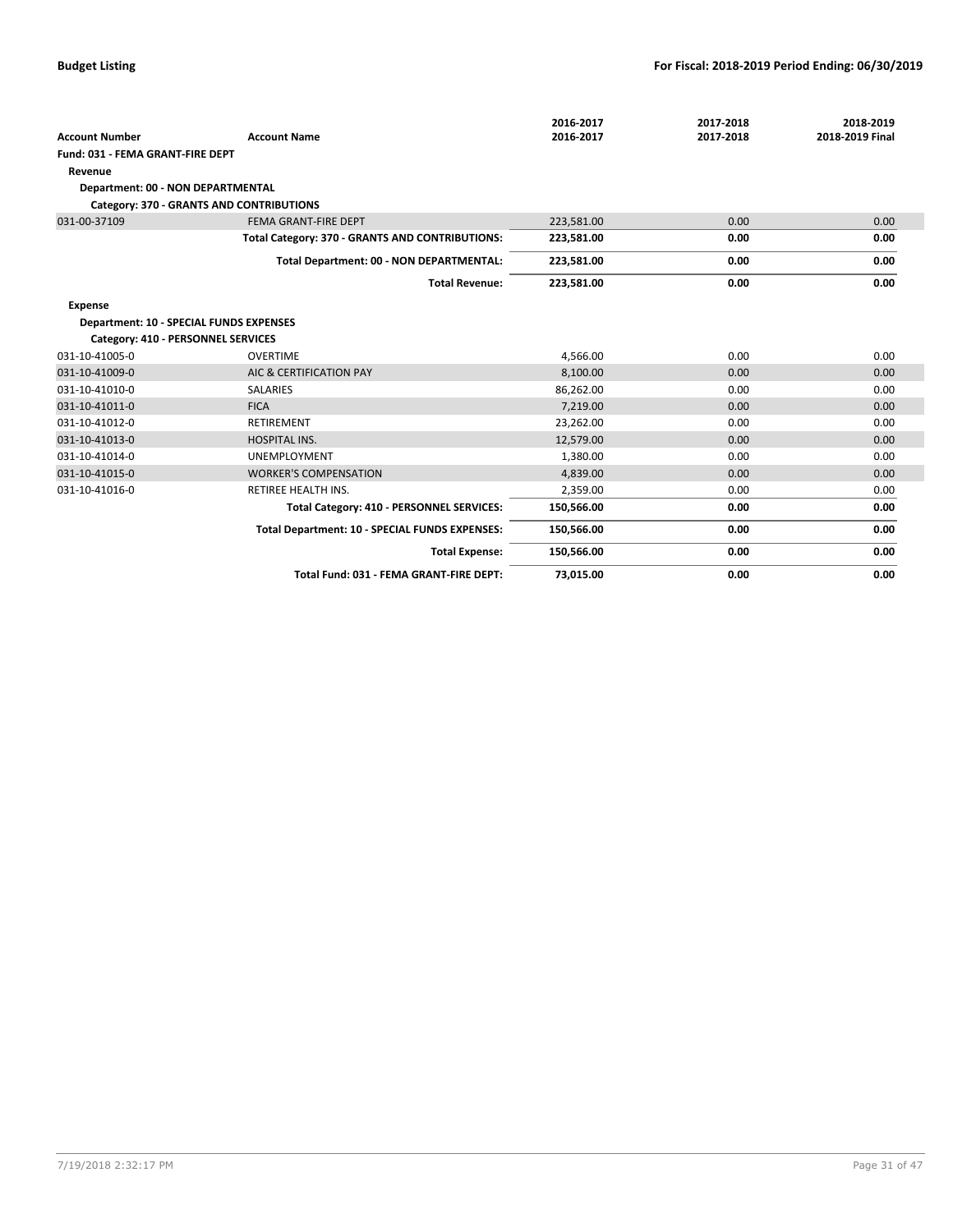| Account Number | Account Name | 2016-2017<br>2016-2017 | 2017-2018<br>2017-2018 | 2018-2019<br>2018-2019 Final |
|---|---|---|---|---|
| **Fund: 031 - FEMA GRANT-FIRE DEPT** | | | | |
| **Revenue** | | | | |
| **Department: 00 - NON DEPARTMENTAL** | | | | |
| **Category: 370 - GRANTS AND CONTRIBUTIONS** | | | | |
| 031-00-37109 | FEMA GRANT-FIRE DEPT | 223,581.00 | 0.00 | 0.00 |
| | **Total Category: 370 - GRANTS AND CONTRIBUTIONS:** | **223,581.00** | **0.00** | **0.00** |
| | **Total Department: 00 - NON DEPARTMENTAL:** | **223,581.00** | **0.00** | **0.00** |
| | **Total Revenue:** | **223,581.00** | **0.00** | **0.00** |
| **Expense** | | | | |
| **Department: 10 - SPECIAL FUNDS EXPENSES** | | | | |
| **Category: 410 - PERSONNEL SERVICES** | | | | |
| 031-10-41005-0 | OVERTIME | 4,566.00 | 0.00 | 0.00 |
| 031-10-41009-0 | AIC & CERTIFICATION PAY | 8,100.00 | 0.00 | 0.00 |
| 031-10-41010-0 | SALARIES | 86,262.00 | 0.00 | 0.00 |
| 031-10-41011-0 | FICA | 7,219.00 | 0.00 | 0.00 |
| 031-10-41012-0 | RETIREMENT | 23,262.00 | 0.00 | 0.00 |
| 031-10-41013-0 | HOSPITAL INS. | 12,579.00 | 0.00 | 0.00 |
| 031-10-41014-0 | UNEMPLOYMENT | 1,380.00 | 0.00 | 0.00 |
| 031-10-41015-0 | WORKER'S COMPENSATION | 4,839.00 | 0.00 | 0.00 |
| 031-10-41016-0 | RETIREE HEALTH INS. | 2,359.00 | 0.00 | 0.00 |
| | **Total Category: 410 - PERSONNEL SERVICES:** | **150,566.00** | **0.00** | **0.00** |
| | **Total Department: 10 - SPECIAL FUNDS EXPENSES:** | **150,566.00** | **0.00** | **0.00** |
| | **Total Expense:** | **150,566.00** | **0.00** | **0.00** |
| | **Total Fund: 031 - FEMA GRANT-FIRE DEPT:** | **73,015.00** | **0.00** | **0.00** |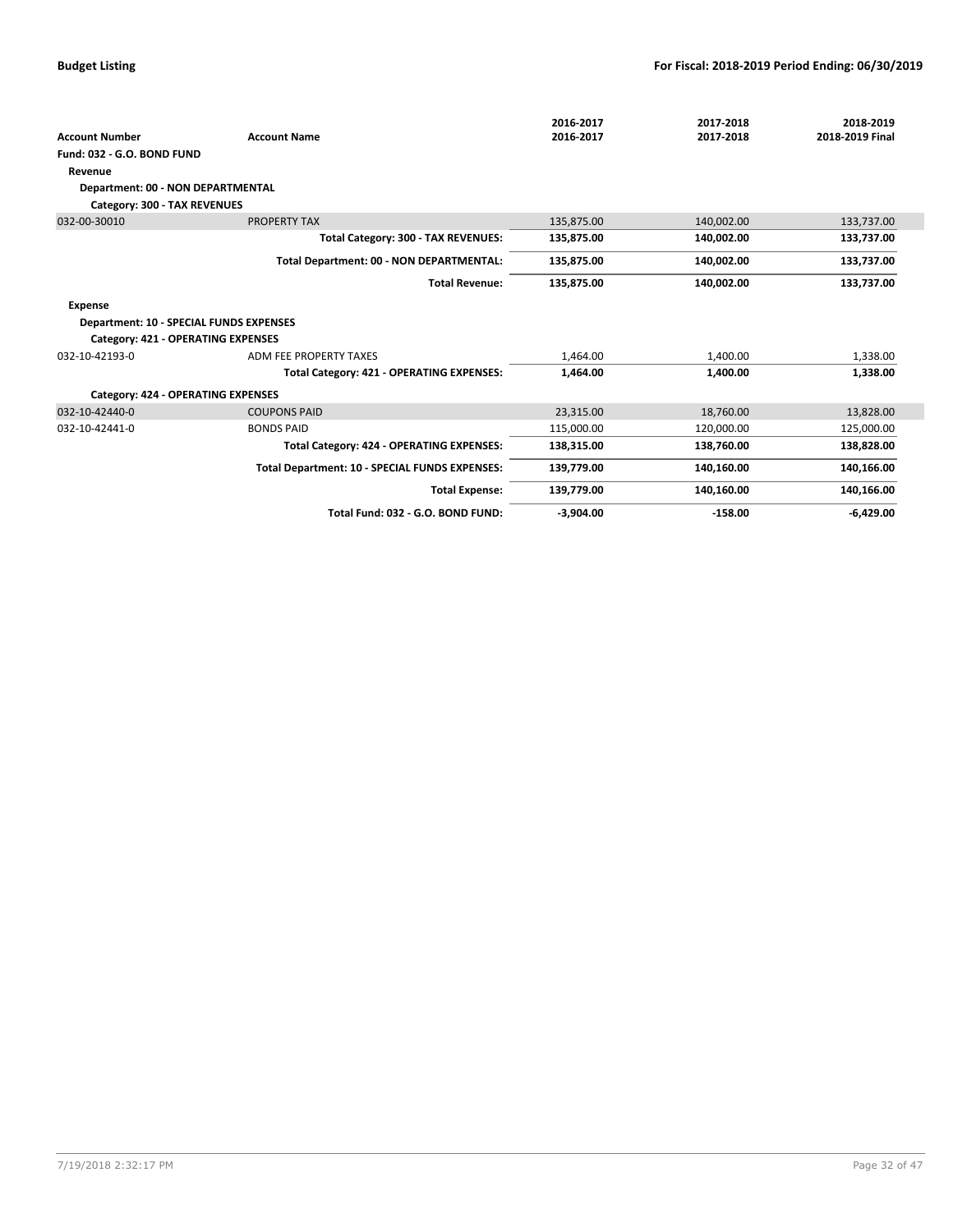**Budget Listing** — **For Fiscal: 2018-2019 Period Ending: 06/30/2019**

| Account Number | Account Name | 2016-2017<br>2016-2017 | 2017-2018<br>2017-2018 | 2018-2019<br>2018-2019 Final |
|---|---|---|---|---|
| **Fund: 032 - G.O. BOND FUND** | | | | |
| **Revenue** | | | | |
| **Department: 00 - NON DEPARTMENTAL** | | | | |
| **Category: 300 - TAX REVENUES** | | | | |
| 032-00-30010 | PROPERTY TAX | 135,875.00 | 140,002.00 | 133,737.00 |
| | **Total Category: 300 - TAX REVENUES:** | **135,875.00** | **140,002.00** | **133,737.00** |
| | **Total Department: 00 - NON DEPARTMENTAL:** | **135,875.00** | **140,002.00** | **133,737.00** |
| | **Total Revenue:** | **135,875.00** | **140,002.00** | **133,737.00** |
| **Expense** | | | | |
| **Department: 10 - SPECIAL FUNDS EXPENSES** | | | | |
| **Category: 421 - OPERATING EXPENSES** | | | | |
| 032-10-42193-0 | ADM FEE PROPERTY TAXES | 1,464.00 | 1,400.00 | 1,338.00 |
| | **Total Category: 421 - OPERATING EXPENSES:** | **1,464.00** | **1,400.00** | **1,338.00** |
| **Category: 424 - OPERATING EXPENSES** | | | | |
| 032-10-42440-0 | COUPONS PAID | 23,315.00 | 18,760.00 | 13,828.00 |
| 032-10-42441-0 | BONDS PAID | 115,000.00 | 120,000.00 | 125,000.00 |
| | **Total Category: 424 - OPERATING EXPENSES:** | **138,315.00** | **138,760.00** | **138,828.00** |
| | **Total Department: 10 - SPECIAL FUNDS EXPENSES:** | **139,779.00** | **140,160.00** | **140,166.00** |
| | **Total Expense:** | **139,779.00** | **140,160.00** | **140,166.00** |
| | **Total Fund: 032 - G.O. BOND FUND:** | **-3,904.00** | **-158.00** | **-6,429.00** |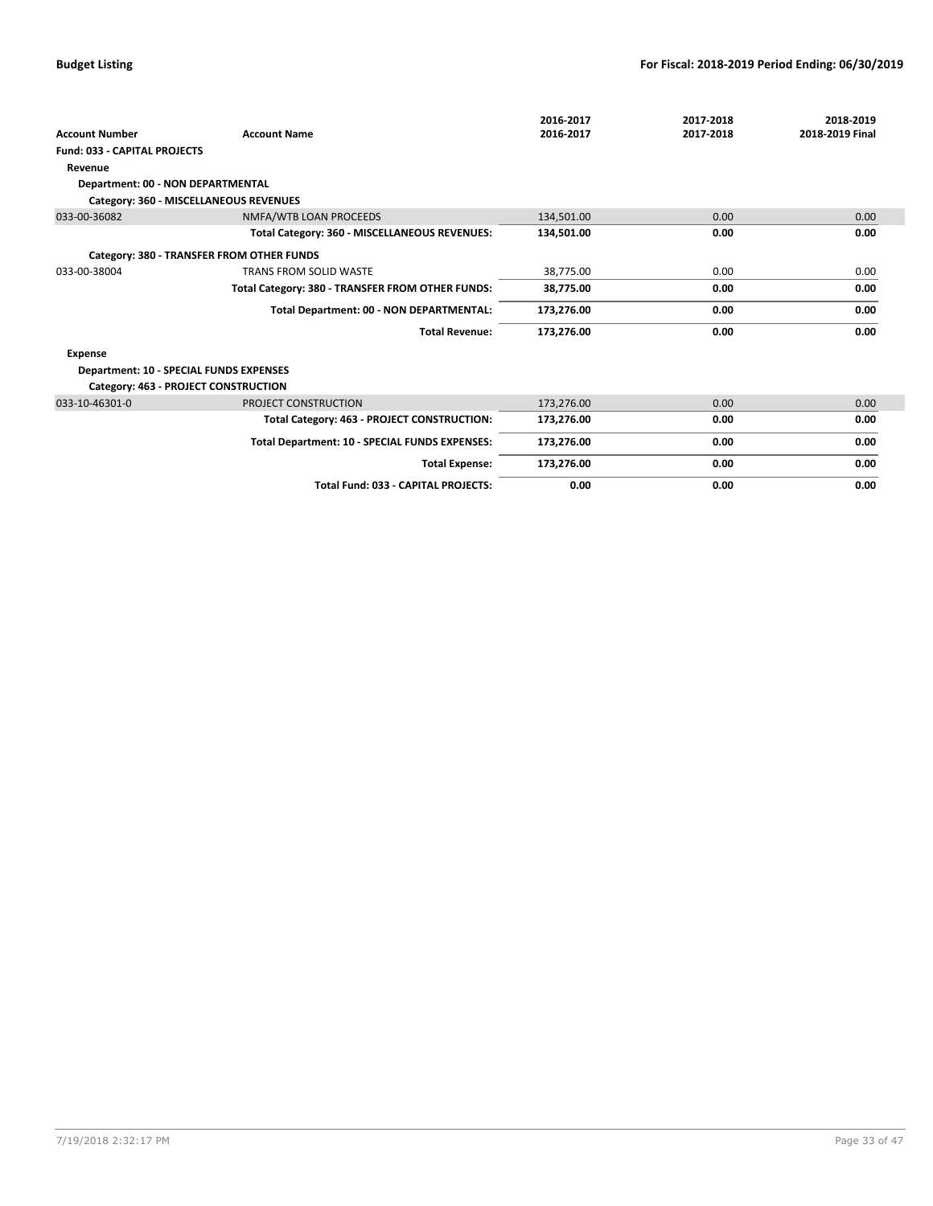| Account Number | Account Name | 2016-2017<br>2016-2017 | 2017-2018<br>2017-2018 | 2018-2019<br>2018-2019 Final |
|---|---|---|---|---|
| **Fund: 033 - CAPITAL PROJECTS** | | | | |
| **Revenue** | | | | |
| **Department: 00 - NON DEPARTMENTAL** | | | | |
| **Category: 360 - MISCELLANEOUS REVENUES** | | | | |
| 033-00-36082 | NMFA/WTB LOAN PROCEEDS | 134,501.00 | 0.00 | 0.00 |
| | **Total Category: 360 - MISCELLANEOUS REVENUES:** | **134,501.00** | **0.00** | **0.00** |
| **Category: 380 - TRANSFER FROM OTHER FUNDS** | | | | |
| 033-00-38004 | TRANS FROM SOLID WASTE | 38,775.00 | 0.00 | 0.00 |
| | **Total Category: 380 - TRANSFER FROM OTHER FUNDS:** | **38,775.00** | **0.00** | **0.00** |
| | **Total Department: 00 - NON DEPARTMENTAL:** | **173,276.00** | **0.00** | **0.00** |
| | **Total Revenue:** | **173,276.00** | **0.00** | **0.00** |
| **Expense** | | | | |
| **Department: 10 - SPECIAL FUNDS EXPENSES** | | | | |
| **Category: 463 - PROJECT CONSTRUCTION** | | | | |
| 033-10-46301-0 | PROJECT CONSTRUCTION | 173,276.00 | 0.00 | 0.00 |
| | **Total Category: 463 - PROJECT CONSTRUCTION:** | **173,276.00** | **0.00** | **0.00** |
| | **Total Department: 10 - SPECIAL FUNDS EXPENSES:** | **173,276.00** | **0.00** | **0.00** |
| | **Total Expense:** | **173,276.00** | **0.00** | **0.00** |
| | **Total Fund: 033 - CAPITAL PROJECTS:** | **0.00** | **0.00** | **0.00** |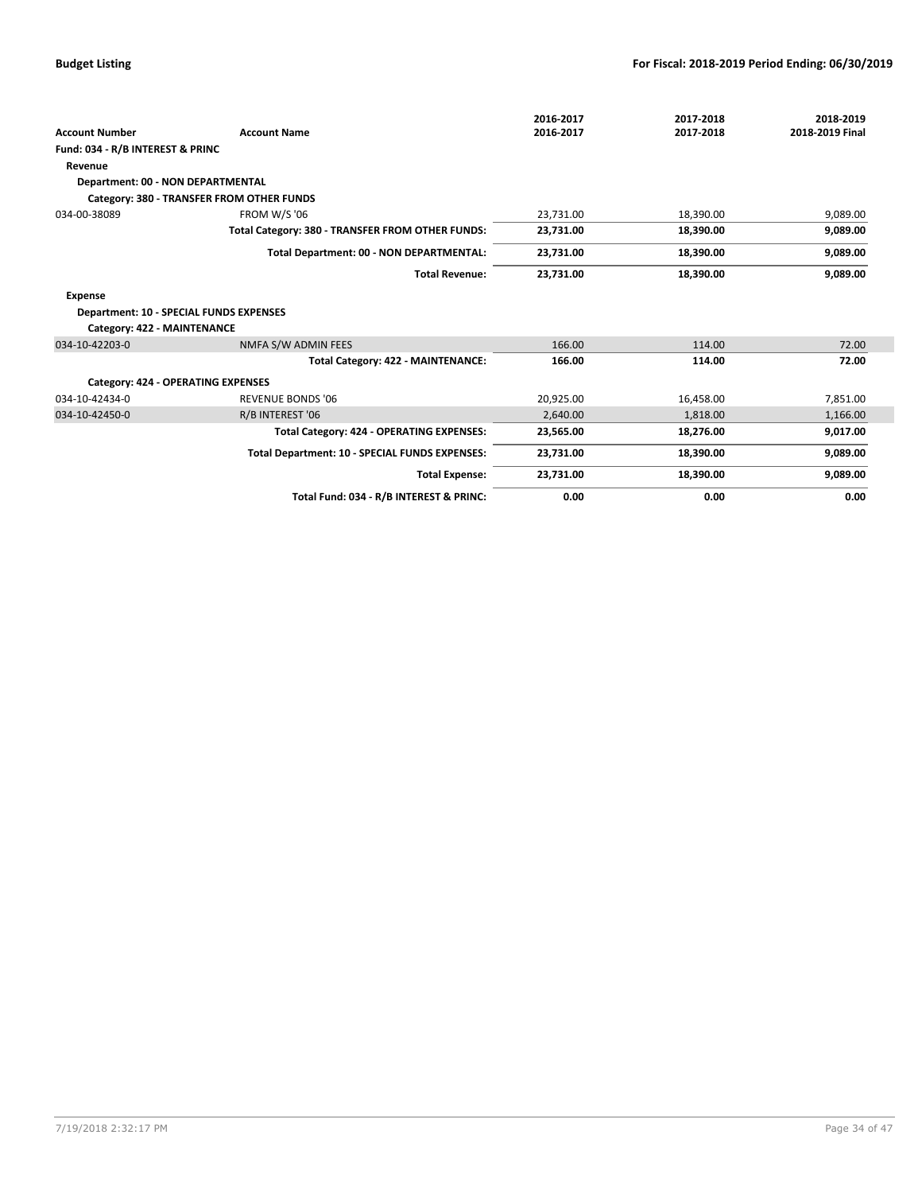| Account Number | Account Name | 2016-2017<br>2016-2017 | 2017-2018<br>2017-2018 | 2018-2019<br>2018-2019 Final |
|---|---|---|---|---|
| **Fund: 034 - R/B INTEREST & PRINC** | | | | |
| **Revenue** | | | | |
| **Department: 00 - NON DEPARTMENTAL** | | | | |
| **Category: 380 - TRANSFER FROM OTHER FUNDS** | | | | |
| 034-00-38089 | FROM W/S '06 | 23,731.00 | 18,390.00 | 9,089.00 |
| | **Total Category: 380 - TRANSFER FROM OTHER FUNDS:** | **23,731.00** | **18,390.00** | **9,089.00** |
| | **Total Department: 00 - NON DEPARTMENTAL:** | **23,731.00** | **18,390.00** | **9,089.00** |
| | **Total Revenue:** | **23,731.00** | **18,390.00** | **9,089.00** |
| **Expense** | | | | |
| **Department: 10 - SPECIAL FUNDS EXPENSES** | | | | |
| **Category: 422 - MAINTENANCE** | | | | |
| 034-10-42203-0 | NMFA S/W ADMIN FEES | 166.00 | 114.00 | 72.00 |
| | **Total Category: 422 - MAINTENANCE:** | **166.00** | **114.00** | **72.00** |
| **Category: 424 - OPERATING EXPENSES** | | | | |
| 034-10-42434-0 | REVENUE BONDS '06 | 20,925.00 | 16,458.00 | 7,851.00 |
| 034-10-42450-0 | R/B INTEREST '06 | 2,640.00 | 1,818.00 | 1,166.00 |
| | **Total Category: 424 - OPERATING EXPENSES:** | **23,565.00** | **18,276.00** | **9,017.00** |
| | **Total Department: 10 - SPECIAL FUNDS EXPENSES:** | **23,731.00** | **18,390.00** | **9,089.00** |
| | **Total Expense:** | **23,731.00** | **18,390.00** | **9,089.00** |
| | **Total Fund: 034 - R/B INTEREST & PRINC:** | **0.00** | **0.00** | **0.00** |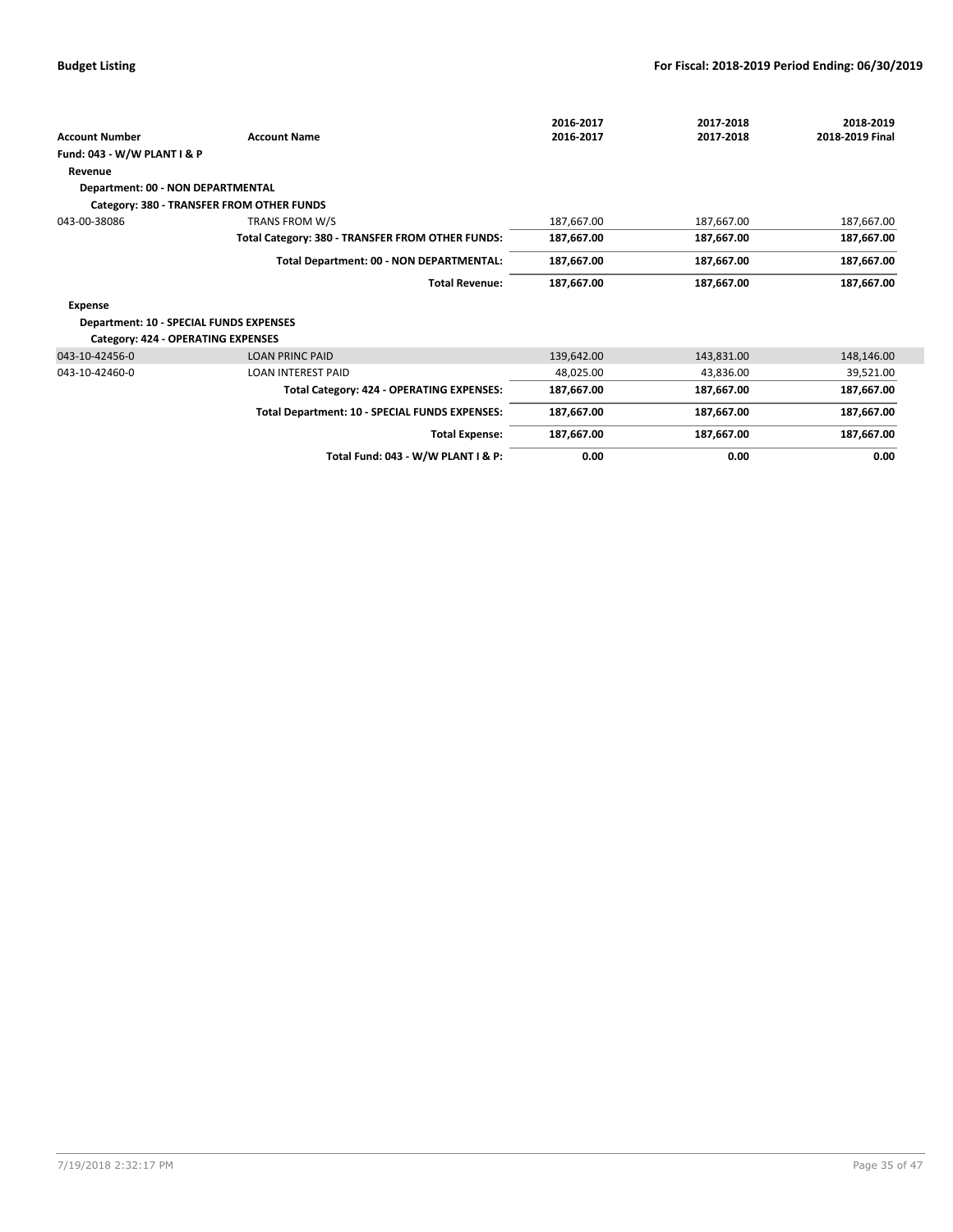| Account Number | Account Name | 2016-2017<br>2016-2017 | 2017-2018<br>2017-2018 | 2018-2019<br>2018-2019 Final |
|---|---|---|---|---|
| **Fund: 043 - W/W PLANT I & P** | | | | |
| **Revenue** | | | | |
| **Department: 00 - NON DEPARTMENTAL** | | | | |
| **Category: 380 - TRANSFER FROM OTHER FUNDS** | | | | |
| 043-00-38086 | TRANS FROM W/S | 187,667.00 | 187,667.00 | 187,667.00 |
| | **Total Category: 380 - TRANSFER FROM OTHER FUNDS:** | **187,667.00** | **187,667.00** | **187,667.00** |
| | **Total Department: 00 - NON DEPARTMENTAL:** | **187,667.00** | **187,667.00** | **187,667.00** |
| | **Total Revenue:** | **187,667.00** | **187,667.00** | **187,667.00** |
| **Expense** | | | | |
| **Department: 10 - SPECIAL FUNDS EXPENSES** | | | | |
| **Category: 424 - OPERATING EXPENSES** | | | | |
| 043-10-42456-0 | LOAN PRINC PAID | 139,642.00 | 143,831.00 | 148,146.00 |
| 043-10-42460-0 | LOAN INTEREST PAID | 48,025.00 | 43,836.00 | 39,521.00 |
| | **Total Category: 424 - OPERATING EXPENSES:** | **187,667.00** | **187,667.00** | **187,667.00** |
| | **Total Department: 10 - SPECIAL FUNDS EXPENSES:** | **187,667.00** | **187,667.00** | **187,667.00** |
| | **Total Expense:** | **187,667.00** | **187,667.00** | **187,667.00** |
| | **Total Fund: 043 - W/W PLANT I & P:** | **0.00** | **0.00** | **0.00** |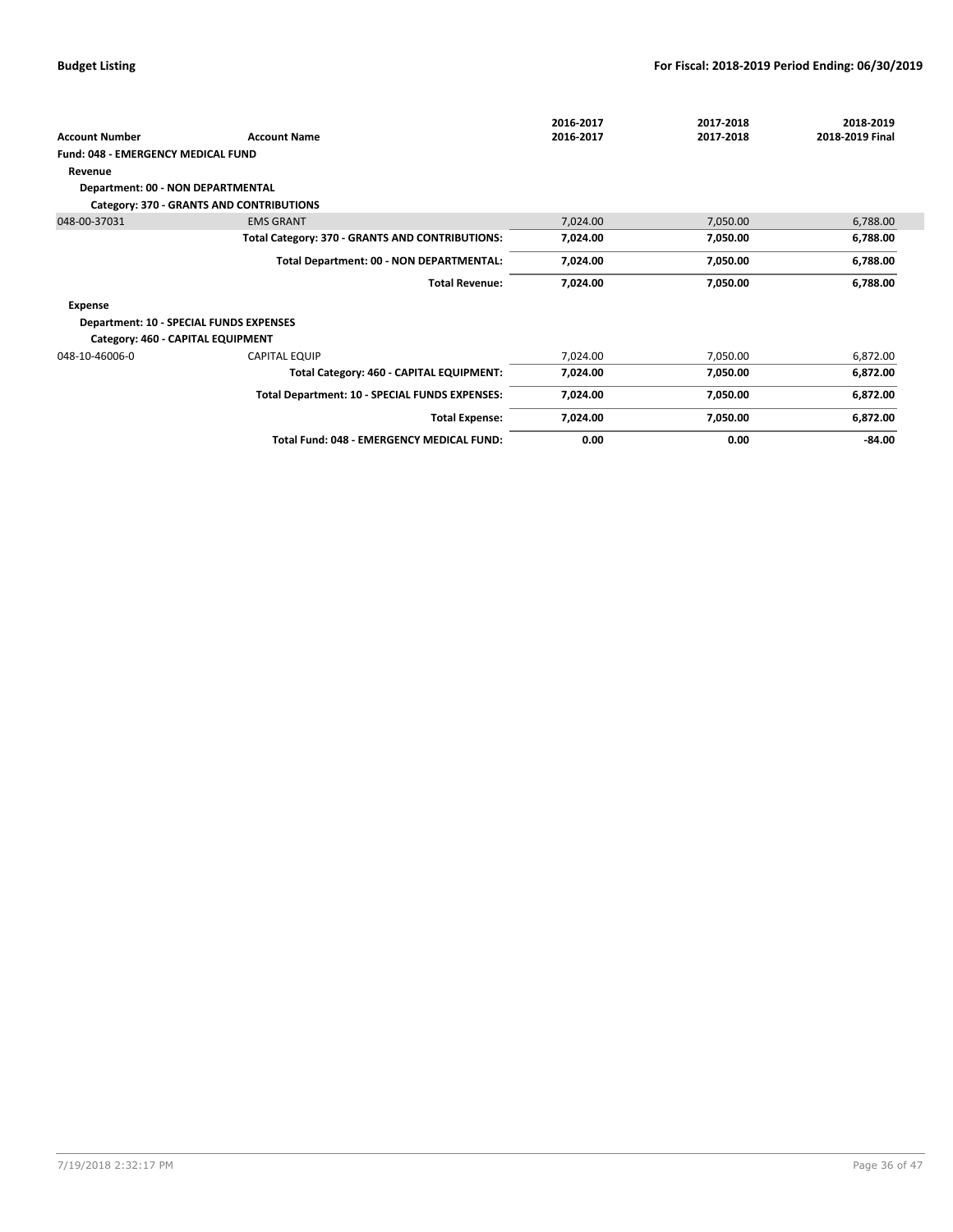| Account Number | Account Name | 2016-2017<br>2016-2017 | 2017-2018<br>2017-2018 | 2018-2019<br>2018-2019 Final |
|---|---|---|---|---|
| **Fund: 048 - EMERGENCY MEDICAL FUND** | | | | |
| **Revenue** | | | | |
| **Department: 00 - NON DEPARTMENTAL** | | | | |
| **Category: 370 - GRANTS AND CONTRIBUTIONS** | | | | |
| 048-00-37031 | EMS GRANT | 7,024.00 | 7,050.00 | 6,788.00 |
| | **Total Category: 370 - GRANTS AND CONTRIBUTIONS:** | **7,024.00** | **7,050.00** | **6,788.00** |
| | **Total Department: 00 - NON DEPARTMENTAL:** | **7,024.00** | **7,050.00** | **6,788.00** |
| | **Total Revenue:** | **7,024.00** | **7,050.00** | **6,788.00** |
| **Expense** | | | | |
| **Department: 10 - SPECIAL FUNDS EXPENSES** | | | | |
| **Category: 460 - CAPITAL EQUIPMENT** | | | | |
| 048-10-46006-0 | CAPITAL EQUIP | 7,024.00 | 7,050.00 | 6,872.00 |
| | **Total Category: 460 - CAPITAL EQUIPMENT:** | **7,024.00** | **7,050.00** | **6,872.00** |
| | **Total Department: 10 - SPECIAL FUNDS EXPENSES:** | **7,024.00** | **7,050.00** | **6,872.00** |
| | **Total Expense:** | **7,024.00** | **7,050.00** | **6,872.00** |
| | **Total Fund: 048 - EMERGENCY MEDICAL FUND:** | **0.00** | **0.00** | **-84.00** |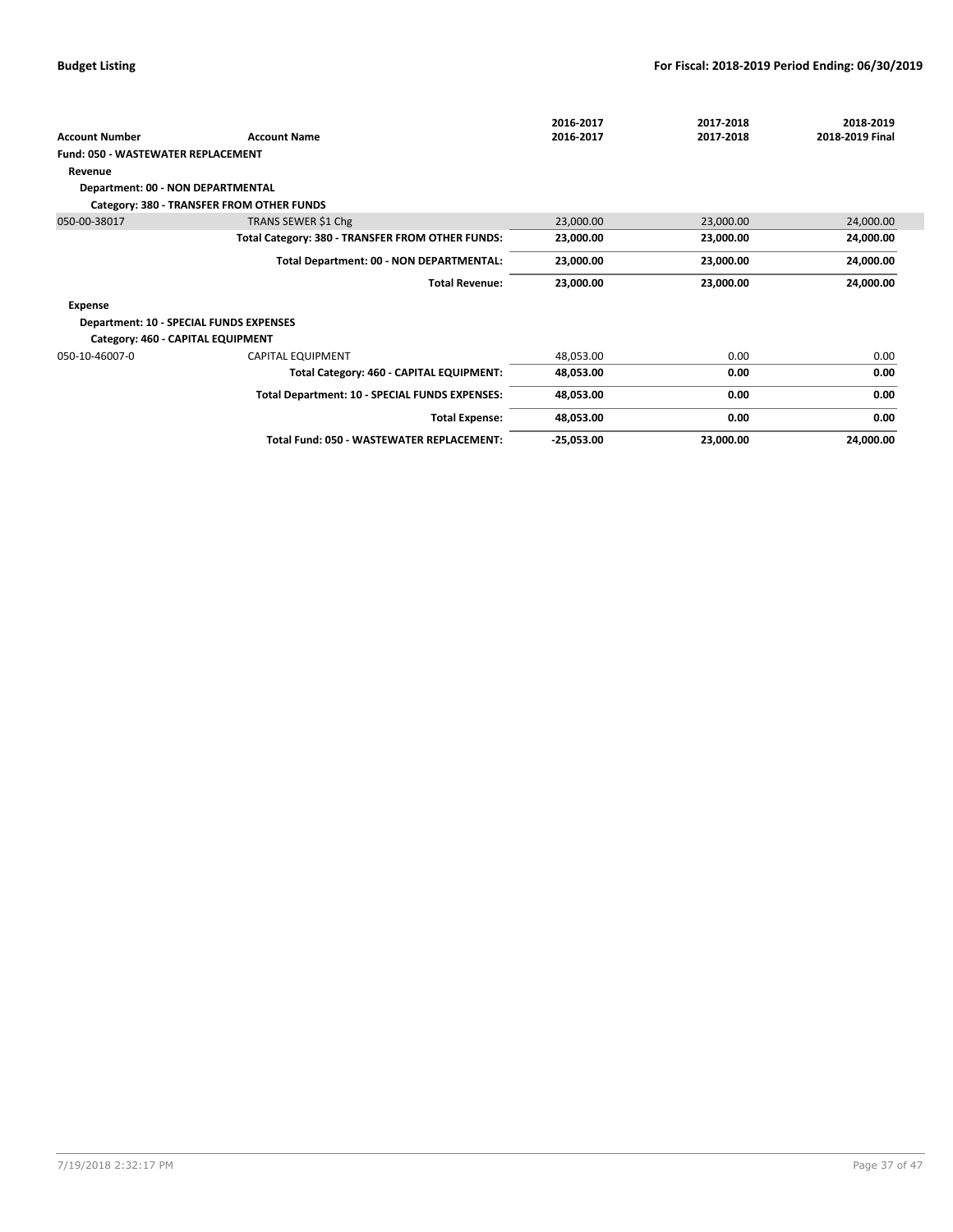| Account Number | Account Name | 2016-2017<br>2016-2017 | 2017-2018<br>2017-2018 | 2018-2019<br>2018-2019 Final |
|---|---|---|---|---|
| **Fund: 050 - WASTEWATER REPLACEMENT** | | | | |
| **Revenue** | | | | |
| **Department: 00 - NON DEPARTMENTAL** | | | | |
| **Category: 380 - TRANSFER FROM OTHER FUNDS** | | | | |
| 050-00-38017 | TRANS SEWER $1 Chg | 23,000.00 | 23,000.00 | 24,000.00 |
| | **Total Category: 380 - TRANSFER FROM OTHER FUNDS:** | **23,000.00** | **23,000.00** | **24,000.00** |
| | **Total Department: 00 - NON DEPARTMENTAL:** | **23,000.00** | **23,000.00** | **24,000.00** |
| | **Total Revenue:** | **23,000.00** | **23,000.00** | **24,000.00** |
| **Expense** | | | | |
| **Department: 10 - SPECIAL FUNDS EXPENSES** | | | | |
| **Category: 460 - CAPITAL EQUIPMENT** | | | | |
| 050-10-46007-0 | CAPITAL EQUIPMENT | 48,053.00 | 0.00 | 0.00 |
| | **Total Category: 460 - CAPITAL EQUIPMENT:** | **48,053.00** | **0.00** | **0.00** |
| | **Total Department: 10 - SPECIAL FUNDS EXPENSES:** | **48,053.00** | **0.00** | **0.00** |
| | **Total Expense:** | **48,053.00** | **0.00** | **0.00** |
| | **Total Fund: 050 - WASTEWATER REPLACEMENT:** | **-25,053.00** | **23,000.00** | **24,000.00** |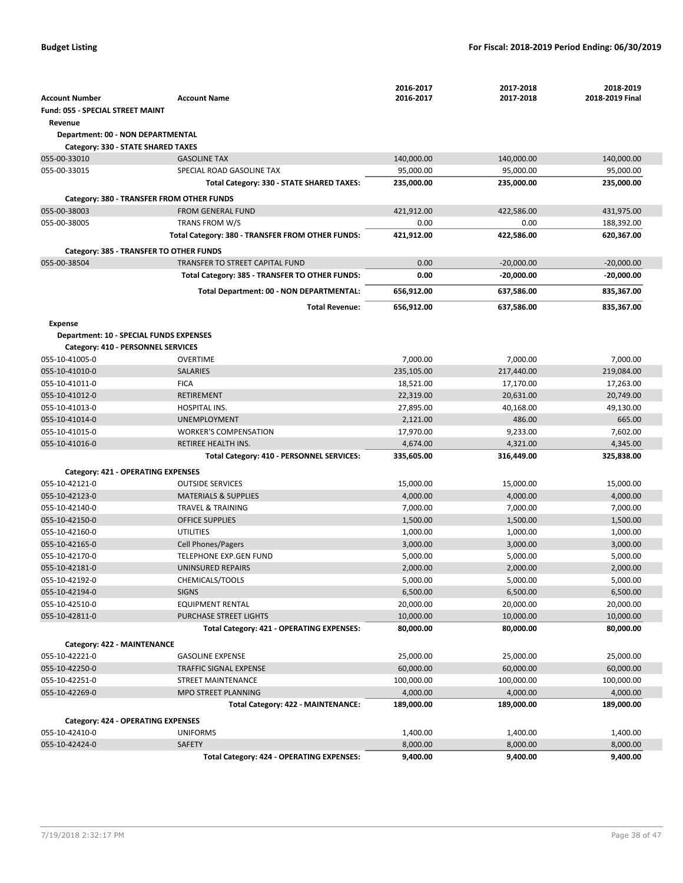| Account Number | Account Name | 2016-2017<br>2016-2017 | 2017-2018<br>2017-2018 | 2018-2019<br>2018-2019 Final |
|---|---|---|---|---|
| **Fund: 055 - SPECIAL STREET MAINT** | | | | |
| **Revenue** | | | | |
| **Department: 00 - NON DEPARTMENTAL** | | | | |
| **Category: 330 - STATE SHARED TAXES** | | | | |
| 055-00-33010 | GASOLINE TAX | 140,000.00 | 140,000.00 | 140,000.00 |
| 055-00-33015 | SPECIAL ROAD GASOLINE TAX | 95,000.00 | 95,000.00 | 95,000.00 |
| | **Total Category: 330 - STATE SHARED TAXES:** | **235,000.00** | **235,000.00** | **235,000.00** |
| **Category: 380 - TRANSFER FROM OTHER FUNDS** | | | | |
| 055-00-38003 | FROM GENERAL FUND | 421,912.00 | 422,586.00 | 431,975.00 |
| 055-00-38005 | TRANS FROM W/S | 0.00 | 0.00 | 188,392.00 |
| | **Total Category: 380 - TRANSFER FROM OTHER FUNDS:** | **421,912.00** | **422,586.00** | **620,367.00** |
| **Category: 385 - TRANSFER TO OTHER FUNDS** | | | | |
| 055-00-38504 | TRANSFER TO STREET CAPITAL FUND | 0.00 | -20,000.00 | -20,000.00 |
| | **Total Category: 385 - TRANSFER TO OTHER FUNDS:** | **0.00** | **-20,000.00** | **-20,000.00** |
| | **Total Department: 00 - NON DEPARTMENTAL:** | **656,912.00** | **637,586.00** | **835,367.00** |
| | **Total Revenue:** | **656,912.00** | **637,586.00** | **835,367.00** |
| **Expense** | | | | |
| **Department: 10 - SPECIAL FUNDS EXPENSES** | | | | |
| **Category: 410 - PERSONNEL SERVICES** | | | | |
| 055-10-41005-0 | OVERTIME | 7,000.00 | 7,000.00 | 7,000.00 |
| 055-10-41010-0 | SALARIES | 235,105.00 | 217,440.00 | 219,084.00 |
| 055-10-41011-0 | FICA | 18,521.00 | 17,170.00 | 17,263.00 |
| 055-10-41012-0 | RETIREMENT | 22,319.00 | 20,631.00 | 20,749.00 |
| 055-10-41013-0 | HOSPITAL INS. | 27,895.00 | 40,168.00 | 49,130.00 |
| 055-10-41014-0 | UNEMPLOYMENT | 2,121.00 | 486.00 | 665.00 |
| 055-10-41015-0 | WORKER'S COMPENSATION | 17,970.00 | 9,233.00 | 7,602.00 |
| 055-10-41016-0 | RETIREE HEALTH INS. | 4,674.00 | 4,321.00 | 4,345.00 |
| | **Total Category: 410 - PERSONNEL SERVICES:** | **335,605.00** | **316,449.00** | **325,838.00** |
| **Category: 421 - OPERATING EXPENSES** | | | | |
| 055-10-42121-0 | OUTSIDE SERVICES | 15,000.00 | 15,000.00 | 15,000.00 |
| 055-10-42123-0 | MATERIALS & SUPPLIES | 4,000.00 | 4,000.00 | 4,000.00 |
| 055-10-42140-0 | TRAVEL & TRAINING | 7,000.00 | 7,000.00 | 7,000.00 |
| 055-10-42150-0 | OFFICE SUPPLIES | 1,500.00 | 1,500.00 | 1,500.00 |
| 055-10-42160-0 | UTILITIES | 1,000.00 | 1,000.00 | 1,000.00 |
| 055-10-42165-0 | Cell Phones/Pagers | 3,000.00 | 3,000.00 | 3,000.00 |
| 055-10-42170-0 | TELEPHONE EXP.GEN FUND | 5,000.00 | 5,000.00 | 5,000.00 |
| 055-10-42181-0 | UNINSURED REPAIRS | 2,000.00 | 2,000.00 | 2,000.00 |
| 055-10-42192-0 | CHEMICALS/TOOLS | 5,000.00 | 5,000.00 | 5,000.00 |
| 055-10-42194-0 | SIGNS | 6,500.00 | 6,500.00 | 6,500.00 |
| 055-10-42510-0 | EQUIPMENT RENTAL | 20,000.00 | 20,000.00 | 20,000.00 |
| 055-10-42811-0 | PURCHASE STREET LIGHTS | 10,000.00 | 10,000.00 | 10,000.00 |
| | **Total Category: 421 - OPERATING EXPENSES:** | **80,000.00** | **80,000.00** | **80,000.00** |
| **Category: 422 - MAINTENANCE** | | | | |
| 055-10-42221-0 | GASOLINE EXPENSE | 25,000.00 | 25,000.00 | 25,000.00 |
| 055-10-42250-0 | TRAFFIC SIGNAL EXPENSE | 60,000.00 | 60,000.00 | 60,000.00 |
| 055-10-42251-0 | STREET MAINTENANCE | 100,000.00 | 100,000.00 | 100,000.00 |
| 055-10-42269-0 | MPO STREET PLANNING | 4,000.00 | 4,000.00 | 4,000.00 |
| | **Total Category: 422 - MAINTENANCE:** | **189,000.00** | **189,000.00** | **189,000.00** |
| **Category: 424 - OPERATING EXPENSES** | | | | |
| 055-10-42410-0 | UNIFORMS | 1,400.00 | 1,400.00 | 1,400.00 |
| 055-10-42424-0 | SAFETY | 8,000.00 | 8,000.00 | 8,000.00 |
| | **Total Category: 424 - OPERATING EXPENSES:** | **9,400.00** | **9,400.00** | **9,400.00** |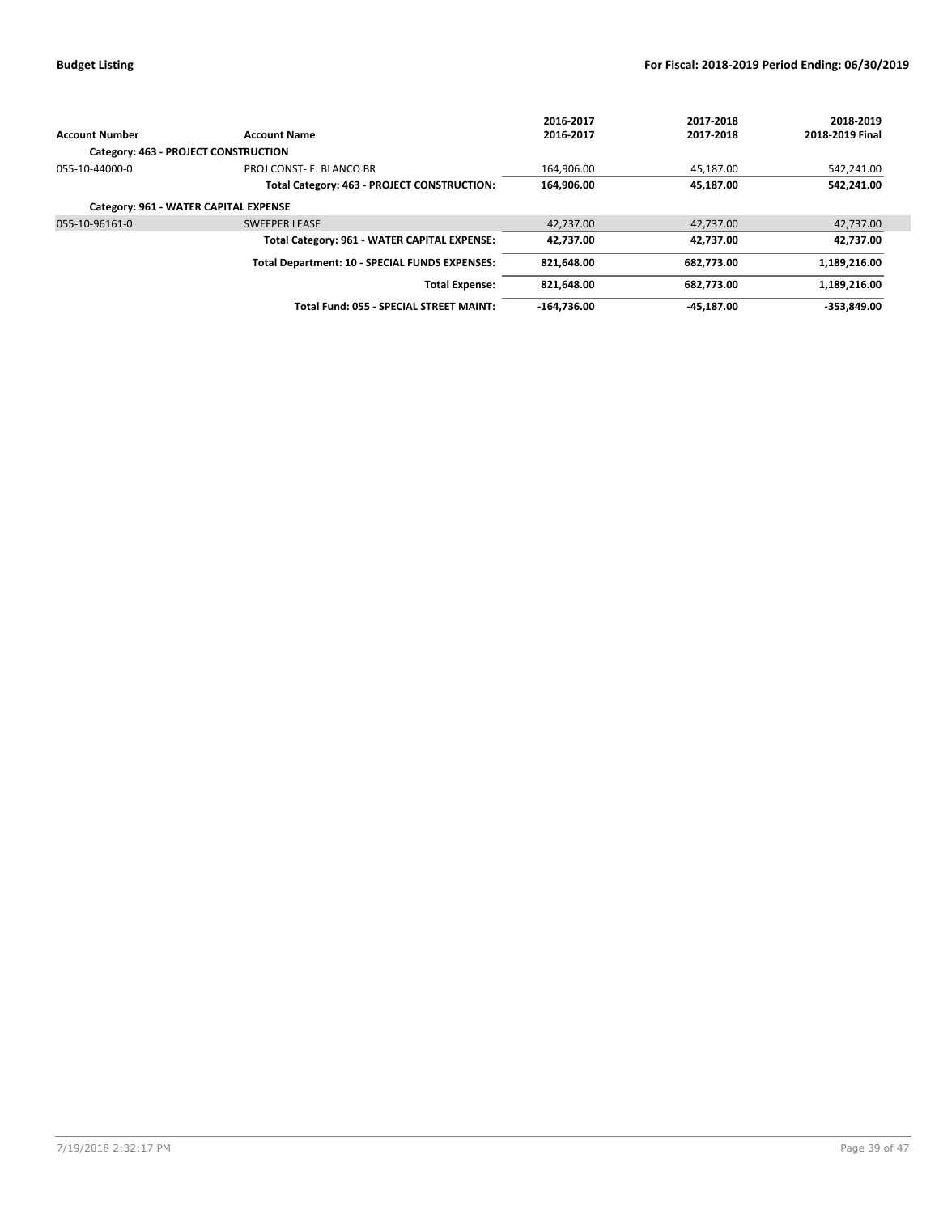| Account Number | Account Name | 2016-2017<br>2016-2017 | 2017-2018<br>2017-2018 | 2018-2019<br>2018-2019 Final |
|---|---|---|---|---|
| **Category: 463 - PROJECT CONSTRUCTION** | | | | |
| 055-10-44000-0 | PROJ CONST- E. BLANCO BR | 164,906.00 | 45,187.00 | 542,241.00 |
| | **Total Category: 463 - PROJECT CONSTRUCTION:** | **164,906.00** | **45,187.00** | **542,241.00** |
| **Category: 961 - WATER CAPITAL EXPENSE** | | | | |
| 055-10-96161-0 | SWEEPER LEASE | 42,737.00 | 42,737.00 | 42,737.00 |
| | **Total Category: 961 - WATER CAPITAL EXPENSE:** | **42,737.00** | **42,737.00** | **42,737.00** |
| | **Total Department: 10 - SPECIAL FUNDS EXPENSES:** | **821,648.00** | **682,773.00** | **1,189,216.00** |
| | **Total Expense:** | **821,648.00** | **682,773.00** | **1,189,216.00** |
| | **Total Fund: 055 - SPECIAL STREET MAINT:** | **-164,736.00** | **-45,187.00** | **-353,849.00** |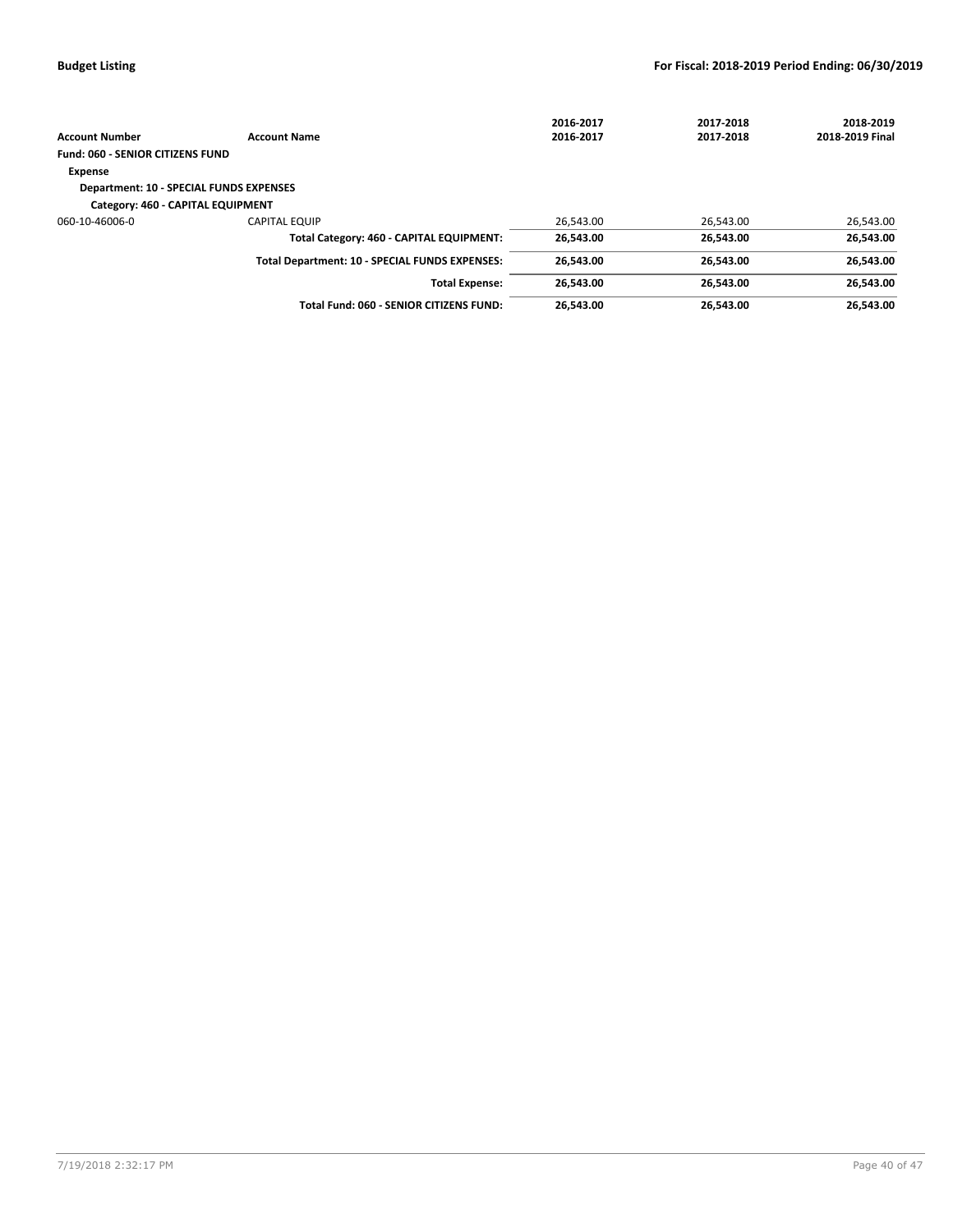| Account Number | Account Name | 2016-2017<br>2016-2017 | 2017-2018<br>2017-2018 | 2018-2019<br>2018-2019 Final |
|---|---|---|---|---|
| **Fund: 060 - SENIOR CITIZENS FUND** | | | | |
| **Expense** | | | | |
| **Department: 10 - SPECIAL FUNDS EXPENSES** | | | | |
| **Category: 460 - CAPITAL EQUIPMENT** | | | | |
| 060-10-46006-0 | CAPITAL EQUIP | 26,543.00 | 26,543.00 | 26,543.00 |
| | **Total Category: 460 - CAPITAL EQUIPMENT:** | **26,543.00** | **26,543.00** | **26,543.00** |
| | **Total Department: 10 - SPECIAL FUNDS EXPENSES:** | **26,543.00** | **26,543.00** | **26,543.00** |
| | **Total Expense:** | **26,543.00** | **26,543.00** | **26,543.00** |
| | **Total Fund: 060 - SENIOR CITIZENS FUND:** | **26,543.00** | **26,543.00** | **26,543.00** |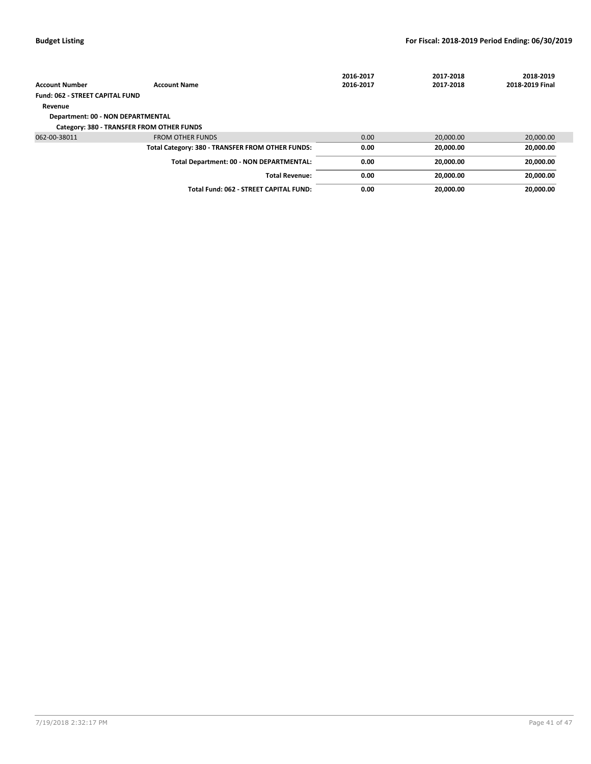| Account Number | Account Name | 2016-2017<br>2016-2017 | 2017-2018<br>2017-2018 | 2018-2019<br>2018-2019 Final |
|---|---|---|---|---|
| **Fund: 062 - STREET CAPITAL FUND** | | | | |
| **Revenue** | | | | |
| **Department: 00 - NON DEPARTMENTAL** | | | | |
| **Category: 380 - TRANSFER FROM OTHER FUNDS** | | | | |
| 062-00-38011 | FROM OTHER FUNDS | 0.00 | 20,000.00 | 20,000.00 |
| | **Total Category: 380 - TRANSFER FROM OTHER FUNDS:** | **0.00** | **20,000.00** | **20,000.00** |
| | **Total Department: 00 - NON DEPARTMENTAL:** | **0.00** | **20,000.00** | **20,000.00** |
| | **Total Revenue:** | **0.00** | **20,000.00** | **20,000.00** |
| | **Total Fund: 062 - STREET CAPITAL FUND:** | **0.00** | **20,000.00** | **20,000.00** |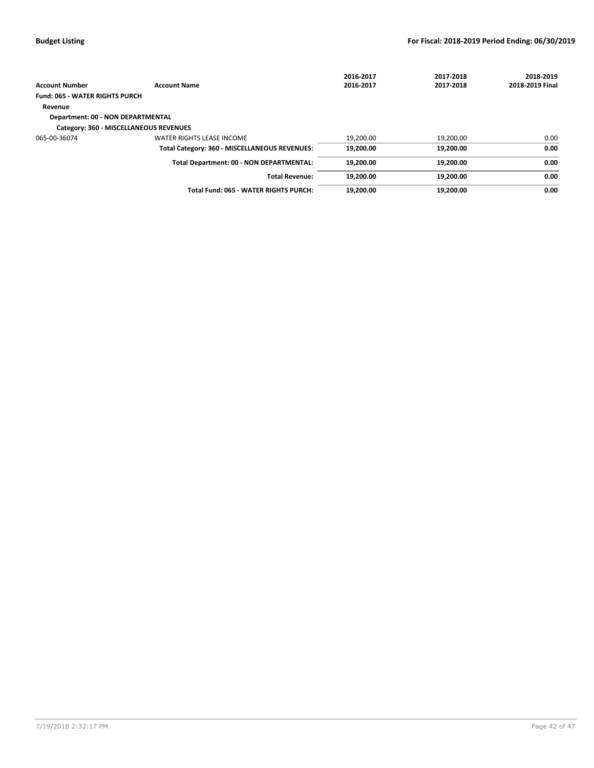| Account Number | Account Name | 2016-2017<br>2016-2017 | 2017-2018<br>2017-2018 | 2018-2019<br>2018-2019 Final |
|---|---|---|---|---|
| **Fund: 065 - WATER RIGHTS PURCH** | | | | |
| **Revenue** | | | | |
| **Department: 00 - NON DEPARTMENTAL** | | | | |
| **Category: 360 - MISCELLANEOUS REVENUES** | | | | |
| 065-00-36074 | WATER RIGHTS LEASE INCOME | 19,200.00 | 19,200.00 | 0.00 |
| | **Total Category: 360 - MISCELLANEOUS REVENUES:** | **19,200.00** | **19,200.00** | **0.00** |
| | **Total Department: 00 - NON DEPARTMENTAL:** | **19,200.00** | **19,200.00** | **0.00** |
| | **Total Revenue:** | **19,200.00** | **19,200.00** | **0.00** |
| | **Total Fund: 065 - WATER RIGHTS PURCH:** | **19,200.00** | **19,200.00** | **0.00** |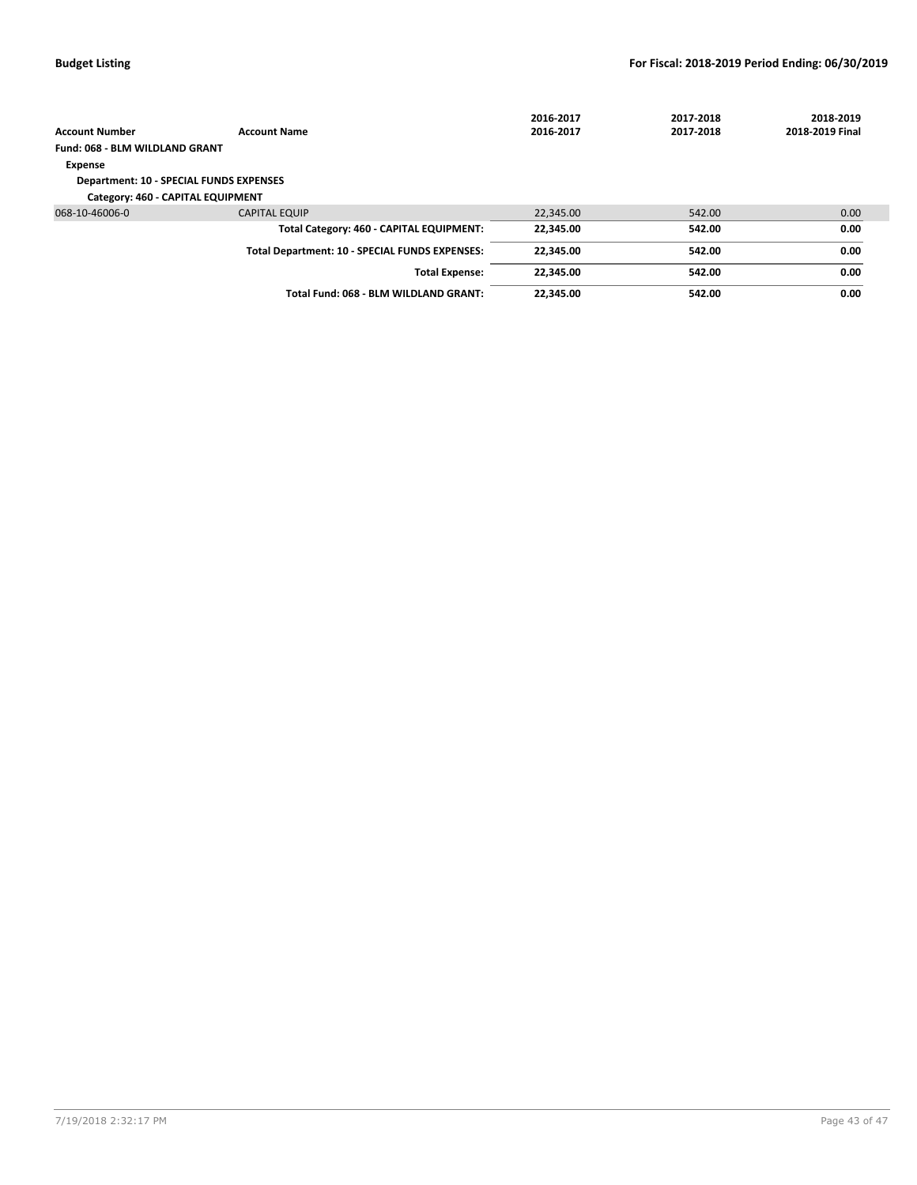| Account Number | Account Name | 2016-2017<br>2016-2017 | 2017-2018<br>2017-2018 | 2018-2019<br>2018-2019 Final |
|---|---|---|---|---|
| **Fund: 068 - BLM WILDLAND GRANT** | | | | |
| **Expense** | | | | |
| **Department: 10 - SPECIAL FUNDS EXPENSES** | | | | |
| **Category: 460 - CAPITAL EQUIPMENT** | | | | |
| 068-10-46006-0 | CAPITAL EQUIP | 22,345.00 | 542.00 | 0.00 |
| | **Total Category: 460 - CAPITAL EQUIPMENT:** | **22,345.00** | **542.00** | **0.00** |
| | **Total Department: 10 - SPECIAL FUNDS EXPENSES:** | **22,345.00** | **542.00** | **0.00** |
| | **Total Expense:** | **22,345.00** | **542.00** | **0.00** |
| | **Total Fund: 068 - BLM WILDLAND GRANT:** | **22,345.00** | **542.00** | **0.00** |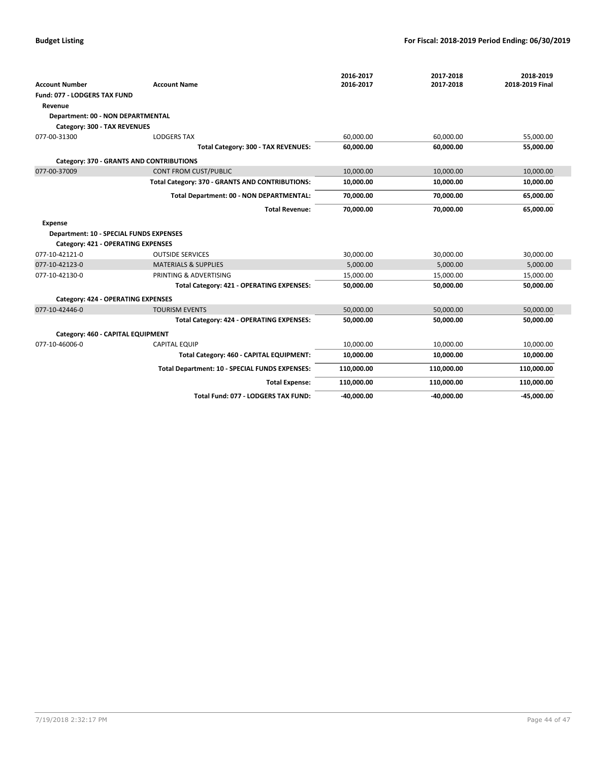| Account Number | Account Name | 2016-2017<br>2016-2017 | 2017-2018<br>2017-2018 | 2018-2019<br>2018-2019 Final |
|---|---|---|---|---|
| **Fund: 077 - LODGERS TAX FUND** | | | | |
| **Revenue** | | | | |
| **Department: 00 - NON DEPARTMENTAL** | | | | |
| **Category: 300 - TAX REVENUES** | | | | |
| 077-00-31300 | LODGERS TAX | 60,000.00 | 60,000.00 | 55,000.00 |
| | **Total Category: 300 - TAX REVENUES:** | **60,000.00** | **60,000.00** | **55,000.00** |
| **Category: 370 - GRANTS AND CONTRIBUTIONS** | | | | |
| 077-00-37009 | CONT FROM CUST/PUBLIC | 10,000.00 | 10,000.00 | 10,000.00 |
| | **Total Category: 370 - GRANTS AND CONTRIBUTIONS:** | **10,000.00** | **10,000.00** | **10,000.00** |
| | **Total Department: 00 - NON DEPARTMENTAL:** | **70,000.00** | **70,000.00** | **65,000.00** |
| | **Total Revenue:** | **70,000.00** | **70,000.00** | **65,000.00** |
| **Expense** | | | | |
| **Department: 10 - SPECIAL FUNDS EXPENSES** | | | | |
| **Category: 421 - OPERATING EXPENSES** | | | | |
| 077-10-42121-0 | OUTSIDE SERVICES | 30,000.00 | 30,000.00 | 30,000.00 |
| 077-10-42123-0 | MATERIALS & SUPPLIES | 5,000.00 | 5,000.00 | 5,000.00 |
| 077-10-42130-0 | PRINTING & ADVERTISING | 15,000.00 | 15,000.00 | 15,000.00 |
| | **Total Category: 421 - OPERATING EXPENSES:** | **50,000.00** | **50,000.00** | **50,000.00** |
| **Category: 424 - OPERATING EXPENSES** | | | | |
| 077-10-42446-0 | TOURISM EVENTS | 50,000.00 | 50,000.00 | 50,000.00 |
| | **Total Category: 424 - OPERATING EXPENSES:** | **50,000.00** | **50,000.00** | **50,000.00** |
| **Category: 460 - CAPITAL EQUIPMENT** | | | | |
| 077-10-46006-0 | CAPITAL EQUIP | 10,000.00 | 10,000.00 | 10,000.00 |
| | **Total Category: 460 - CAPITAL EQUIPMENT:** | **10,000.00** | **10,000.00** | **10,000.00** |
| | **Total Department: 10 - SPECIAL FUNDS EXPENSES:** | **110,000.00** | **110,000.00** | **110,000.00** |
| | **Total Expense:** | **110,000.00** | **110,000.00** | **110,000.00** |
| | **Total Fund: 077 - LODGERS TAX FUND:** | **-40,000.00** | **-40,000.00** | **-45,000.00** |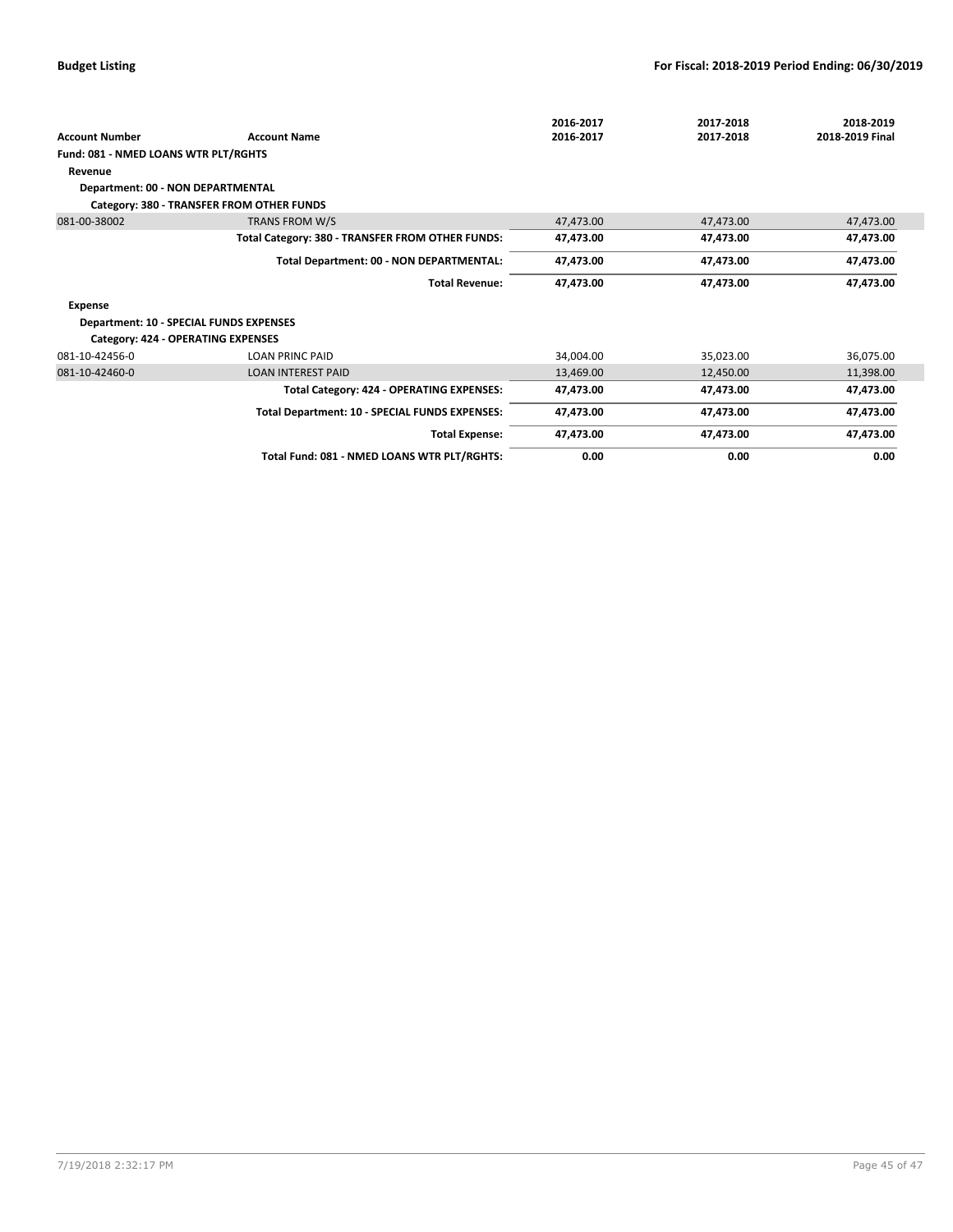| Account Number | Account Name | 2016-2017<br>2016-2017 | 2017-2018<br>2017-2018 | 2018-2019<br>2018-2019 Final |
|---|---|---|---|---|
| **Fund: 081 - NMED LOANS WTR PLT/RGHTS** | | | | |
| **Revenue** | | | | |
| **Department: 00 - NON DEPARTMENTAL** | | | | |
| **Category: 380 - TRANSFER FROM OTHER FUNDS** | | | | |
| 081-00-38002 | TRANS FROM W/S | 47,473.00 | 47,473.00 | 47,473.00 |
| | **Total Category: 380 - TRANSFER FROM OTHER FUNDS:** | **47,473.00** | **47,473.00** | **47,473.00** |
| | **Total Department: 00 - NON DEPARTMENTAL:** | **47,473.00** | **47,473.00** | **47,473.00** |
| | **Total Revenue:** | **47,473.00** | **47,473.00** | **47,473.00** |
| **Expense** | | | | |
| **Department: 10 - SPECIAL FUNDS EXPENSES** | | | | |
| **Category: 424 - OPERATING EXPENSES** | | | | |
| 081-10-42456-0 | LOAN PRINC PAID | 34,004.00 | 35,023.00 | 36,075.00 |
| 081-10-42460-0 | LOAN INTEREST PAID | 13,469.00 | 12,450.00 | 11,398.00 |
| | **Total Category: 424 - OPERATING EXPENSES:** | **47,473.00** | **47,473.00** | **47,473.00** |
| | **Total Department: 10 - SPECIAL FUNDS EXPENSES:** | **47,473.00** | **47,473.00** | **47,473.00** |
| | **Total Expense:** | **47,473.00** | **47,473.00** | **47,473.00** |
| | **Total Fund: 081 - NMED LOANS WTR PLT/RGHTS:** | **0.00** | **0.00** | **0.00** |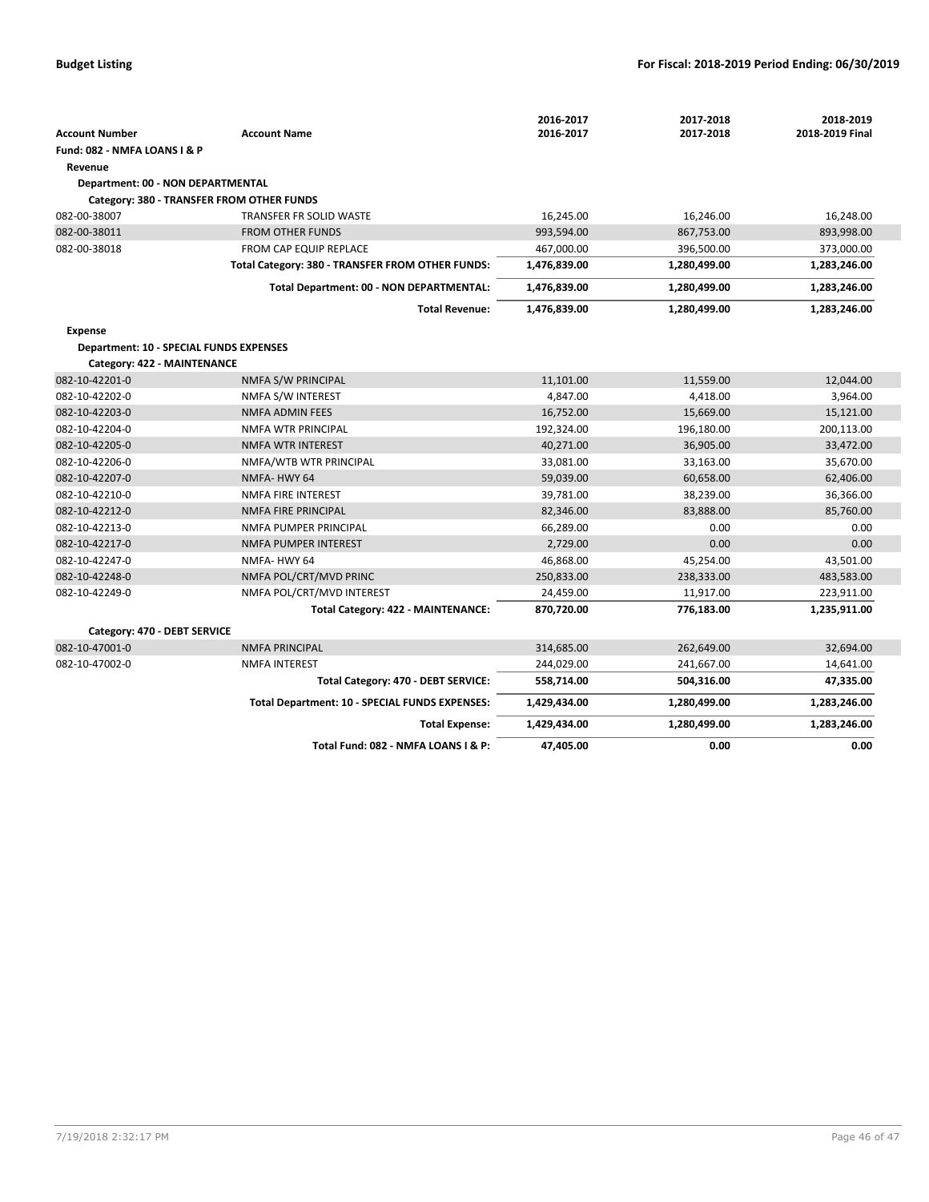**Budget Listing** | **For Fiscal: 2018-2019 Period Ending: 06/30/2019**

| Account Number | Account Name | 2016-2017<br>2016-2017 | 2017-2018<br>2017-2018 | 2018-2019<br>2018-2019 Final |
|---|---|---|---|---|
| **Fund: 082 - NMFA LOANS I & P** | | | | |
| **Revenue** | | | | |
| **Department: 00 - NON DEPARTMENTAL** | | | | |
| **Category: 380 - TRANSFER FROM OTHER FUNDS** | | | | |
| 082-00-38007 | TRANSFER FR SOLID WASTE | 16,245.00 | 16,246.00 | 16,248.00 |
| 082-00-38011 | FROM OTHER FUNDS | 993,594.00 | 867,753.00 | 893,998.00 |
| 082-00-38018 | FROM CAP EQUIP REPLACE | 467,000.00 | 396,500.00 | 373,000.00 |
| | **Total Category: 380 - TRANSFER FROM OTHER FUNDS:** | **1,476,839.00** | **1,280,499.00** | **1,283,246.00** |
| | **Total Department: 00 - NON DEPARTMENTAL:** | **1,476,839.00** | **1,280,499.00** | **1,283,246.00** |
| | **Total Revenue:** | **1,476,839.00** | **1,280,499.00** | **1,283,246.00** |
| **Expense** | | | | |
| **Department: 10 - SPECIAL FUNDS EXPENSES** | | | | |
| **Category: 422 - MAINTENANCE** | | | | |
| 082-10-42201-0 | NMFA S/W PRINCIPAL | 11,101.00 | 11,559.00 | 12,044.00 |
| 082-10-42202-0 | NMFA S/W INTEREST | 4,847.00 | 4,418.00 | 3,964.00 |
| 082-10-42203-0 | NMFA ADMIN FEES | 16,752.00 | 15,669.00 | 15,121.00 |
| 082-10-42204-0 | NMFA WTR PRINCIPAL | 192,324.00 | 196,180.00 | 200,113.00 |
| 082-10-42205-0 | NMFA WTR INTEREST | 40,271.00 | 36,905.00 | 33,472.00 |
| 082-10-42206-0 | NMFA/WTB WTR PRINCIPAL | 33,081.00 | 33,163.00 | 35,670.00 |
| 082-10-42207-0 | NMFA- HWY 64 | 59,039.00 | 60,658.00 | 62,406.00 |
| 082-10-42210-0 | NMFA FIRE INTEREST | 39,781.00 | 38,239.00 | 36,366.00 |
| 082-10-42212-0 | NMFA FIRE PRINCIPAL | 82,346.00 | 83,888.00 | 85,760.00 |
| 082-10-42213-0 | NMFA PUMPER PRINCIPAL | 66,289.00 | 0.00 | 0.00 |
| 082-10-42217-0 | NMFA PUMPER INTEREST | 2,729.00 | 0.00 | 0.00 |
| 082-10-42247-0 | NMFA- HWY 64 | 46,868.00 | 45,254.00 | 43,501.00 |
| 082-10-42248-0 | NMFA POL/CRT/MVD PRINC | 250,833.00 | 238,333.00 | 483,583.00 |
| 082-10-42249-0 | NMFA POL/CRT/MVD INTEREST | 24,459.00 | 11,917.00 | 223,911.00 |
| | **Total Category: 422 - MAINTENANCE:** | **870,720.00** | **776,183.00** | **1,235,911.00** |
| **Category: 470 - DEBT SERVICE** | | | | |
| 082-10-47001-0 | NMFA PRINCIPAL | 314,685.00 | 262,649.00 | 32,694.00 |
| 082-10-47002-0 | NMFA INTEREST | 244,029.00 | 241,667.00 | 14,641.00 |
| | **Total Category: 470 - DEBT SERVICE:** | **558,714.00** | **504,316.00** | **47,335.00** |
| | **Total Department: 10 - SPECIAL FUNDS EXPENSES:** | **1,429,434.00** | **1,280,499.00** | **1,283,246.00** |
| | **Total Expense:** | **1,429,434.00** | **1,280,499.00** | **1,283,246.00** |
| | **Total Fund: 082 - NMFA LOANS I & P:** | **47,405.00** | **0.00** | **0.00** |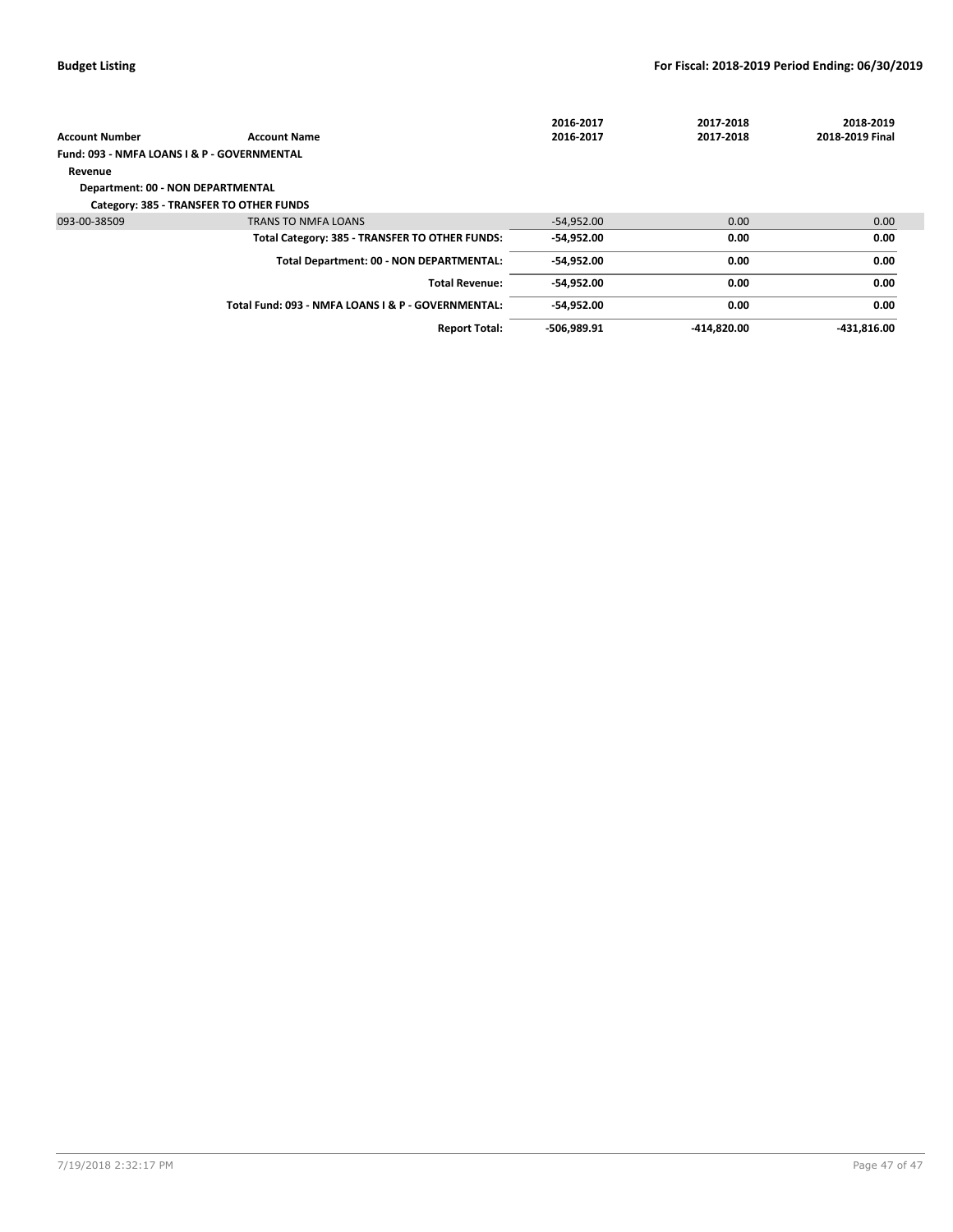| Account Number | Account Name | 2016-2017<br>2016-2017 | 2017-2018<br>2017-2018 | 2018-2019<br>2018-2019 Final |
|---|---|---|---|---|
| **Fund: 093 - NMFA LOANS I & P - GOVERNMENTAL** | | | | |
| **Revenue** | | | | |
| **Department: 00 - NON DEPARTMENTAL** | | | | |
| **Category: 385 - TRANSFER TO OTHER FUNDS** | | | | |
| 093-00-38509 | TRANS TO NMFA LOANS | -54,952.00 | 0.00 | 0.00 |
| | **Total Category: 385 - TRANSFER TO OTHER FUNDS:** | **-54,952.00** | **0.00** | **0.00** |
| | **Total Department: 00 - NON DEPARTMENTAL:** | **-54,952.00** | **0.00** | **0.00** |
| | **Total Revenue:** | **-54,952.00** | **0.00** | **0.00** |
| | **Total Fund: 093 - NMFA LOANS I & P - GOVERNMENTAL:** | **-54,952.00** | **0.00** | **0.00** |
| | **Report Total:** | **-506,989.91** | **-414,820.00** | **-431,816.00** |